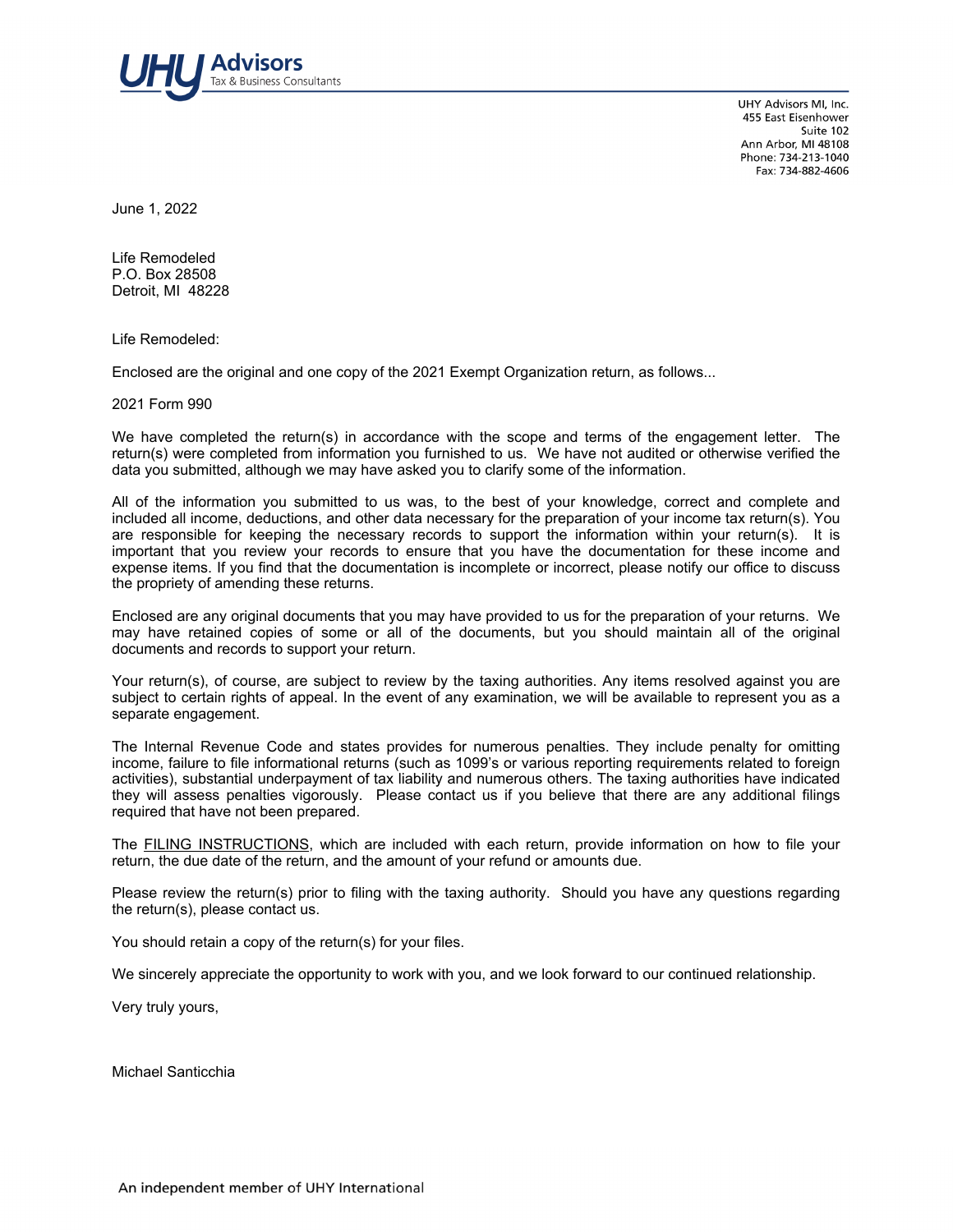**UHY Advisors**
Tax & Business Consultants

UHY Advisors MI, Inc.
455 East Eisenhower
Suite 102
Ann Arbor, MI 48108
Phone: 734-213-1040
Fax: 734-882-4606

June 1, 2022

Life Remodeled
P.O. Box 28508
Detroit, MI 48228

Life Remodeled:

Enclosed are the original and one copy of the 2021 Exempt Organization return, as follows...

2021 Form 990

We have completed the return(s) in accordance with the scope and terms of the engagement letter. The return(s) were completed from information you furnished to us. We have not audited or otherwise verified the data you submitted, although we may have asked you to clarify some of the information.

All of the information you submitted to us was, to the best of your knowledge, correct and complete and included all income, deductions, and other data necessary for the preparation of your income tax return(s). You are responsible for keeping the necessary records to support the information within your return(s). It is important that you review your records to ensure that you have the documentation for these income and expense items. If you find that the documentation is incomplete or incorrect, please notify our office to discuss the propriety of amending these returns.

Enclosed are any original documents that you may have provided to us for the preparation of your returns. We may have retained copies of some or all of the documents, but you should maintain all of the original documents and records to support your return.

Your return(s), of course, are subject to review by the taxing authorities. Any items resolved against you are subject to certain rights of appeal. In the event of any examination, we will be available to represent you as a separate engagement.

The Internal Revenue Code and states provides for numerous penalties. They include penalty for omitting income, failure to file informational returns (such as 1099's or various reporting requirements related to foreign activities), substantial underpayment of tax liability and numerous others. The taxing authorities have indicated they will assess penalties vigorously. Please contact us if you believe that there are any additional filings required that have not been prepared.

The FILING INSTRUCTIONS, which are included with each return, provide information on how to file your return, the due date of the return, and the amount of your refund or amounts due.

Please review the return(s) prior to filing with the taxing authority. Should you have any questions regarding the return(s), please contact us.

You should retain a copy of the return(s) for your files.

We sincerely appreciate the opportunity to work with you, and we look forward to our continued relationship.

Very truly yours,

Michael Santicchia

An independent member of UHY International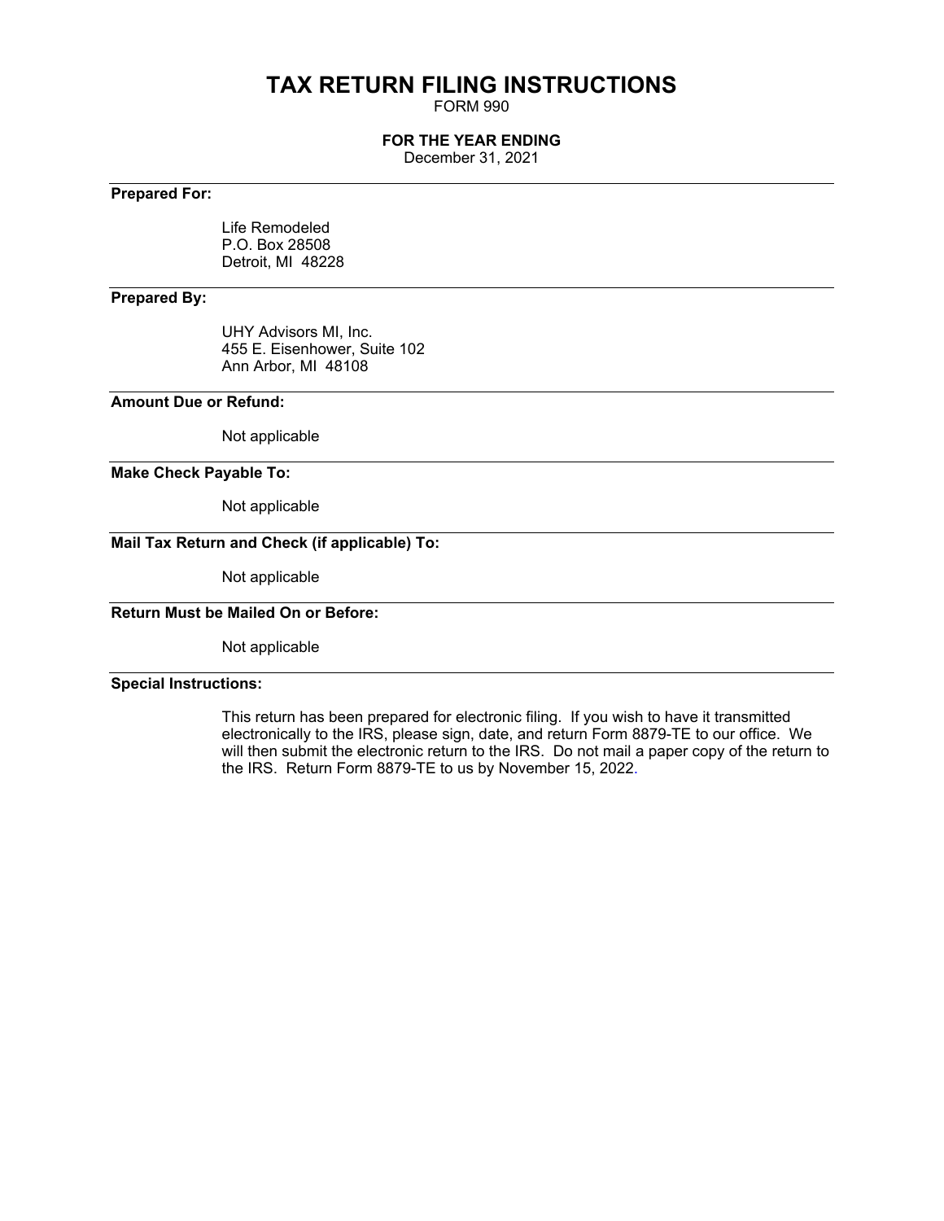# TAX RETURN FILING INSTRUCTIONS

FORM 990

**FOR THE YEAR ENDING**

December 31, 2021

---

**Prepared For:**

Life Remodeled
P.O. Box 28508
Detroit, MI 48228

---

**Prepared By:**

UHY Advisors MI, Inc.
455 E. Eisenhower, Suite 102
Ann Arbor, MI 48108

---

**Amount Due or Refund:**

Not applicable

---

**Make Check Payable To:**

Not applicable

---

**Mail Tax Return and Check (if applicable) To:**

Not applicable

---

**Return Must be Mailed On or Before:**

Not applicable

---

**Special Instructions:**

This return has been prepared for electronic filing. If you wish to have it transmitted electronically to the IRS, please sign, date, and return Form 8879-TE to our office. We will then submit the electronic return to the IRS. Do not mail a paper copy of the return to the IRS. Return Form 8879-TE to us by November 15, 2022.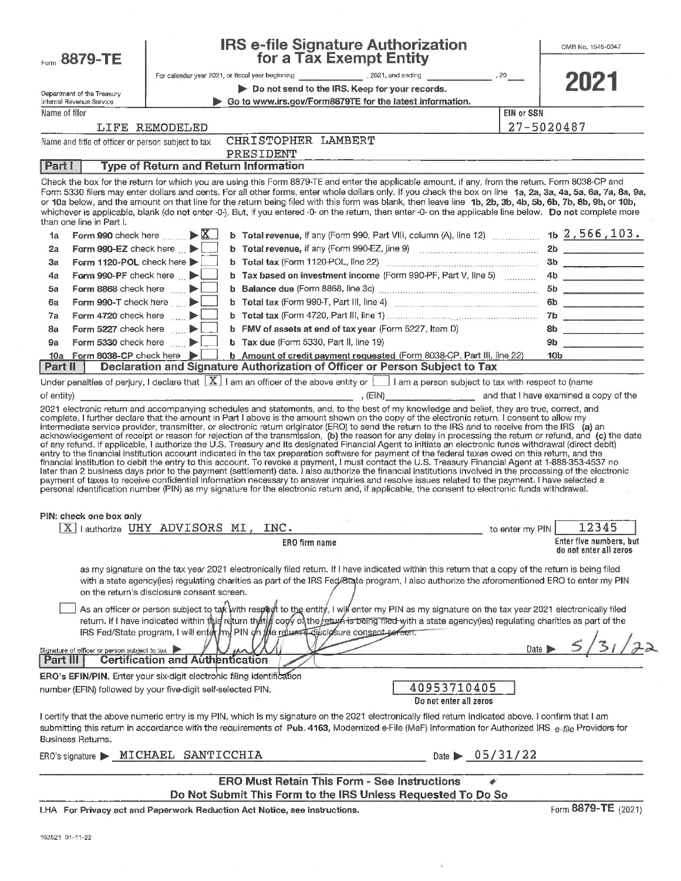Form **8879-TE**

Department of the Treasury
Internal Revenue Service

# IRS e-file Signature Authorization for a Tax Exempt Entity

For calendar year 2021, or fiscal year beginning ______________, 2021, and ending ______________, 20___

▶ Do not send to the IRS. Keep for your records.

▶ Go to www.irs.gov/Form8879TE for the latest information.

OMB No. 1545-0047

**2021**

Name of filer: LIFE REMODELED

EIN or SSN: 27-5020487

Name and title of officer or person subject to tax: CHRISTOPHER LAMBERT, PRESIDENT

## Part I — Type of Return and Return Information

Check the box for the return for which you are using this Form 8879-TE and enter the applicable amount, if any, from the return. Form 8038-CP and Form 5330 filers may enter dollars and cents. For all other forms, enter whole dollars only. If you check the box on line **1a, 2a, 3a, 4a, 5a, 6a, 7a, 8a, 9a,** or **10a** below, and the amount on that line for the return being filed with this form was blank, then leave line **1b, 2b, 3b, 4b, 5b, 6b, 7b, 8b, 9b,** or **10b,** whichever is applicable, blank (do not enter -0-). But, if you entered -0- on the return, then enter -0- on the applicable line below. **Do not** complete more than one line in Part I.

| Line | Form | Check | Line | Description | Amount |
|---|---|---|---|---|---|
| 1a | Form 990 check here | ▶ X | b | Total revenue, if any (Form 990, Part VIII, column (A), line 12) | 1b 2,566,103. |
| 2a | Form 990-EZ check here | ▶ ☐ | b | Total revenue, if any (Form 990-EZ, line 9) | 2b |
| 3a | Form 1120-POL check here | ▶ ☐ | b | Total tax (Form 1120-POL, line 22) | 3b |
| 4a | Form 990-PF check here | ▶ ☐ | b | Tax based on investment income (Form 990-PF, Part V, line 5) | 4b |
| 5a | Form 8868 check here | ▶ ☐ | b | Balance due (Form 8868, line 3c) | 5b |
| 6a | Form 990-T check here | ▶ ☐ | b | Total tax (Form 990-T, Part III, line 4) | 6b |
| 7a | Form 4720 check here | ▶ ☐ | b | Total tax (Form 4720, Part III, line 1) | 7b |
| 8a | Form 5227 check here | ▶ ☐ | b | FMV of assets at end of tax year (Form 5227, Item D) | 8b |
| 9a | Form 5330 check here | ▶ ☐ | b | Tax due (Form 5330, Part II, line 19) | 9b |
| 10a | Form 8038-CP check here | ▶ ☐ | b | Amount of credit payment requested (Form 8038-CP, Part III, line 22) | 10b |

## Part II — Declaration and Signature Authorization of Officer or Person Subject to Tax

Under penalties of perjury, I declare that [X] I am an officer of the above entity or [ ] I am a person subject to tax with respect to (name of entity) ______________________, (EIN) ______________ and that I have examined a copy of the 2021 electronic return and accompanying schedules and statements, and, to the best of my knowledge and belief, they are true, correct, and complete. I further declare that the amount in Part I above is the amount shown on the copy of the electronic return. I consent to allow my intermediate service provider, transmitter, or electronic return originator (ERO) to send the return to the IRS and to receive from the IRS **(a)** an acknowledgement of receipt or reason for rejection of the transmission, **(b)** the reason for any delay in processing the return or refund, and **(c)** the date of any refund. If applicable, I authorize the U.S. Treasury and its designated Financial Agent to initiate an electronic funds withdrawal (direct debit) entry to the financial institution account indicated in the tax preparation software for payment of the federal taxes owed on this return, and the financial institution to debit the entry to this account. To revoke a payment, I must contact the U.S. Treasury Financial Agent at 1-888-353-4537 no later than 2 business days prior to the payment (settlement) date. I also authorize the financial institutions involved in the processing of the electronic payment of taxes to receive confidential information necessary to answer inquiries and resolve issues related to the payment. I have selected a personal identification number (PIN) as my signature for the electronic return and, if applicable, the consent to electronic funds withdrawal.

**PIN: check one box only**

[X] I authorize UHY ADVISORS MI, INC. (ERO firm name) to enter my PIN 12345 (Enter five numbers, but do not enter all zeros)

as my signature on the tax year 2021 electronically filed return. If I have indicated within this return that a copy of the return is being filed with a state agency(ies) regulating charities as part of the IRS Fed/State program, I also authorize the aforementioned ERO to enter my PIN on the return's disclosure consent screen.

[ ] As an officer or person subject to tax with respect to the entity, I will enter my PIN as my signature on the tax year 2021 electronically filed return. If I have indicated within this return that a copy of the return is being filed with a state agency(ies) regulating charities as part of the IRS Fed/State program, I will enter my PIN on the return's disclosure consent screen.

Signature of officer or person subject to tax ▶ [signature] Date ▶ 5/31/22

## Part III — Certification and Authentication

**ERO's EFIN/PIN.** Enter your six-digit electronic filing identification number (EFIN) followed by your five-digit self-selected PIN. 40953710405 (Do not enter all zeros)

I certify that the above numeric entry is my PIN, which is my signature on the 2021 electronically filed return indicated above. I confirm that I am submitting this return in accordance with the requirements of **Pub. 4163,** Modernized e-File (MeF) Information for Authorized IRS *e-file* Providers for Business Returns.

ERO's signature ▶ MICHAEL SANTICCHIA Date ▶ 05/31/22

**ERO Must Retain This Form - See Instructions**
**Do Not Submit This Form to the IRS Unless Requested To Do So**

**LHA** For Privacy act and Paperwork Reduction Act Notice, see instructions. Form **8879-TE** (2021)

102521 01-11-22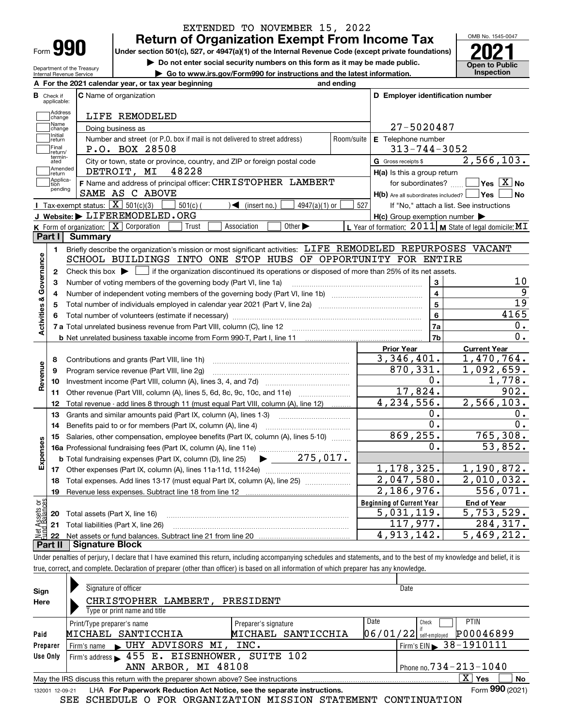EXTENDED TO NOVEMBER 15, 2022

# Form 990 — Return of Organization Exempt From Income Tax

**Under section 501(c), 527, or 4947(a)(1) of the Internal Revenue Code (except private foundations)**

▶ Do not enter social security numbers on this form as it may be made public.

▶ Go to www.irs.gov/Form990 for instructions and the latest information.

Department of the Treasury, Internal Revenue Service

OMB No. 1545-0047 — **2021** — Open to Public Inspection

**A** For the 2021 calendar year, or tax year beginning and ending

**B** Check if applicable: Address change, Name change, Initial return, Final return/terminated, Amended return, Application pending

**C** Name of organization: LIFE REMODELED

Doing business as

Number and street (or P.O. box if mail is not delivered to street address): P.O. BOX 28508 — Room/suite

City or town, state or province, country, and ZIP or foreign postal code: DETROIT, MI 48228

**D** Employer identification number: 27-5020487

**E** Telephone number: 313-744-3052

**G** Gross receipts $ 2,566,103.

**F** Name and address of principal officer: CHRISTOPHER LAMBERT, SAME AS C ABOVE

**H(a)** Is this a group return for subordinates? ☐ Yes ☒ No

**H(b)** Are all subordinates included? ☐ Yes ☐ No — If "No," attach a list. See instructions

**H(c)** Group exemption number ▶

**I** Tax-exempt status: ☒ 501(c)(3) ☐ 501(c) ( ) ◀ (insert no.) ☐ 4947(a)(1) or ☐ 527

**J** Website: ▶ LIFEREMODELED.ORG

**K** Form of organization: ☒ Corporation ☐ Trust ☐ Association ☐ Other ▶

**L** Year of formation: 2011 **M** State of legal domicile: MI

## Part I Summary

**Activities & Governance**

1. Briefly describe the organization's mission or most significant activities: LIFE REMODELED REPURPOSES VACANT SCHOOL BUILDINGS INTO ONE STOP HUBS OF OPPORTUNITY FOR ENTIRE
2. Check this box ▶ ☐ if the organization discontinued its operations or disposed of more than 25% of its net assets.

| Line | Description | | Value |
|---|---|---|---|
| 3 | Number of voting members of the governing body (Part VI, line 1a) | 3 | 10 |
| 4 | Number of independent voting members of the governing body (Part VI, line 1b) | 4 | 9 |
| 5 | Total number of individuals employed in calendar year 2021 (Part V, line 2a) | 5 | 19 |
| 6 | Total number of volunteers (estimate if necessary) | 6 | 4165 |
| 7a | Total unrelated business revenue from Part VIII, column (C), line 12 | 7a | 0. |
| 7b | Net unrelated business taxable income from Form 990-T, Part I, line 11 | 7b | 0. |

| Line | Description | Prior Year | Current Year |
|---|---|---|---|
| **Revenue** | | | |
| 8 | Contributions and grants (Part VIII, line 1h) | 3,346,401. | 1,470,764. |
| 9 | Program service revenue (Part VIII, line 2g) | 870,331. | 1,092,659. |
| 10 | Investment income (Part VIII, column (A), lines 3, 4, and 7d) | 0. | 1,778. |
| 11 | Other revenue (Part VIII, column (A), lines 5, 6d, 8c, 9c, 10c, and 11e) | 17,824. | 902. |
| 12 | Total revenue - add lines 8 through 11 (must equal Part VIII, column (A), line 12) | 4,234,556. | 2,566,103. |
| **Expenses** | | | |
| 13 | Grants and similar amounts paid (Part IX, column (A), lines 1-3) | 0. | 0. |
| 14 | Benefits paid to or for members (Part IX, column (A), line 4) | 0. | 0. |
| 15 | Salaries, other compensation, employee benefits (Part IX, column (A), lines 5-10) | 869,255. | 765,308. |
| 16a | Professional fundraising fees (Part IX, column (A), line 11e) | 0. | 53,852. |
| b | Total fundraising expenses (Part IX, column (D), line 25) ▶ 275,017. | | |
| 17 | Other expenses (Part IX, column (A), lines 11a-11d, 11f-24e) | 1,178,325. | 1,190,872. |
| 18 | Total expenses. Add lines 13-17 (must equal Part IX, column (A), line 25) | 2,047,580. | 2,010,032. |
| 19 | Revenue less expenses. Subtract line 18 from line 12 | 2,186,976. | 556,071. |
| **Net Assets or Fund Balances** | | **Beginning of Current Year** | **End of Year** |
| 20 | Total assets (Part X, line 16) | 5,031,119. | 5,753,529. |
| 21 | Total liabilities (Part X, line 26) | 117,977. | 284,317. |
| 22 | Net assets or fund balances. Subtract line 21 from line 20 | 4,913,142. | 5,469,212. |

## Part II Signature Block

Under penalties of perjury, I declare that I have examined this return, including accompanying schedules and statements, and to the best of my knowledge and belief, it is true, correct, and complete. Declaration of preparer (other than officer) is based on all information of which preparer has any knowledge.

**Sign Here**

Signature of officer — Date

CHRISTOPHER LAMBERT, PRESIDENT
Type or print name and title

**Paid Preparer Use Only**

| Print/Type preparer's name | Preparer's signature | Date | Check if self-employed | PTIN |
|---|---|---|---|---|
| MICHAEL SANTICCHIA | MICHAEL SANTICCHIA | 06/01/22 | ☐ | P00046899 |

Firm's name ▶ UHY ADVISORS MI, INC. — Firm's EIN ▶ 38-1910111

Firm's address ▶ 455 E. EISENHOWER, SUITE 102, ANN ARBOR, MI 48108 — Phone no. 734-213-1040

May the IRS discuss this return with the preparer shown above? See instructions ☒ Yes ☐ No

132001 12-09-21 LHA For Paperwork Reduction Act Notice, see the separate instructions. Form **990** (2021)

SEE SCHEDULE O FOR ORGANIZATION MISSION STATEMENT CONTINUATION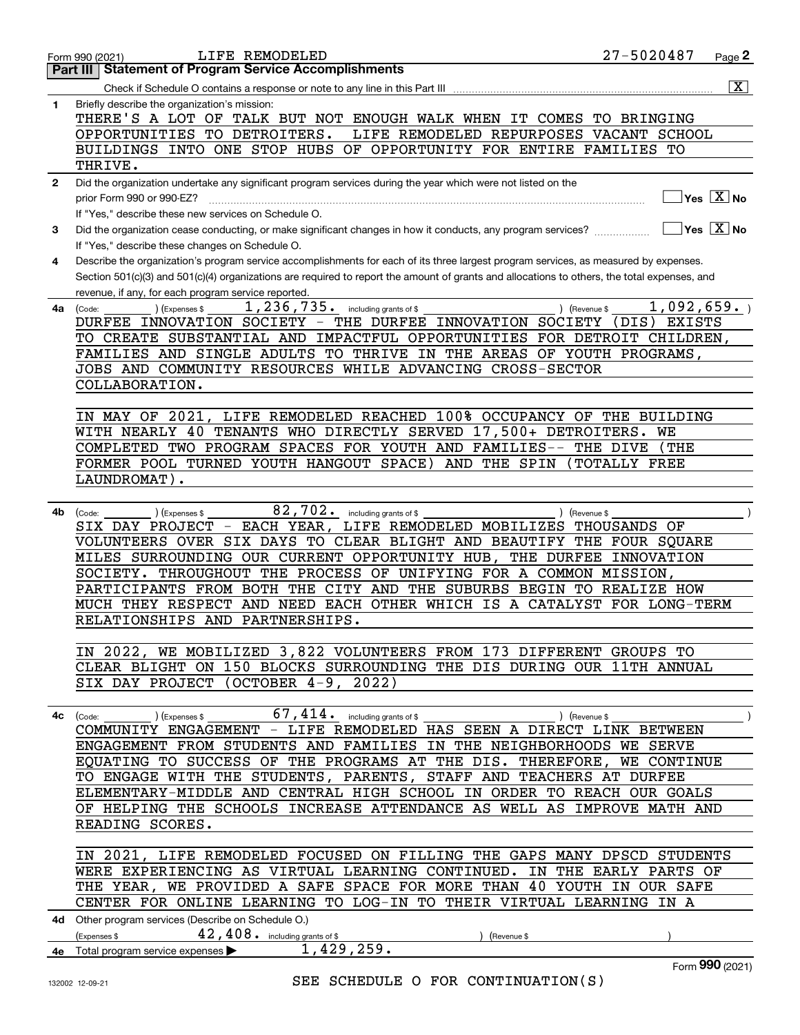Form 990 (2021) LIFE REMODELED 27-5020487 Page **2**

## Part III Statement of Program Service Accomplishments

Check if Schedule O contains a response or note to any line in this Part III [X]

**1** Briefly describe the organization's mission:

THERE'S A LOT OF TALK BUT NOT ENOUGH WALK WHEN IT COMES TO BRINGING OPPORTUNITIES TO DETROITERS. LIFE REMODELED REPURPOSES VACANT SCHOOL BUILDINGS INTO ONE STOP HUBS OF OPPORTUNITY FOR ENTIRE FAMILIES TO THRIVE.

**2** Did the organization undertake any significant program services during the year which were not listed on the prior Form 990 or 990-EZ? [ ] Yes [X] No

If "Yes," describe these new services on Schedule O.

**3** Did the organization cease conducting, or make significant changes in how it conducts, any program services? [ ] Yes [X] No

If "Yes," describe these changes on Schedule O.

**4** Describe the organization's program service accomplishments for each of its three largest program services, as measured by expenses. Section 501(c)(3) and 501(c)(4) organizations are required to report the amount of grants and allocations to others, the total expenses, and revenue, if any, for each program service reported.

**4a** (Code: ) (Expenses $ 1,236,735. including grants of $ ) (Revenue $ 1,092,659. )

DURFEE INNOVATION SOCIETY - THE DURFEE INNOVATION SOCIETY (DIS) EXISTS TO CREATE SUBSTANTIAL AND IMPACTFUL OPPORTUNITIES FOR DETROIT CHILDREN, FAMILIES AND SINGLE ADULTS TO THRIVE IN THE AREAS OF YOUTH PROGRAMS, JOBS AND COMMUNITY RESOURCES WHILE ADVANCING CROSS-SECTOR COLLABORATION.

IN MAY OF 2021, LIFE REMODELED REACHED 100% OCCUPANCY OF THE BUILDING WITH NEARLY 40 TENANTS WHO DIRECTLY SERVED 17,500+ DETROITERS. WE COMPLETED TWO PROGRAM SPACES FOR YOUTH AND FAMILIES-- THE DIVE (THE FORMER POOL TURNED YOUTH HANGOUT SPACE) AND THE SPIN (TOTALLY FREE LAUNDROMAT).

**4b** (Code: ) (Expenses $ 82,702. including grants of $ ) (Revenue $ )

SIX DAY PROJECT - EACH YEAR, LIFE REMODELED MOBILIZES THOUSANDS OF VOLUNTEERS OVER SIX DAYS TO CLEAR BLIGHT AND BEAUTIFY THE FOUR SQUARE MILES SURROUNDING OUR CURRENT OPPORTUNITY HUB, THE DURFEE INNOVATION SOCIETY. THROUGHOUT THE PROCESS OF UNIFYING FOR A COMMON MISSION, PARTICIPANTS FROM BOTH THE CITY AND THE SUBURBS BEGIN TO REALIZE HOW MUCH THEY RESPECT AND NEED EACH OTHER WHICH IS A CATALYST FOR LONG-TERM RELATIONSHIPS AND PARTNERSHIPS.

IN 2022, WE MOBILIZED 3,822 VOLUNTEERS FROM 173 DIFFERENT GROUPS TO CLEAR BLIGHT ON 150 BLOCKS SURROUNDING THE DIS DURING OUR 11TH ANNUAL SIX DAY PROJECT (OCTOBER 4-9, 2022)

**4c** (Code: ) (Expenses $ 67,414. including grants of $ ) (Revenue $ )

COMMUNITY ENGAGEMENT - LIFE REMODELED HAS SEEN A DIRECT LINK BETWEEN ENGAGEMENT FROM STUDENTS AND FAMILIES IN THE NEIGHBORHOODS WE SERVE EQUATING TO SUCCESS OF THE PROGRAMS AT THE DIS. THEREFORE, WE CONTINUE TO ENGAGE WITH THE STUDENTS, PARENTS, STAFF AND TEACHERS AT DURFEE ELEMENTARY-MIDDLE AND CENTRAL HIGH SCHOOL IN ORDER TO REACH OUR GOALS OF HELPING THE SCHOOLS INCREASE ATTENDANCE AS WELL AS IMPROVE MATH AND READING SCORES.

IN 2021, LIFE REMODELED FOCUSED ON FILLING THE GAPS MANY DPSCD STUDENTS WERE EXPERIENCING AS VIRTUAL LEARNING CONTINUED. IN THE EARLY PARTS OF THE YEAR, WE PROVIDED A SAFE SPACE FOR MORE THAN 40 YOUTH IN OUR SAFE CENTER FOR ONLINE LEARNING TO LOG-IN TO THEIR VIRTUAL LEARNING IN A

**4d** Other program services (Describe on Schedule O.)

(Expenses $ 42,408. including grants of $ ) (Revenue $ )

**4e** Total program service expenses ▶ 1,429,259.

SEE SCHEDULE O FOR CONTINUATION(S)

Form **990** (2021)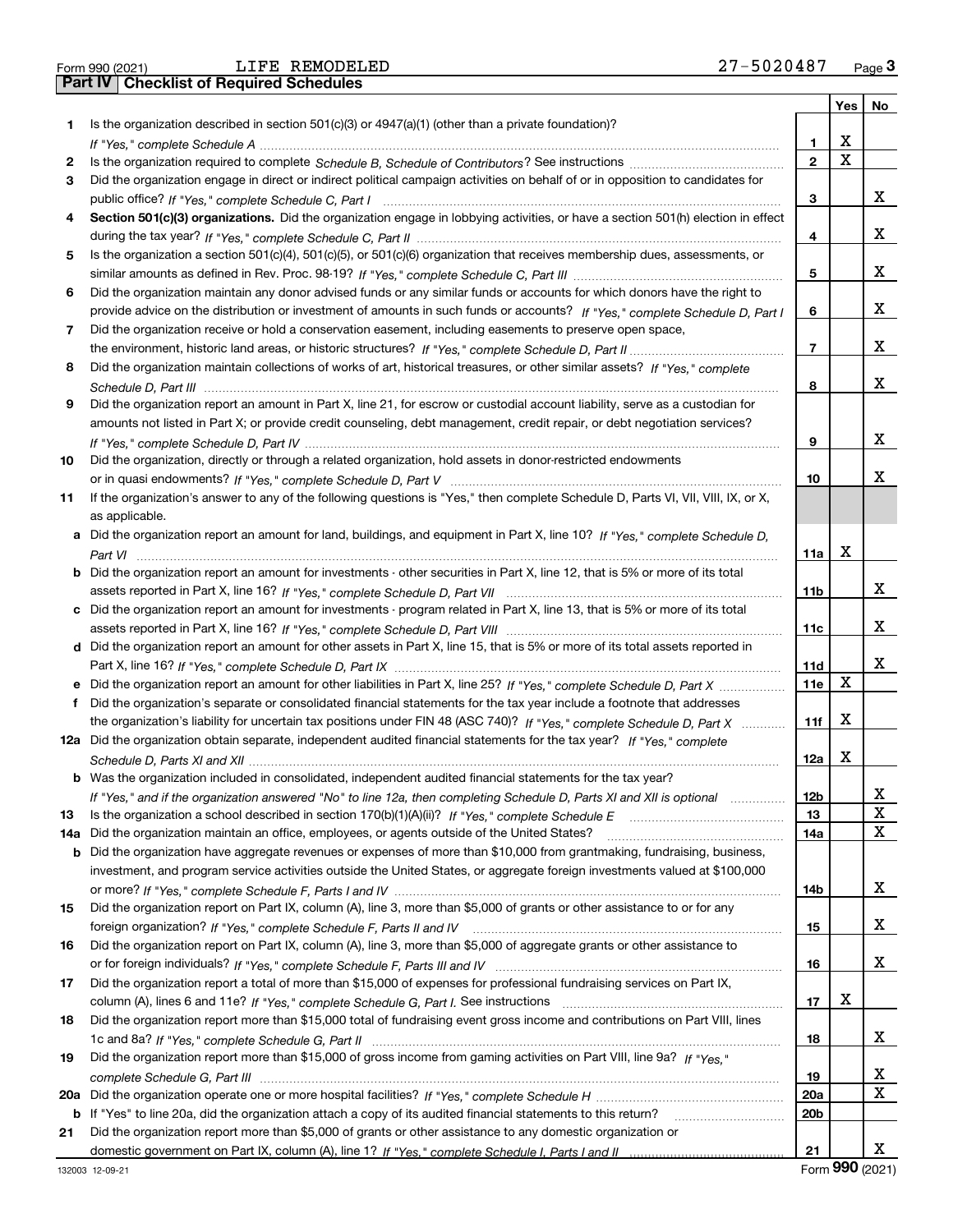Form 990 (2021) LIFE REMODELED 27-5020487

## Part IV Checklist of Required Schedules

| | | | Yes | No |
|---|---|---|---|---|
| 1 | Is the organization described in section 501(c)(3) or 4947(a)(1) (other than a private foundation)? *If "Yes," complete Schedule A* | 1 | X | |
| 2 | Is the organization required to complete *Schedule B, Schedule of Contributors*? See instructions | 2 | X | |
| 3 | Did the organization engage in direct or indirect political campaign activities on behalf of or in opposition to candidates for public office? *If "Yes," complete Schedule C, Part I* | 3 | | X |
| 4 | **Section 501(c)(3) organizations.** Did the organization engage in lobbying activities, or have a section 501(h) election in effect during the tax year? *If "Yes," complete Schedule C, Part II* | 4 | | X |
| 5 | Is the organization a section 501(c)(4), 501(c)(5), or 501(c)(6) organization that receives membership dues, assessments, or similar amounts as defined in Rev. Proc. 98-19? *If "Yes," complete Schedule C, Part III* | 5 | | X |
| 6 | Did the organization maintain any donor advised funds or any similar funds or accounts for which donors have the right to provide advice on the distribution or investment of amounts in such funds or accounts? *If "Yes," complete Schedule D, Part I* | 6 | | X |
| 7 | Did the organization receive or hold a conservation easement, including easements to preserve open space, the environment, historic land areas, or historic structures? *If "Yes," complete Schedule D, Part II* | 7 | | X |
| 8 | Did the organization maintain collections of works of art, historical treasures, or other similar assets? *If "Yes," complete Schedule D, Part III* | 8 | | X |
| 9 | Did the organization report an amount in Part X, line 21, for escrow or custodial account liability, serve as a custodian for amounts not listed in Part X; or provide credit counseling, debt management, credit repair, or debt negotiation services? *If "Yes," complete Schedule D, Part IV* | 9 | | X |
| 10 | Did the organization, directly or through a related organization, hold assets in donor-restricted endowments or in quasi endowments? *If "Yes," complete Schedule D, Part V* | 10 | | X |
| 11 | If the organization's answer to any of the following questions is "Yes," then complete Schedule D, Parts VI, VII, VIII, IX, or X, as applicable. | | | |
| a | Did the organization report an amount for land, buildings, and equipment in Part X, line 10? *If "Yes," complete Schedule D, Part VI* | 11a | X | |
| b | Did the organization report an amount for investments - other securities in Part X, line 12, that is 5% or more of its total assets reported in Part X, line 16? *If "Yes," complete Schedule D, Part VII* | 11b | | X |
| c | Did the organization report an amount for investments - program related in Part X, line 13, that is 5% or more of its total assets reported in Part X, line 16? *If "Yes," complete Schedule D, Part VIII* | 11c | | X |
| d | Did the organization report an amount for other assets in Part X, line 15, that is 5% or more of its total assets reported in Part X, line 16? *If "Yes," complete Schedule D, Part IX* | 11d | | X |
| e | Did the organization report an amount for other liabilities in Part X, line 25? *If "Yes," complete Schedule D, Part X* | 11e | X | |
| f | Did the organization's separate or consolidated financial statements for the tax year include a footnote that addresses the organization's liability for uncertain tax positions under FIN 48 (ASC 740)? *If "Yes," complete Schedule D, Part X* | 11f | X | |
| 12a | Did the organization obtain separate, independent audited financial statements for the tax year? *If "Yes," complete Schedule D, Parts XI and XII* | 12a | X | |
| b | Was the organization included in consolidated, independent audited financial statements for the tax year? *If "Yes," and if the organization answered "No" to line 12a, then completing Schedule D, Parts XI and XII is optional* | 12b | | X |
| 13 | Is the organization a school described in section 170(b)(1)(A)(ii)? *If "Yes," complete Schedule E* | 13 | | X |
| 14a | Did the organization maintain an office, employees, or agents outside of the United States? | 14a | | X |
| b | Did the organization have aggregate revenues or expenses of more than $10,000 from grantmaking, fundraising, business, investment, and program service activities outside the United States, or aggregate foreign investments valued at $100,000 or more? *If "Yes," complete Schedule F, Parts I and IV* | 14b | | X |
| 15 | Did the organization report on Part IX, column (A), line 3, more than $5,000 of grants or other assistance to or for any foreign organization? *If "Yes," complete Schedule F, Parts II and IV* | 15 | | X |
| 16 | Did the organization report on Part IX, column (A), line 3, more than $5,000 of aggregate grants or other assistance to or for foreign individuals? *If "Yes," complete Schedule F, Parts III and IV* | 16 | | X |
| 17 | Did the organization report a total of more than $15,000 of expenses for professional fundraising services on Part IX, column (A), lines 6 and 11e? *If "Yes," complete Schedule G, Part I.* See instructions | 17 | X | |
| 18 | Did the organization report more than $15,000 total of fundraising event gross income and contributions on Part VIII, lines 1c and 8a? *If "Yes," complete Schedule G, Part II* | 18 | | X |
| 19 | Did the organization report more than $15,000 of gross income from gaming activities on Part VIII, line 9a? *If "Yes," complete Schedule G, Part III* | 19 | | X |
| 20a | Did the organization operate one or more hospital facilities? *If "Yes," complete Schedule H* | 20a | | X |
| b | If "Yes" to line 20a, did the organization attach a copy of its audited financial statements to this return? | 20b | | |
| 21 | Did the organization report more than $5,000 of grants or other assistance to any domestic organization or domestic government on Part IX, column (A), line 1? *If "Yes," complete Schedule I, Parts I and II* | 21 | | X |

132003 12-09-21 Form 990 (2021)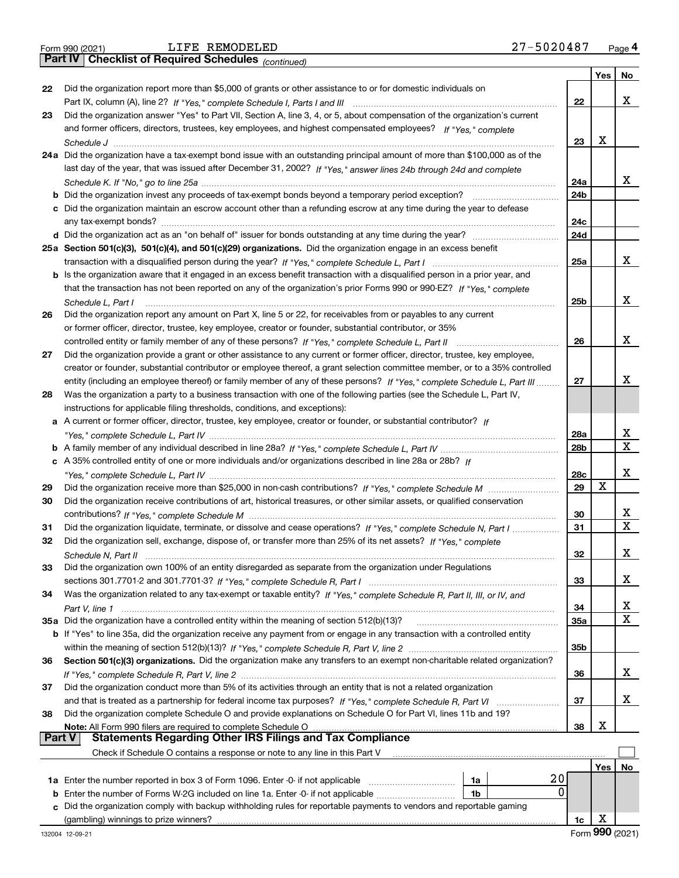Form 990 (2021) LIFE REMODELED 27-5020487

## Part IV Checklist of Required Schedules *(continued)*

| | | | Yes | No |
|---|---|---|---|---|
| 22 | Did the organization report more than $5,000 of grants or other assistance to or for domestic individuals on Part IX, column (A), line 2? *If "Yes," complete Schedule I, Parts I and III* | 22 | | X |
| 23 | Did the organization answer "Yes" to Part VII, Section A, line 3, 4, or 5, about compensation of the organization's current and former officers, directors, trustees, key employees, and highest compensated employees? *If "Yes," complete Schedule J* | 23 | X | |
| 24a | Did the organization have a tax-exempt bond issue with an outstanding principal amount of more than $100,000 as of the last day of the year, that was issued after December 31, 2002? *If "Yes," answer lines 24b through 24d and complete Schedule K. If "No," go to line 25a* | 24a | | X |
| b | Did the organization invest any proceeds of tax-exempt bonds beyond a temporary period exception? | 24b | | |
| c | Did the organization maintain an escrow account other than a refunding escrow at any time during the year to defease any tax-exempt bonds? | 24c | | |
| d | Did the organization act as an "on behalf of" issuer for bonds outstanding at any time during the year? | 24d | | |
| 25a | **Section 501(c)(3), 501(c)(4), and 501(c)(29) organizations.** Did the organization engage in an excess benefit transaction with a disqualified person during the year? *If "Yes," complete Schedule L, Part I* | 25a | | X |
| b | Is the organization aware that it engaged in an excess benefit transaction with a disqualified person in a prior year, and that the transaction has not been reported on any of the organization's prior Forms 990 or 990-EZ? *If "Yes," complete Schedule L, Part I* | 25b | | X |
| 26 | Did the organization report any amount on Part X, line 5 or 22, for receivables from or payables to any current or former officer, director, trustee, key employee, creator or founder, substantial contributor, or 35% controlled entity or family member of any of these persons? *If "Yes," complete Schedule L, Part II* | 26 | | X |
| 27 | Did the organization provide a grant or other assistance to any current or former officer, director, trustee, key employee, creator or founder, substantial contributor or employee thereof, a grant selection committee member, or to a 35% controlled entity (including an employee thereof) or family member of any of these persons? *If "Yes," complete Schedule L, Part III* | 27 | | X |
| 28 | Was the organization a party to a business transaction with one of the following parties (see the Schedule L, Part IV, instructions for applicable filing thresholds, conditions, and exceptions): | | | |
| a | A current or former officer, director, trustee, key employee, creator or founder, or substantial contributor? *If "Yes," complete Schedule L, Part IV* | 28a | | X |
| b | A family member of any individual described in line 28a? *If "Yes," complete Schedule L, Part IV* | 28b | | X |
| c | A 35% controlled entity of one or more individuals and/or organizations described in line 28a or 28b? *If "Yes," complete Schedule L, Part IV* | 28c | | X |
| 29 | Did the organization receive more than $25,000 in non-cash contributions? *If "Yes," complete Schedule M* | 29 | X | |
| 30 | Did the organization receive contributions of art, historical treasures, or other similar assets, or qualified conservation contributions? *If "Yes," complete Schedule M* | 30 | | X |
| 31 | Did the organization liquidate, terminate, or dissolve and cease operations? *If "Yes," complete Schedule N, Part I* | 31 | | X |
| 32 | Did the organization sell, exchange, dispose of, or transfer more than 25% of its net assets? *If "Yes," complete Schedule N, Part II* | 32 | | X |
| 33 | Did the organization own 100% of an entity disregarded as separate from the organization under Regulations sections 301.7701-2 and 301.7701-3? *If "Yes," complete Schedule R, Part I* | 33 | | X |
| 34 | Was the organization related to any tax-exempt or taxable entity? *If "Yes," complete Schedule R, Part II, III, or IV, and Part V, line 1* | 34 | | X |
| 35a | Did the organization have a controlled entity within the meaning of section 512(b)(13)? | 35a | | X |
| b | If "Yes" to line 35a, did the organization receive any payment from or engage in any transaction with a controlled entity within the meaning of section 512(b)(13)? *If "Yes," complete Schedule R, Part V, line 2* | 35b | | |
| 36 | **Section 501(c)(3) organizations.** Did the organization make any transfers to an exempt non-charitable related organization? *If "Yes," complete Schedule R, Part V, line 2* | 36 | | X |
| 37 | Did the organization conduct more than 5% of its activities through an entity that is not a related organization and that is treated as a partnership for federal income tax purposes? *If "Yes," complete Schedule R, Part VI* | 37 | | X |
| 38 | Did the organization complete Schedule O and provide explanations on Schedule O for Part VI, lines 11b and 19? **Note:** All Form 990 filers are required to complete Schedule O | 38 | X | |

## Part V Statements Regarding Other IRS Filings and Tax Compliance

Check if Schedule O contains a response or note to any line in this Part V ☐

| | | | | | Yes | No |
|---|---|---|---|---|---|---|
| 1a | Enter the number reported in box 3 of Form 1096. Enter -0- if not applicable | 1a | 20 | | | |
| b | Enter the number of Forms W-2G included on line 1a. Enter -0- if not applicable | 1b | 0 | | | |
| c | Did the organization comply with backup withholding rules for reportable payments to vendors and reportable gaming (gambling) winnings to prize winners? | | | 1c | X | |

132004 12-09-21 Form **990** (2021)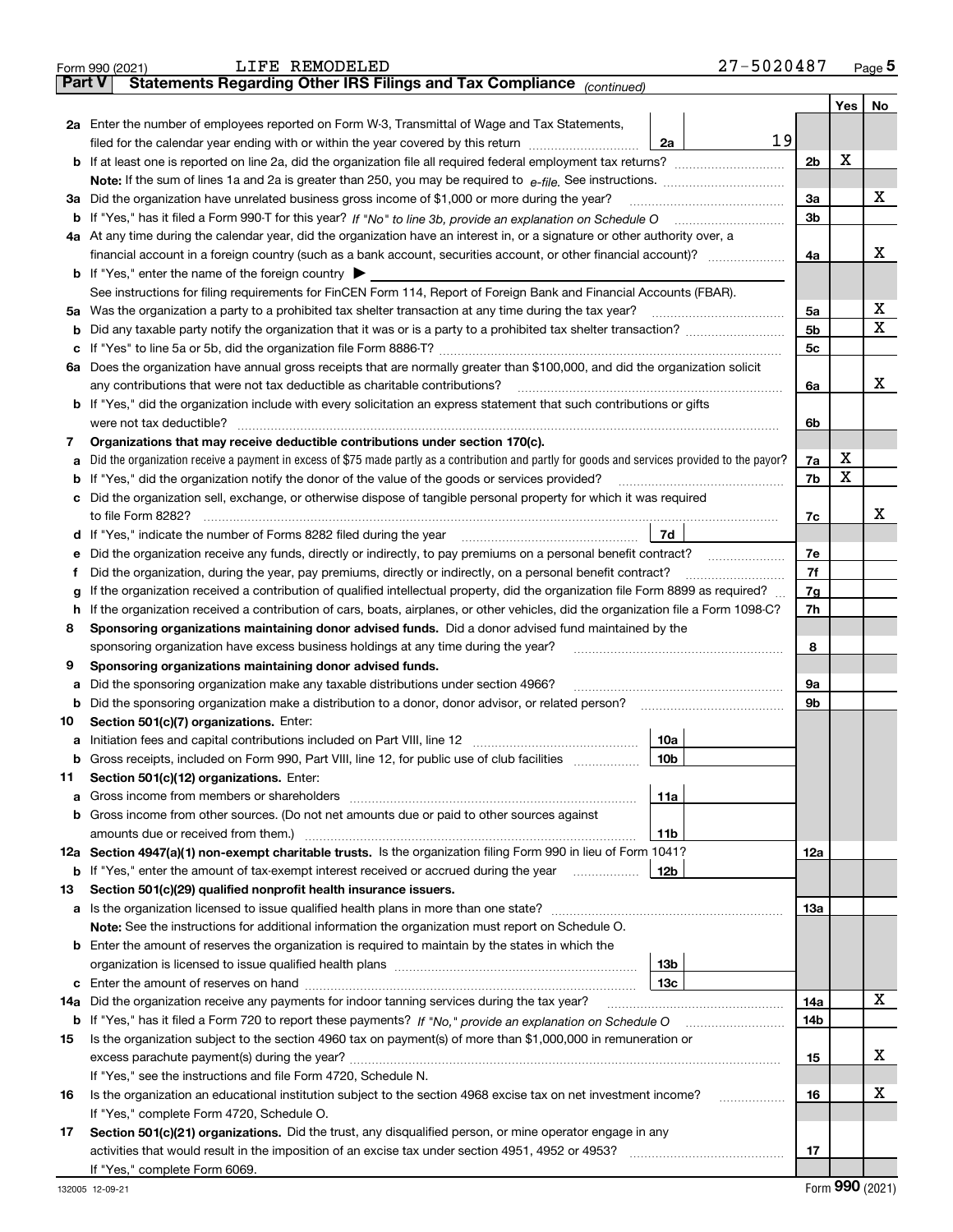Form 990 (2021) LIFE REMODELED 27-5020487 Page 5

**Part V Statements Regarding Other IRS Filings and Tax Compliance** *(continued)*

| | | | | | Yes | No |
|---|---|---|---|---|---|---|
| **2a** | Enter the number of employees reported on Form W-3, Transmittal of Wage and Tax Statements, filed for the calendar year ending with or within the year covered by this return | 2a | 19 | | | |
| **b** | If at least one is reported on line 2a, did the organization file all required federal employment tax returns? | | | 2b | X | |
| | **Note:** If the sum of lines 1a and 2a is greater than 250, you may be required to *e-file.* See instructions. | | | | | |
| **3a** | Did the organization have unrelated business gross income of $1,000 or more during the year? | | | 3a | | X |
| **b** | If "Yes," has it filed a Form 990-T for this year? *If "No" to line 3b, provide an explanation on Schedule O* | | | 3b | | |
| **4a** | At any time during the calendar year, did the organization have an interest in, or a signature or other authority over, a financial account in a foreign country (such as a bank account, securities account, or other financial account)? | | | 4a | | X |
| **b** | If "Yes," enter the name of the foreign country ▶ | | | | | |
| | See instructions for filing requirements for FinCEN Form 114, Report of Foreign Bank and Financial Accounts (FBAR). | | | | | |
| **5a** | Was the organization a party to a prohibited tax shelter transaction at any time during the tax year? | | | 5a | | X |
| **b** | Did any taxable party notify the organization that it was or is a party to a prohibited tax shelter transaction? | | | 5b | | X |
| **c** | If "Yes" to line 5a or 5b, did the organization file Form 8886-T? | | | 5c | | |
| **6a** | Does the organization have annual gross receipts that are normally greater than $100,000, and did the organization solicit any contributions that were not tax deductible as charitable contributions? | | | 6a | | X |
| **b** | If "Yes," did the organization include with every solicitation an express statement that such contributions or gifts were not tax deductible? | | | 6b | | |
| **7** | **Organizations that may receive deductible contributions under section 170(c).** | | | | | |
| **a** | Did the organization receive a payment in excess of $75 made partly as a contribution and partly for goods and services provided to the payor? | | | 7a | X | |
| **b** | If "Yes," did the organization notify the donor of the value of the goods or services provided? | | | 7b | X | |
| **c** | Did the organization sell, exchange, or otherwise dispose of tangible personal property for which it was required to file Form 8282? | | | 7c | | X |
| **d** | If "Yes," indicate the number of Forms 8282 filed during the year | 7d | | | | |
| **e** | Did the organization receive any funds, directly or indirectly, to pay premiums on a personal benefit contract? | | | 7e | | |
| **f** | Did the organization, during the year, pay premiums, directly or indirectly, on a personal benefit contract? | | | 7f | | |
| **g** | If the organization received a contribution of qualified intellectual property, did the organization file Form 8899 as required? | | | 7g | | |
| **h** | If the organization received a contribution of cars, boats, airplanes, or other vehicles, did the organization file a Form 1098-C? | | | 7h | | |
| **8** | **Sponsoring organizations maintaining donor advised funds.** Did a donor advised fund maintained by the sponsoring organization have excess business holdings at any time during the year? | | | 8 | | |
| **9** | **Sponsoring organizations maintaining donor advised funds.** | | | | | |
| **a** | Did the sponsoring organization make any taxable distributions under section 4966? | | | 9a | | |
| **b** | Did the sponsoring organization make a distribution to a donor, donor advisor, or related person? | | | 9b | | |
| **10** | **Section 501(c)(7) organizations.** Enter: | | | | | |
| **a** | Initiation fees and capital contributions included on Part VIII, line 12 | 10a | | | | |
| **b** | Gross receipts, included on Form 990, Part VIII, line 12, for public use of club facilities | 10b | | | | |
| **11** | **Section 501(c)(12) organizations.** Enter: | | | | | |
| **a** | Gross income from members or shareholders | 11a | | | | |
| **b** | Gross income from other sources. (Do not net amounts due or paid to other sources against amounts due or received from them.) | 11b | | | | |
| **12a** | **Section 4947(a)(1) non-exempt charitable trusts.** Is the organization filing Form 990 in lieu of Form 1041? | | | 12a | | |
| **b** | If "Yes," enter the amount of tax-exempt interest received or accrued during the year | 12b | | | | |
| **13** | **Section 501(c)(29) qualified nonprofit health insurance issuers.** | | | | | |
| **a** | Is the organization licensed to issue qualified health plans in more than one state? | | | 13a | | |
| | **Note:** See the instructions for additional information the organization must report on Schedule O. | | | | | |
| **b** | Enter the amount of reserves the organization is required to maintain by the states in which the organization is licensed to issue qualified health plans | 13b | | | | |
| **c** | Enter the amount of reserves on hand | 13c | | | | |
| **14a** | Did the organization receive any payments for indoor tanning services during the tax year? | | | 14a | | X |
| **b** | If "Yes," has it filed a Form 720 to report these payments? *If "No," provide an explanation on Schedule O* | | | 14b | | |
| **15** | Is the organization subject to the section 4960 tax on payment(s) of more than $1,000,000 in remuneration or excess parachute payment(s) during the year? | | | 15 | | X |
| | If "Yes," see the instructions and file Form 4720, Schedule N. | | | | | |
| **16** | Is the organization an educational institution subject to the section 4968 excise tax on net investment income? | | | 16 | | X |
| | If "Yes," complete Form 4720, Schedule O. | | | | | |
| **17** | **Section 501(c)(21) organizations.** Did the trust, any disqualified person, or mine operator engage in any activities that would result in the imposition of an excise tax under section 4951, 4952 or 4953? | | | 17 | | |
| | If "Yes," complete Form 6069. | | | | | |

132005 12-09-21 Form **990** (2021)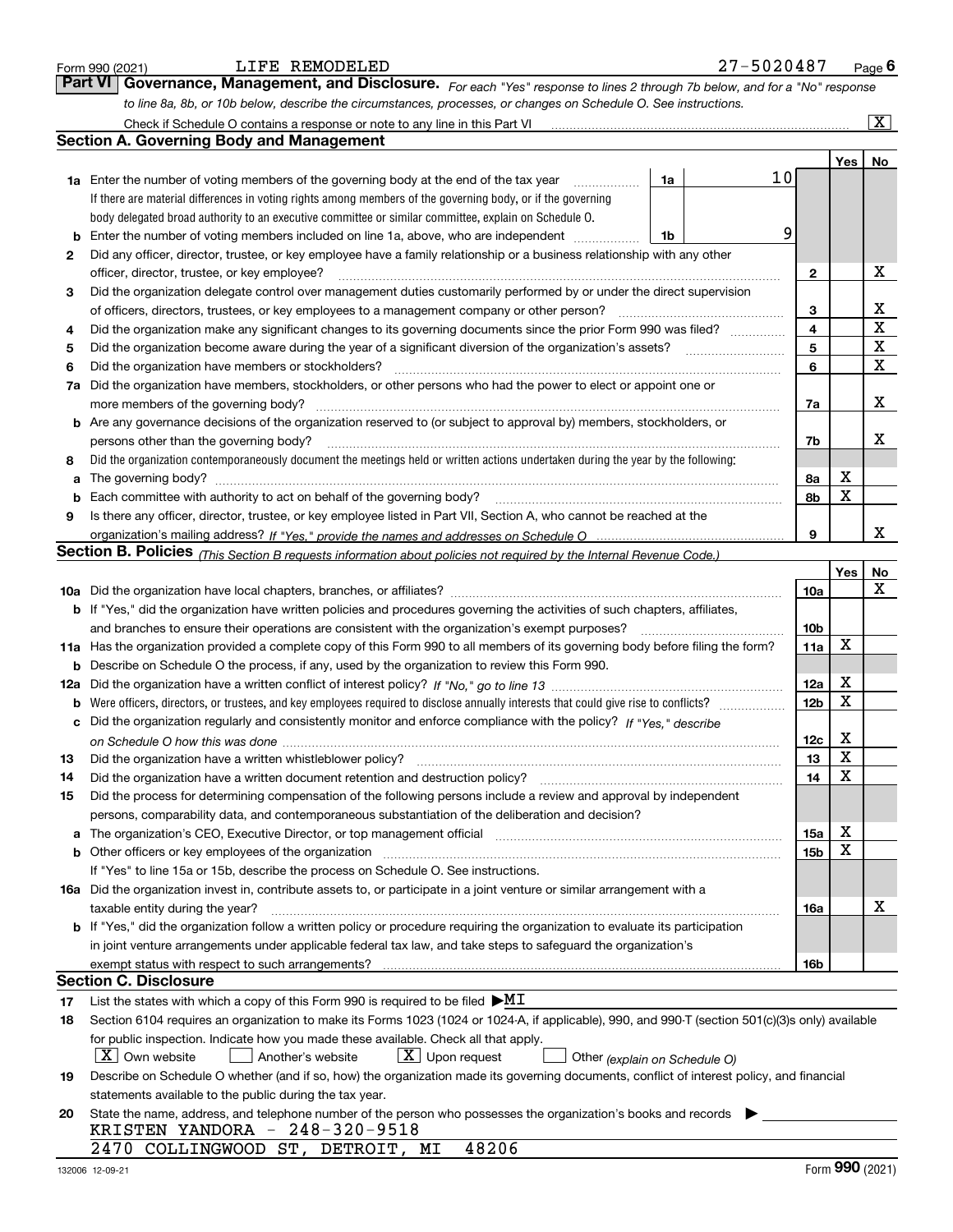Form 990 (2021) LIFE REMODELED 27-5020487 Page 6

**Part VI Governance, Management, and Disclosure.** *For each "Yes" response to lines 2 through 7b below, and for a "No" response to line 8a, 8b, or 10b below, describe the circumstances, processes, or changes on Schedule O. See instructions.*

Check if Schedule O contains a response or note to any line in this Part VI ... [X]

## Section A. Governing Body and Management

| | | | Yes | No |
|---|---|---|---|---|
| **1a** | Enter the number of voting members of the governing body at the end of the tax year ... **1a** 10 <br> If there are material differences in voting rights among members of the governing body, or if the governing body delegated broad authority to an executive committee or similar committee, explain on Schedule O. | | | |
| **b** | Enter the number of voting members included on line 1a, above, who are independent ... **1b** 9 | | | |
| **2** | Did any officer, director, trustee, or key employee have a family relationship or a business relationship with any other officer, director, trustee, or key employee? | **2** | | X |
| **3** | Did the organization delegate control over management duties customarily performed by or under the direct supervision of officers, directors, trustees, or key employees to a management company or other person? | **3** | | X |
| **4** | Did the organization make any significant changes to its governing documents since the prior Form 990 was filed? | **4** | | X |
| **5** | Did the organization become aware during the year of a significant diversion of the organization's assets? | **5** | | X |
| **6** | Did the organization have members or stockholders? | **6** | | X |
| **7a** | Did the organization have members, stockholders, or other persons who had the power to elect or appoint one or more members of the governing body? | **7a** | | X |
| **b** | Are any governance decisions of the organization reserved to (or subject to approval by) members, stockholders, or persons other than the governing body? | **7b** | | X |
| **8** | Did the organization contemporaneously document the meetings held or written actions undertaken during the year by the following: | | | |
| **a** | The governing body? | **8a** | X | |
| **b** | Each committee with authority to act on behalf of the governing body? | **8b** | X | |
| **9** | Is there any officer, director, trustee, or key employee listed in Part VII, Section A, who cannot be reached at the organization's mailing address? *If "Yes," provide the names and addresses on Schedule O* | **9** | | X |

## Section B. Policies *(This Section B requests information about policies not required by the Internal Revenue Code.)*

| | | | Yes | No |
|---|---|---|---|---|
| **10a** | Did the organization have local chapters, branches, or affiliates? | **10a** | | X |
| **b** | If "Yes," did the organization have written policies and procedures governing the activities of such chapters, affiliates, and branches to ensure their operations are consistent with the organization's exempt purposes? | **10b** | | |
| **11a** | Has the organization provided a complete copy of this Form 990 to all members of its governing body before filing the form? | **11a** | X | |
| **b** | Describe on Schedule O the process, if any, used by the organization to review this Form 990. | | | |
| **12a** | Did the organization have a written conflict of interest policy? *If "No," go to line 13* | **12a** | X | |
| **b** | Were officers, directors, or trustees, and key employees required to disclose annually interests that could give rise to conflicts? | **12b** | X | |
| **c** | Did the organization regularly and consistently monitor and enforce compliance with the policy? *If "Yes," describe on Schedule O how this was done* | **12c** | X | |
| **13** | Did the organization have a written whistleblower policy? | **13** | X | |
| **14** | Did the organization have a written document retention and destruction policy? | **14** | X | |
| **15** | Did the process for determining compensation of the following persons include a review and approval by independent persons, comparability data, and contemporaneous substantiation of the deliberation and decision? | | | |
| **a** | The organization's CEO, Executive Director, or top management official | **15a** | X | |
| **b** | Other officers or key employees of the organization | **15b** | X | |
| | If "Yes" to line 15a or 15b, describe the process on Schedule O. See instructions. | | | |
| **16a** | Did the organization invest in, contribute assets to, or participate in a joint venture or similar arrangement with a taxable entity during the year? | **16a** | | X |
| **b** | If "Yes," did the organization follow a written policy or procedure requiring the organization to evaluate its participation in joint venture arrangements under applicable federal tax law, and take steps to safeguard the organization's exempt status with respect to such arrangements? | **16b** | | |

## Section C. Disclosure

**17** List the states with which a copy of this Form 990 is required to be filed ▶MI

**18** Section 6104 requires an organization to make its Forms 1023 (1024 or 1024-A, if applicable), 990, and 990-T (section 501(c)(3)s only) available for public inspection. Indicate how you made these available. Check all that apply.

[X] Own website [ ] Another's website [X] Upon request [ ] Other *(explain on Schedule O)*

**19** Describe on Schedule O whether (and if so, how) the organization made its governing documents, conflict of interest policy, and financial statements available to the public during the tax year.

**20** State the name, address, and telephone number of the person who possesses the organization's books and records ▶

KRISTEN YANDORA - 248-320-9518
2470 COLLINGWOOD ST, DETROIT, MI 48206

132006 12-09-21 Form **990** (2021)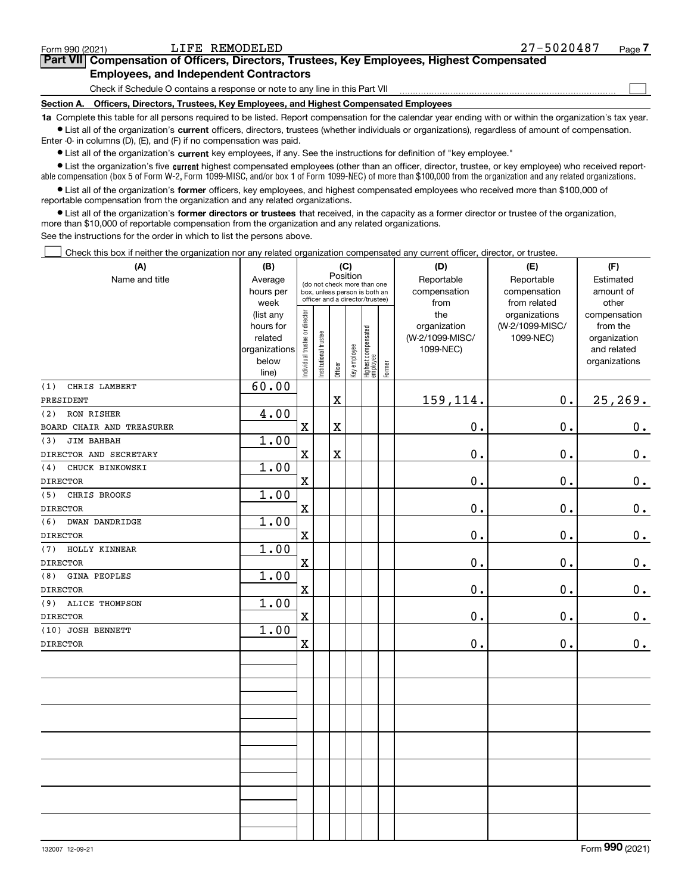Form 990 (2021) LIFE REMODELED 27-5020487

## Part VII Compensation of Officers, Directors, Trustees, Key Employees, Highest Compensated Employees, and Independent Contractors

Check if Schedule O contains a response or note to any line in this Part VII ☐

### Section A. Officers, Directors, Trustees, Key Employees, and Highest Compensated Employees

**1a** Complete this table for all persons required to be listed. Report compensation for the calendar year ending with or within the organization's tax year.

- List all of the organization's **current** officers, directors, trustees (whether individuals or organizations), regardless of amount of compensation. Enter -0- in columns (D), (E), and (F) if no compensation was paid.
- List all of the organization's **current** key employees, if any. See the instructions for definition of "key employee."
- List the organization's five **current** highest compensated employees (other than an officer, director, trustee, or key employee) who received reportable compensation (box 5 of Form W-2, Form 1099-MISC, and/or box 1 of Form 1099-NEC) of more than $100,000 from the organization and any related organizations.
- List all of the organization's **former** officers, key employees, and highest compensated employees who received more than $100,000 of reportable compensation from the organization and any related organizations.
- List all of the organization's **former directors or trustees** that received, in the capacity as a former director or trustee of the organization, more than $10,000 of reportable compensation from the organization and any related organizations.

See the instructions for the order in which to list the persons above.

☐ Check this box if neither the organization nor any related organization compensated any current officer, director, or trustee.

| (A) Name and title | (B) Average hours per week (list any hours for related organizations below line) | (C) Position: Individual trustee or director | Institutional trustee | Officer | Key employee | Highest compensated employee | Former | (D) Reportable compensation from the organization (W-2/1099-MISC/ 1099-NEC) | (E) Reportable compensation from related organizations (W-2/1099-MISC/ 1099-NEC) | (F) Estimated amount of other compensation from the organization and related organizations |
|---|---|---|---|---|---|---|---|---|---|---|
| (1) CHRIS LAMBERT<br>PRESIDENT | 60.00 | | | X | | | | 159,114. | 0. | 25,269. |
| (2) RON RISHER<br>BOARD CHAIR AND TREASURER | 4.00 | X | | X | | | | 0. | 0. | 0. |
| (3) JIM BAHBAH<br>DIRECTOR AND SECRETARY | 1.00 | X | | X | | | | 0. | 0. | 0. |
| (4) CHUCK BINKOWSKI<br>DIRECTOR | 1.00 | X | | | | | | 0. | 0. | 0. |
| (5) CHRIS BROOKS<br>DIRECTOR | 1.00 | X | | | | | | 0. | 0. | 0. |
| (6) DWAN DANDRIDGE<br>DIRECTOR | 1.00 | X | | | | | | 0. | 0. | 0. |
| (7) HOLLY KINNEAR<br>DIRECTOR | 1.00 | X | | | | | | 0. | 0. | 0. |
| (8) GINA PEOPLES<br>DIRECTOR | 1.00 | X | | | | | | 0. | 0. | 0. |
| (9) ALICE THOMPSON<br>DIRECTOR | 1.00 | X | | | | | | 0. | 0. | 0. |
| (10) JOSH BENNETT<br>DIRECTOR | 1.00 | X | | | | | | 0. | 0. | 0. |

132007 12-09-21 Form **990** (2021)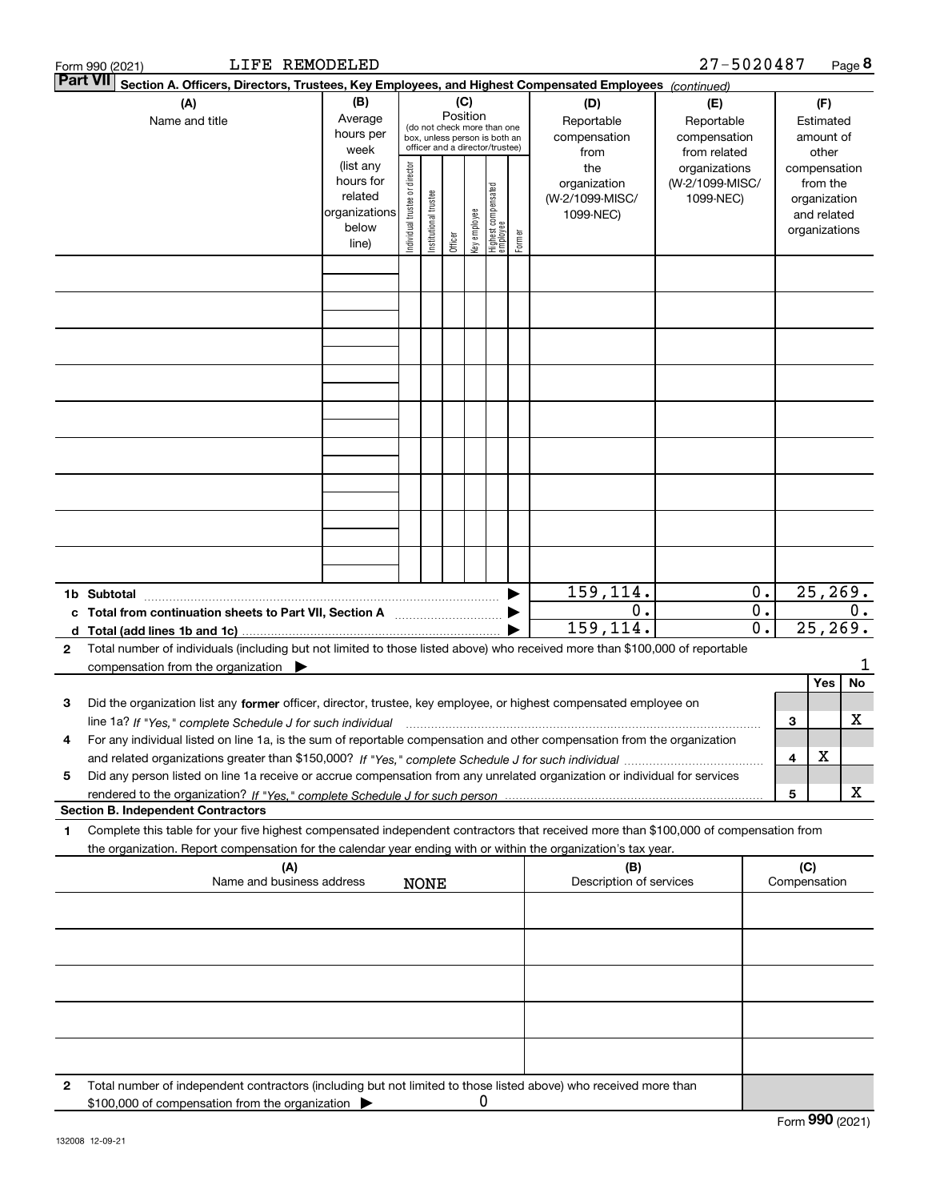Form 990 (2021) LIFE REMODELED 27-5020487

**Part VII** **Section A. Officers, Directors, Trustees, Key Employees, and Highest Compensated Employees** *(continued)*

| (A) Name and title | (B) Average hours per week (list any hours for related organizations below line) | (C) Position (do not check more than one box, unless person is both an officer and a director/trustee): Individual trustee or director | Institutional trustee | Officer | Key employee | Highest compensated employee | Former | (D) Reportable compensation from the organization (W-2/1099-MISC/ 1099-NEC) | (E) Reportable compensation from related organizations (W-2/1099-MISC/ 1099-NEC) | (F) Estimated amount of other compensation from the organization and related organizations |
|---|---|---|---|---|---|---|---|---|---|---|
| | | | | | | | | | | |
| | | | | | | | | | | |
| | | | | | | | | | | |
| | | | | | | | | | | |
| | | | | | | | | | | |
| | | | | | | | | | | |
| | | | | | | | | | | |
| | | | | | | | | | | |
| | | | | | | | | | | |
| **1b Subtotal** | | | | | | | | 159,114. | 0. | 25,269. |
| **c Total from continuation sheets to Part VII, Section A** | | | | | | | | 0. | 0. | 0. |
| **d Total (add lines 1b and 1c)** | | | | | | | | 159,114. | 0. | 25,269. |

**2** Total number of individuals (including but not limited to those listed above) who received more than $100,000 of reportable compensation from the organization ▶ 1

| | | | Yes | No |
|---|---|---|---|---|
| **3** | Did the organization list any **former** officer, director, trustee, key employee, or highest compensated employee on line 1a? *If "Yes," complete Schedule J for such individual* | 3 | | X |
| **4** | For any individual listed on line 1a, is the sum of reportable compensation and other compensation from the organization and related organizations greater than $150,000? *If "Yes," complete Schedule J for such individual* | 4 | X | |
| **5** | Did any person listed on line 1a receive or accrue compensation from any unrelated organization or individual for services rendered to the organization? *If "Yes," complete Schedule J for such person* | 5 | | X |

**Section B. Independent Contractors**

**1** Complete this table for your five highest compensated independent contractors that received more than $100,000 of compensation from the organization. Report compensation for the calendar year ending with or within the organization's tax year.

| (A) Name and business address | (B) Description of services | (C) Compensation |
|---|---|---|
| NONE | | |
| | | |
| | | |
| | | |
| | | |

**2** Total number of independent contractors (including but not limited to those listed above) who received more than $100,000 of compensation from the organization ▶ 0

Form **990** (2021)

132008 12-09-21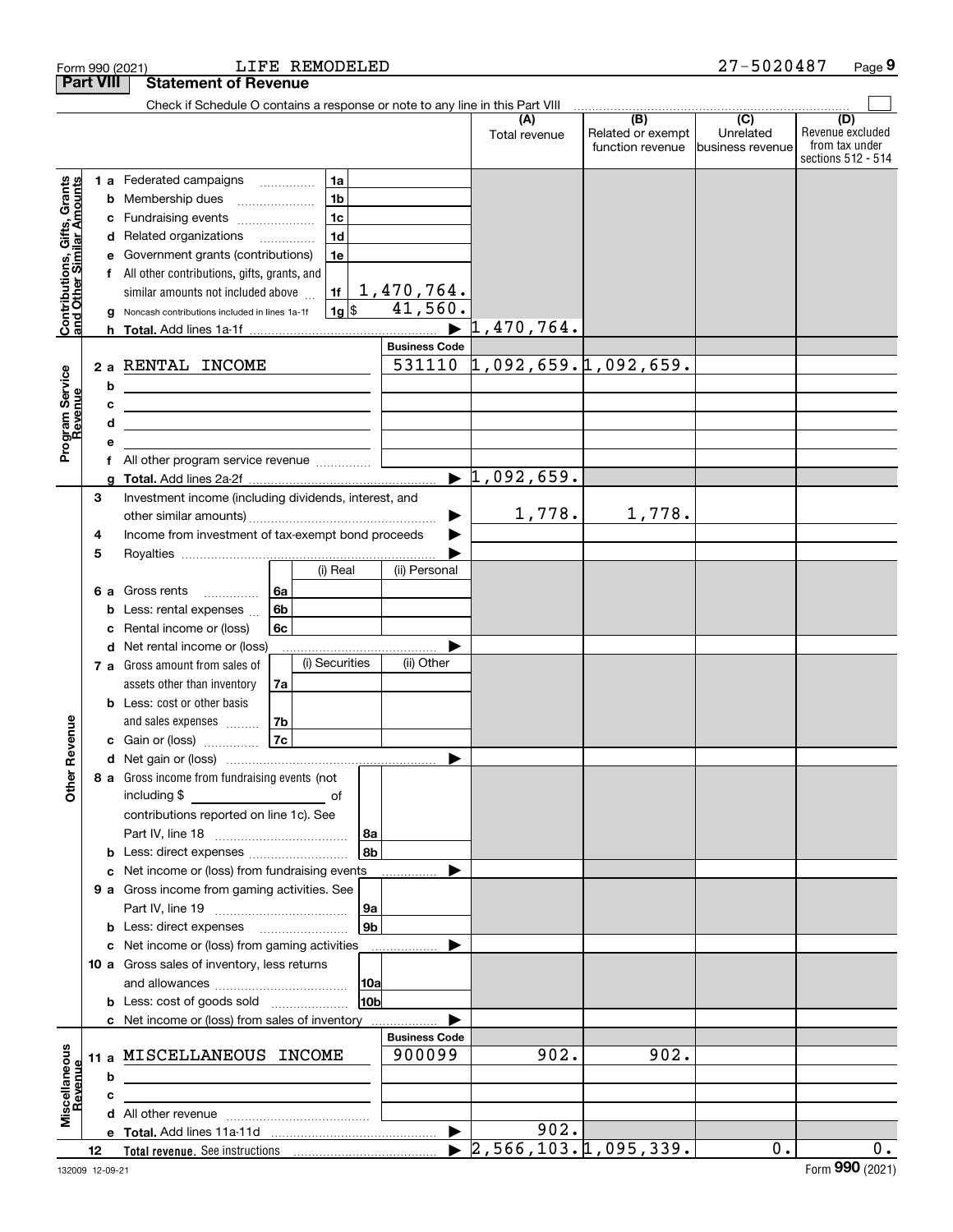Form 990 (2021) LIFE REMODELED 27-5020487

## Part VIII Statement of Revenue

Check if Schedule O contains a response or note to any line in this Part VIII

| | | | (A) Total revenue | (B) Related or exempt function revenue | (C) Unrelated business revenue | (D) Revenue excluded from tax under sections 512 - 514 |
|---|---|---|---|---|---|---|
| **Contributions, Gifts, Grants and Other Similar Amounts** | 1a Federated campaigns | 1a | | | | |
| | b Membership dues | 1b | | | | |
| | c Fundraising events | 1c | | | | |
| | d Related organizations | 1d | | | | |
| | e Government grants (contributions) | 1e | | | | |
| | f All other contributions, gifts, grants, and similar amounts not included above | 1f 1,470,764. | | | | |
| | g Noncash contributions included in lines 1a-1f | 1g $ 41,560. | | | | |
| | h **Total.** Add lines 1a-1f | | 1,470,764. | | | |
| **Program Service Revenue** | | **Business Code** | | | | |
| | 2a RENTAL INCOME | 531110 | 1,092,659. | 1,092,659. | | |
| | b | | | | | |
| | c | | | | | |
| | d | | | | | |
| | e | | | | | |
| | f All other program service revenue | | | | | |
| | g **Total.** Add lines 2a-2f | | 1,092,659. | | | |
| **Other Revenue** | 3 Investment income (including dividends, interest, and other similar amounts) | | 1,778. | 1,778. | | |
| | 4 Income from investment of tax-exempt bond proceeds | | | | | |
| | 5 Royalties | | | | | |
| | 6a Gross rents: 6a (i) Real / (ii) Personal | | | | | |
| | b Less: rental expenses 6b | | | | | |
| | c Rental income or (loss) 6c | | | | | |
| | d Net rental income or (loss) | | | | | |
| | 7a Gross amount from sales of assets other than inventory 7a (i) Securities / (ii) Other | | | | | |
| | b Less: cost or other basis and sales expenses 7b | | | | | |
| | c Gain or (loss) 7c | | | | | |
| | d Net gain or (loss) | | | | | |
| | 8a Gross income from fundraising events (not including $ of contributions reported on line 1c). See Part IV, line 18 | 8a | | | | |
| | b Less: direct expenses | 8b | | | | |
| | c Net income or (loss) from fundraising events | | | | | |
| | 9a Gross income from gaming activities. See Part IV, line 19 | 9a | | | | |
| | b Less: direct expenses | 9b | | | | |
| | c Net income or (loss) from gaming activities | | | | | |
| | 10a Gross sales of inventory, less returns and allowances | 10a | | | | |
| | b Less: cost of goods sold | 10b | | | | |
| | c Net income or (loss) from sales of inventory | | | | | |
| **Miscellaneous Revenue** | | **Business Code** | | | | |
| | 11a MISCELLANEOUS INCOME | 900099 | 902. | 902. | | |
| | b | | | | | |
| | c | | | | | |
| | d All other revenue | | | | | |
| | e **Total.** Add lines 11a-11d | | 902. | | | |
| | 12 **Total revenue.** See instructions | | 2,566,103. | 1,095,339. | 0. | 0. |

132009 12-09-21 Form **990** (2021)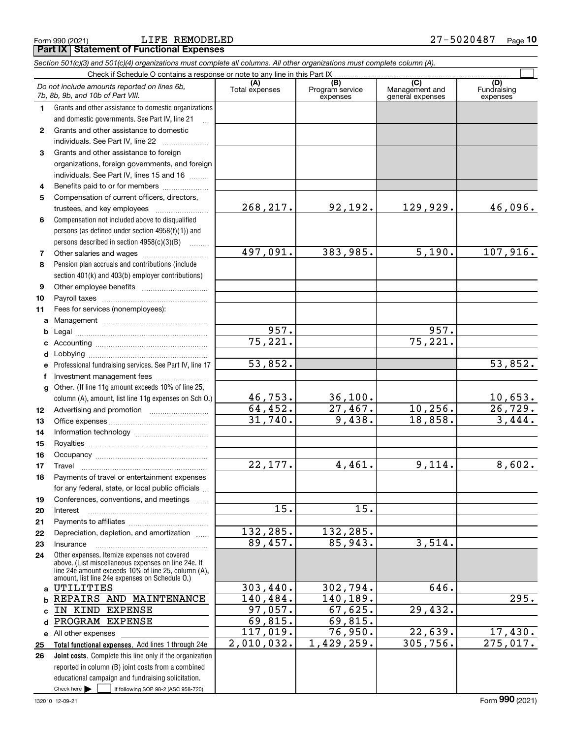Form 990 (2021) LIFE REMODELED 27-5020487 Page 10

## Part IX Statement of Functional Expenses

*Section 501(c)(3) and 501(c)(4) organizations must complete all columns. All other organizations must complete column (A).*

Check if Schedule O contains a response or note to any line in this Part IX

| | *Do not include amounts reported on lines 6b, 7b, 8b, 9b, and 10b of Part VIII.* | (A) Total expenses | (B) Program service expenses | (C) Management and general expenses | (D) Fundraising expenses |
|---|---|---|---|---|---|
| 1 | Grants and other assistance to domestic organizations and domestic governments. See Part IV, line 21 | | | | |
| 2 | Grants and other assistance to domestic individuals. See Part IV, line 22 | | | | |
| 3 | Grants and other assistance to foreign organizations, foreign governments, and foreign individuals. See Part IV, lines 15 and 16 | | | | |
| 4 | Benefits paid to or for members | | | | |
| 5 | Compensation of current officers, directors, trustees, and key employees | 268,217. | 92,192. | 129,929. | 46,096. |
| 6 | Compensation not included above to disqualified persons (as defined under section 4958(f)(1)) and persons described in section 4958(c)(3)(B) | | | | |
| 7 | Other salaries and wages | 497,091. | 383,985. | 5,190. | 107,916. |
| 8 | Pension plan accruals and contributions (include section 401(k) and 403(b) employer contributions) | | | | |
| 9 | Other employee benefits | | | | |
| 10 | Payroll taxes | | | | |
| 11 | Fees for services (nonemployees): | | | | |
| a | Management | | | | |
| b | Legal | 957. | | 957. | |
| c | Accounting | 75,221. | | 75,221. | |
| d | Lobbying | | | | |
| e | Professional fundraising services. See Part IV, line 17 | 53,852. | | | 53,852. |
| f | Investment management fees | | | | |
| g | Other. (If line 11g amount exceeds 10% of line 25, column (A), amount, list line 11g expenses on Sch O.) | 46,753. | 36,100. | | 10,653. |
| 12 | Advertising and promotion | 64,452. | 27,467. | 10,256. | 26,729. |
| 13 | Office expenses | 31,740. | 9,438. | 18,858. | 3,444. |
| 14 | Information technology | | | | |
| 15 | Royalties | | | | |
| 16 | Occupancy | | | | |
| 17 | Travel | 22,177. | 4,461. | 9,114. | 8,602. |
| 18 | Payments of travel or entertainment expenses for any federal, state, or local public officials | | | | |
| 19 | Conferences, conventions, and meetings | | | | |
| 20 | Interest | 15. | 15. | | |
| 21 | Payments to affiliates | | | | |
| 22 | Depreciation, depletion, and amortization | 132,285. | 132,285. | | |
| 23 | Insurance | 89,457. | 85,943. | 3,514. | |
| 24 | Other expenses. Itemize expenses not covered above. (List miscellaneous expenses on line 24e. If line 24e amount exceeds 10% of line 25, column (A), amount, list line 24e expenses on Schedule O.) | | | | |
| a | UTILITIES | 303,440. | 302,794. | 646. | |
| b | REPAIRS AND MAINTENANCE | 140,484. | 140,189. | | 295. |
| c | IN KIND EXPENSE | 97,057. | 67,625. | 29,432. | |
| d | PROGRAM EXPENSE | 69,815. | 69,815. | | |
| e | All other expenses | 117,019. | 76,950. | 22,639. | 17,430. |
| 25 | **Total functional expenses.** Add lines 1 through 24e | 2,010,032. | 1,429,259. | 305,756. | 275,017. |
| 26 | **Joint costs.** Complete this line only if the organization reported in column (B) joint costs from a combined educational campaign and fundraising solicitation. Check here ☐ if following SOP 98-2 (ASC 958-720) | | | | |

132010 12-09-21 Form **990** (2021)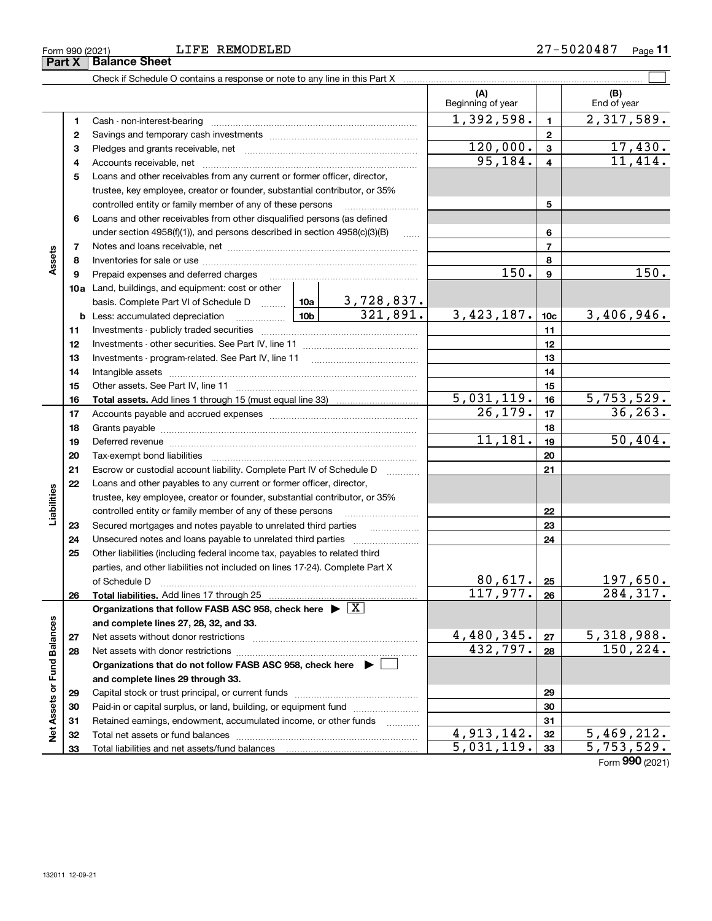Form 990 (2021) LIFE REMODELED 27-5020487 Page **11**

## Part X Balance Sheet

Check if Schedule O contains a response or note to any line in this Part X ☐

| | | | | | (A) Beginning of year | | (B) End of year |
|---|---|---|---|---|---|---|---|
| **Assets** | 1 | Cash - non-interest-bearing | | | 1,392,598. | 1 | 2,317,589. |
| | 2 | Savings and temporary cash investments | | | | 2 | |
| | 3 | Pledges and grants receivable, net | | | 120,000. | 3 | 17,430. |
| | 4 | Accounts receivable, net | | | 95,184. | 4 | 11,414. |
| | 5 | Loans and other receivables from any current or former officer, director, trustee, key employee, creator or founder, substantial contributor, or 35% controlled entity or family member of any of these persons | | | | 5 | |
| | 6 | Loans and other receivables from other disqualified persons (as defined under section 4958(f)(1)), and persons described in section 4958(c)(3)(B) | | | | 6 | |
| | 7 | Notes and loans receivable, net | | | | 7 | |
| | 8 | Inventories for sale or use | | | | 8 | |
| | 9 | Prepaid expenses and deferred charges | | | 150. | 9 | 150. |
| | 10a | Land, buildings, and equipment: cost or other basis. Complete Part VI of Schedule D | 10a | 3,728,837. | | | |
| | b | Less: accumulated depreciation | 10b | 321,891. | 3,423,187. | 10c | 3,406,946. |
| | 11 | Investments - publicly traded securities | | | | 11 | |
| | 12 | Investments - other securities. See Part IV, line 11 | | | | 12 | |
| | 13 | Investments - program-related. See Part IV, line 11 | | | | 13 | |
| | 14 | Intangible assets | | | | 14 | |
| | 15 | Other assets. See Part IV, line 11 | | | | 15 | |
| | 16 | **Total assets.** Add lines 1 through 15 (must equal line 33) | | | 5,031,119. | 16 | 5,753,529. |
| **Liabilities** | 17 | Accounts payable and accrued expenses | | | 26,179. | 17 | 36,263. |
| | 18 | Grants payable | | | | 18 | |
| | 19 | Deferred revenue | | | 11,181. | 19 | 50,404. |
| | 20 | Tax-exempt bond liabilities | | | | 20 | |
| | 21 | Escrow or custodial account liability. Complete Part IV of Schedule D | | | | 21 | |
| | 22 | Loans and other payables to any current or former officer, director, trustee, key employee, creator or founder, substantial contributor, or 35% controlled entity or family member of any of these persons | | | | 22 | |
| | 23 | Secured mortgages and notes payable to unrelated third parties | | | | 23 | |
| | 24 | Unsecured notes and loans payable to unrelated third parties | | | | 24 | |
| | 25 | Other liabilities (including federal income tax, payables to related third parties, and other liabilities not included on lines 17-24). Complete Part X of Schedule D | | | 80,617. | 25 | 197,650. |
| | 26 | **Total liabilities.** Add lines 17 through 25 | | | 117,977. | 26 | 284,317. |
| **Net Assets or Fund Balances** | | **Organizations that follow FASB ASC 958, check here** ▶ ☒ **and complete lines 27, 28, 32, and 33.** | | | | | |
| | 27 | Net assets without donor restrictions | | | 4,480,345. | 27 | 5,318,988. |
| | 28 | Net assets with donor restrictions | | | 432,797. | 28 | 150,224. |
| | | **Organizations that do not follow FASB ASC 958, check here** ▶ ☐ **and complete lines 29 through 33.** | | | | | |
| | 29 | Capital stock or trust principal, or current funds | | | | 29 | |
| | 30 | Paid-in or capital surplus, or land, building, or equipment fund | | | | 30 | |
| | 31 | Retained earnings, endowment, accumulated income, or other funds | | | | 31 | |
| | 32 | Total net assets or fund balances | | | 4,913,142. | 32 | 5,469,212. |
| | 33 | Total liabilities and net assets/fund balances | | | 5,031,119. | 33 | 5,753,529. |

Form **990** (2021)

132011 12-09-21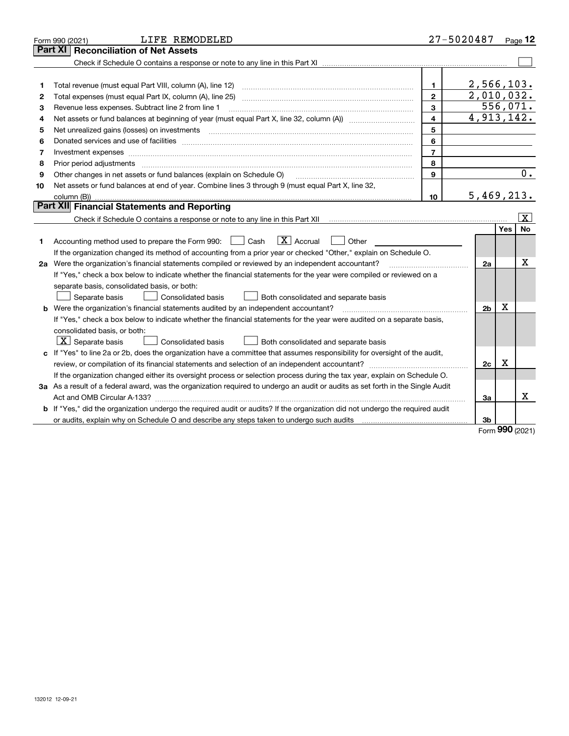Form 990 (2021) LIFE REMODELED 27-5020487

## Part XI Reconciliation of Net Assets

Check if Schedule O contains a response or note to any line in this Part XI ☐

| | | | |
|---|---|---|---|
| 1 | Total revenue (must equal Part VIII, column (A), line 12) | 1 | 2,566,103. |
| 2 | Total expenses (must equal Part IX, column (A), line 25) | 2 | 2,010,032. |
| 3 | Revenue less expenses. Subtract line 2 from line 1 | 3 | 556,071. |
| 4 | Net assets or fund balances at beginning of year (must equal Part X, line 32, column (A)) | 4 | 4,913,142. |
| 5 | Net unrealized gains (losses) on investments | 5 | |
| 6 | Donated services and use of facilities | 6 | |
| 7 | Investment expenses | 7 | |
| 8 | Prior period adjustments | 8 | |
| 9 | Other changes in net assets or fund balances (explain on Schedule O) | 9 | 0. |
| 10 | Net assets or fund balances at end of year. Combine lines 3 through 9 (must equal Part X, line 32, column (B)) | 10 | 5,469,213. |

## Part XII Financial Statements and Reporting

Check if Schedule O contains a response or note to any line in this Part XII ☒

| | | | Yes | No |
|---|---|---|---|---|
| 1 | Accounting method used to prepare the Form 990: ☐ Cash ☒ Accrual ☐ Other | | | |
| | If the organization changed its method of accounting from a prior year or checked "Other," explain on Schedule O. | | | |
| 2a | Were the organization's financial statements compiled or reviewed by an independent accountant? | 2a | | X |
| | If "Yes," check a box below to indicate whether the financial statements for the year were compiled or reviewed on a separate basis, consolidated basis, or both: ☐ Separate basis ☐ Consolidated basis ☐ Both consolidated and separate basis | | | |
| b | Were the organization's financial statements audited by an independent accountant? | 2b | X | |
| | If "Yes," check a box below to indicate whether the financial statements for the year were audited on a separate basis, consolidated basis, or both: ☒ Separate basis ☐ Consolidated basis ☐ Both consolidated and separate basis | | | |
| c | If "Yes" to line 2a or 2b, does the organization have a committee that assumes responsibility for oversight of the audit, review, or compilation of its financial statements and selection of an independent accountant? | 2c | X | |
| | If the organization changed either its oversight process or selection process during the tax year, explain on Schedule O. | | | |
| 3a | As a result of a federal award, was the organization required to undergo an audit or audits as set forth in the Single Audit Act and OMB Circular A-133? | 3a | | X |
| b | If "Yes," did the organization undergo the required audit or audits? If the organization did not undergo the required audit or audits, explain why on Schedule O and describe any steps taken to undergo such audits | 3b | | |

Form 990 (2021)

132012 12-09-21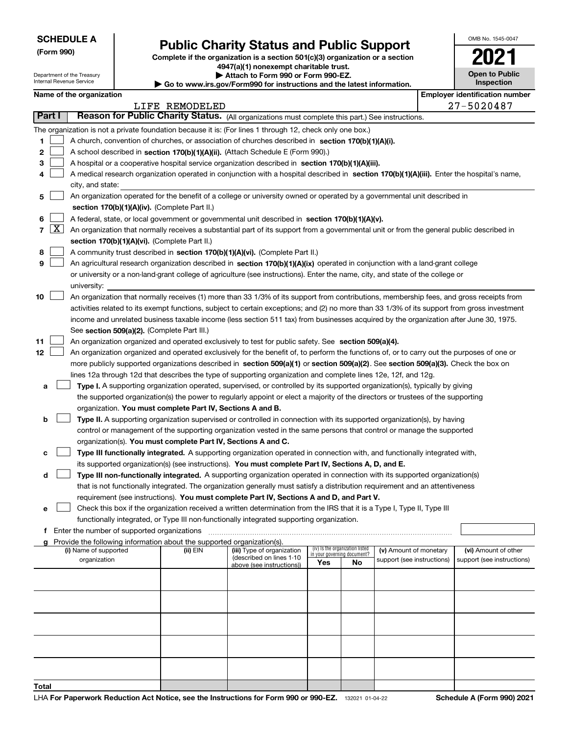**SCHEDULE A**
**(Form 990)**

Department of the Treasury
Internal Revenue Service

# Public Charity Status and Public Support

**Complete if the organization is a section 501(c)(3) organization or a section 4947(a)(1) nonexempt charitable trust.**
**▶ Attach to Form 990 or Form 990-EZ.**
**▶ Go to www.irs.gov/Form990 for instructions and the latest information.**

OMB No. 1545-0047

**2021**

**Open to Public Inspection**

**Name of the organization**
LIFE REMODELED

**Employer identification number**
27-5020487

**Part I** **Reason for Public Charity Status.** (All organizations must complete this part.) See instructions.

The organization is not a private foundation because it is: (For lines 1 through 12, check only one box.)

1 ☐ A church, convention of churches, or association of churches described in **section 170(b)(1)(A)(i).**

2 ☐ A school described in **section 170(b)(1)(A)(ii).** (Attach Schedule E (Form 990).)

3 ☐ A hospital or a cooperative hospital service organization described in **section 170(b)(1)(A)(iii).**

4 ☐ A medical research organization operated in conjunction with a hospital described in **section 170(b)(1)(A)(iii).** Enter the hospital's name, city, and state:

5 ☐ An organization operated for the benefit of a college or university owned or operated by a governmental unit described in **section 170(b)(1)(A)(iv).** (Complete Part II.)

6 ☐ A federal, state, or local government or governmental unit described in **section 170(b)(1)(A)(v).**

7 ☒ An organization that normally receives a substantial part of its support from a governmental unit or from the general public described in **section 170(b)(1)(A)(vi).** (Complete Part II.)

8 ☐ A community trust described in **section 170(b)(1)(A)(vi).** (Complete Part II.)

9 ☐ An agricultural research organization described in **section 170(b)(1)(A)(ix)** operated in conjunction with a land-grant college or university or a non-land-grant college of agriculture (see instructions). Enter the name, city, and state of the college or university:

10 ☐ An organization that normally receives (1) more than 33 1/3% of its support from contributions, membership fees, and gross receipts from activities related to its exempt functions, subject to certain exceptions; and (2) no more than 33 1/3% of its support from gross investment income and unrelated business taxable income (less section 511 tax) from businesses acquired by the organization after June 30, 1975. See **section 509(a)(2).** (Complete Part III.)

11 ☐ An organization organized and operated exclusively to test for public safety. See **section 509(a)(4).**

12 ☐ An organization organized and operated exclusively for the benefit of, to perform the functions of, or to carry out the purposes of one or more publicly supported organizations described in **section 509(a)(1)** or **section 509(a)(2)**. See **section 509(a)(3).** Check the box on lines 12a through 12d that describes the type of supporting organization and complete lines 12e, 12f, and 12g.

a ☐ **Type I.** A supporting organization operated, supervised, or controlled by its supported organization(s), typically by giving the supported organization(s) the power to regularly appoint or elect a majority of the directors or trustees of the supporting organization. **You must complete Part IV, Sections A and B.**

b ☐ **Type II.** A supporting organization supervised or controlled in connection with its supported organization(s), by having control or management of the supporting organization vested in the same persons that control or manage the supported organization(s). **You must complete Part IV, Sections A and C.**

c ☐ **Type III functionally integrated.** A supporting organization operated in connection with, and functionally integrated with, its supported organization(s) (see instructions). **You must complete Part IV, Sections A, D, and E.**

d ☐ **Type III non-functionally integrated.** A supporting organization operated in connection with its supported organization(s) that is not functionally integrated. The organization generally must satisfy a distribution requirement and an attentiveness requirement (see instructions). **You must complete Part IV, Sections A and D, and Part V.**

e ☐ Check this box if the organization received a written determination from the IRS that it is a Type I, Type II, Type III functionally integrated, or Type III non-functionally integrated supporting organization.

f Enter the number of supported organizations

g Provide the following information about the supported organization(s).

| (i) Name of supported organization | (ii) EIN | (iii) Type of organization (described on lines 1-10 above (see instructions)) | (iv) Is the organization listed in your governing document? Yes | No | (v) Amount of monetary support (see instructions) | (vi) Amount of other support (see instructions) |
|---|---|---|---|---|---|---|
| | | | | | | |
| | | | | | | |
| | | | | | | |
| | | | | | | |
| | | | | | | |
| **Total** | | | | | | |

LHA **For Paperwork Reduction Act Notice, see the Instructions for Form 990 or 990-EZ.** 132021 01-04-22 **Schedule A (Form 990) 2021**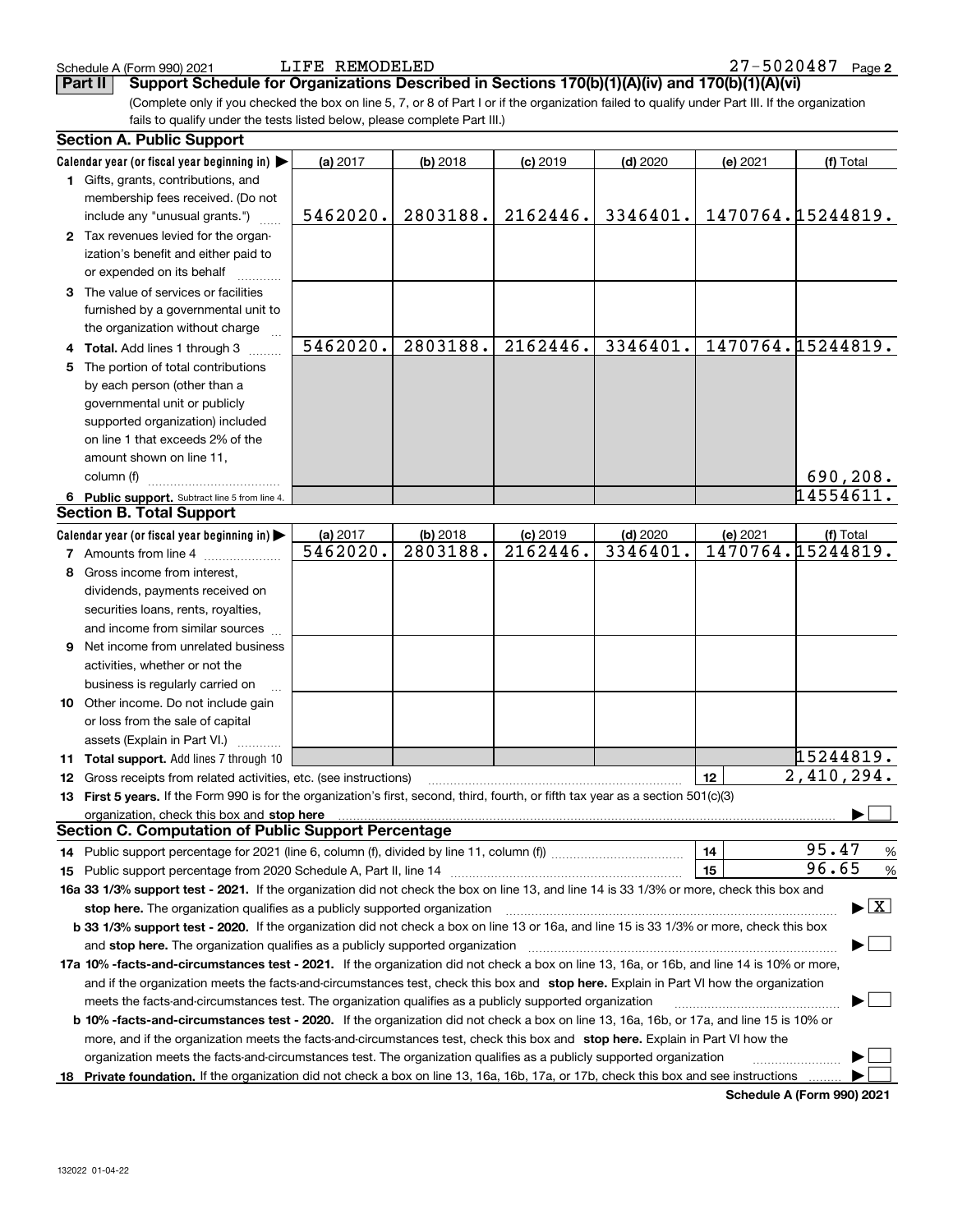Schedule A (Form 990) 2021 LIFE REMODELED 27-5020487

## Part II Support Schedule for Organizations Described in Sections 170(b)(1)(A)(iv) and 170(b)(1)(A)(vi)

(Complete only if you checked the box on line 5, 7, or 8 of Part I or if the organization failed to qualify under Part III. If the organization fails to qualify under the tests listed below, please complete Part III.)

### Section A. Public Support

| Calendar year (or fiscal year beginning in) | (a) 2017 | (b) 2018 | (c) 2019 | (d) 2020 | (e) 2021 | (f) Total |
|---|---|---|---|---|---|---|
| **1** Gifts, grants, contributions, and membership fees received. (Do not include any "unusual grants.") | 5462020. | 2803188. | 2162446. | 3346401. | 1470764. | 15244819. |
| **2** Tax revenues levied for the organization's benefit and either paid to or expended on its behalf | | | | | | |
| **3** The value of services or facilities furnished by a governmental unit to the organization without charge | | | | | | |
| **4 Total.** Add lines 1 through 3 | 5462020. | 2803188. | 2162446. | 3346401. | 1470764. | 15244819. |
| **5** The portion of total contributions by each person (other than a governmental unit or publicly supported organization) included on line 1 that exceeds 2% of the amount shown on line 11, column (f) | | | | | | 690,208. |
| **6 Public support.** Subtract line 5 from line 4. | | | | | | 14554611. |

### Section B. Total Support

| Calendar year (or fiscal year beginning in) | (a) 2017 | (b) 2018 | (c) 2019 | (d) 2020 | (e) 2021 | (f) Total |
|---|---|---|---|---|---|---|
| **7** Amounts from line 4 | 5462020. | 2803188. | 2162446. | 3346401. | 1470764. | 15244819. |
| **8** Gross income from interest, dividends, payments received on securities loans, rents, royalties, and income from similar sources | | | | | | |
| **9** Net income from unrelated business activities, whether or not the business is regularly carried on | | | | | | |
| **10** Other income. Do not include gain or loss from the sale of capital assets (Explain in Part VI.) | | | | | | |
| **11 Total support.** Add lines 7 through 10 | | | | | | 15244819. |

**12** Gross receipts from related activities, etc. (see instructions) | **12** | 2,410,294.

**13 First 5 years.** If the Form 990 is for the organization's first, second, third, fourth, or fifth tax year as a section 501(c)(3) organization, check this box and **stop here** ☐

### Section C. Computation of Public Support Percentage

**14** Public support percentage for 2021 (line 6, column (f), divided by line 11, column (f)) | **14** | 95.47 %

**15** Public support percentage from 2020 Schedule A, Part II, line 14 | **15** | 96.65 %

**16a 33 1/3% support test - 2021.** If the organization did not check the box on line 13, and line 14 is 33 1/3% or more, check this box and **stop here.** The organization qualifies as a publicly supported organization ☒

**b 33 1/3% support test - 2020.** If the organization did not check a box on line 13 or 16a, and line 15 is 33 1/3% or more, check this box and **stop here.** The organization qualifies as a publicly supported organization ☐

**17a 10% -facts-and-circumstances test - 2021.** If the organization did not check a box on line 13, 16a, or 16b, and line 14 is 10% or more, and if the organization meets the facts-and-circumstances test, check this box and **stop here.** Explain in Part VI how the organization meets the facts-and-circumstances test. The organization qualifies as a publicly supported organization ☐

**b 10% -facts-and-circumstances test - 2020.** If the organization did not check a box on line 13, 16a, 16b, or 17a, and line 15 is 10% or more, and if the organization meets the facts-and-circumstances test, check this box and **stop here.** Explain in Part VI how the organization meets the facts-and-circumstances test. The organization qualifies as a publicly supported organization ☐

**18 Private foundation.** If the organization did not check a box on line 13, 16a, 16b, 17a, or 17b, check this box and see instructions ☐

**Schedule A (Form 990) 2021**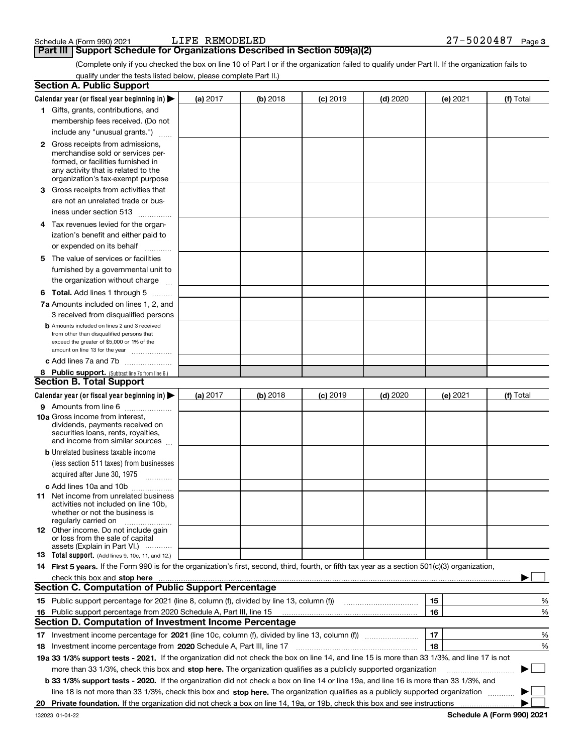Schedule A (Form 990) 2021 LIFE REMODELED 27-5020487

## Part III Support Schedule for Organizations Described in Section 509(a)(2)

(Complete only if you checked the box on line 10 of Part I or if the organization failed to qualify under Part II. If the organization fails to qualify under the tests listed below, please complete Part II.)

### Section A. Public Support

| Calendar year (or fiscal year beginning in) ▶ | (a) 2017 | (b) 2018 | (c) 2019 | (d) 2020 | (e) 2021 | (f) Total |
|---|---|---|---|---|---|---|
| 1 Gifts, grants, contributions, and membership fees received. (Do not include any "unusual grants.") | | | | | | |
| 2 Gross receipts from admissions, merchandise sold or services performed, or facilities furnished in any activity that is related to the organization's tax-exempt purpose | | | | | | |
| 3 Gross receipts from activities that are not an unrelated trade or business under section 513 | | | | | | |
| 4 Tax revenues levied for the organization's benefit and either paid to or expended on its behalf | | | | | | |
| 5 The value of services or facilities furnished by a governmental unit to the organization without charge | | | | | | |
| 6 **Total.** Add lines 1 through 5 | | | | | | |
| 7a Amounts included on lines 1, 2, and 3 received from disqualified persons | | | | | | |
| b Amounts included on lines 2 and 3 received from other than disqualified persons that exceed the greater of $5,000 or 1% of the amount on line 13 for the year | | | | | | |
| c Add lines 7a and 7b | | | | | | |
| 8 **Public support.** (Subtract line 7c from line 6.) | | | | | | |

### Section B. Total Support

| Calendar year (or fiscal year beginning in) ▶ | (a) 2017 | (b) 2018 | (c) 2019 | (d) 2020 | (e) 2021 | (f) Total |
|---|---|---|---|---|---|---|
| 9 Amounts from line 6 | | | | | | |
| 10a Gross income from interest, dividends, payments received on securities loans, rents, royalties, and income from similar sources | | | | | | |
| b Unrelated business taxable income (less section 511 taxes) from businesses acquired after June 30, 1975 | | | | | | |
| c Add lines 10a and 10b | | | | | | |
| 11 Net income from unrelated business activities not included on line 10b, whether or not the business is regularly carried on | | | | | | |
| 12 Other income. Do not include gain or loss from the sale of capital assets (Explain in Part VI.) | | | | | | |
| 13 **Total support.** (Add lines 9, 10c, 11, and 12.) | | | | | | |

14 **First 5 years.** If the Form 990 is for the organization's first, second, third, fourth, or fifth tax year as a section 501(c)(3) organization, check this box and **stop here** ▶ ☐

### Section C. Computation of Public Support Percentage

| | | | |
|---|---|---|---|
| 15 | Public support percentage for 2021 (line 8, column (f), divided by line 13, column (f)) | 15 | % |
| 16 | Public support percentage from 2020 Schedule A, Part III, line 15 | 16 | % |

### Section D. Computation of Investment Income Percentage

| | | | |
|---|---|---|---|
| 17 | Investment income percentage for **2021** (line 10c, column (f), divided by line 13, column (f)) | 17 | % |
| 18 | Investment income percentage from **2020** Schedule A, Part III, line 17 | 18 | % |

**19a 33 1/3% support tests - 2021.** If the organization did not check the box on line 14, and line 15 is more than 33 1/3%, and line 17 is not more than 33 1/3%, check this box and **stop here.** The organization qualifies as a publicly supported organization ▶ ☐

**b 33 1/3% support tests - 2020.** If the organization did not check a box on line 14 or line 19a, and line 16 is more than 33 1/3%, and line 18 is not more than 33 1/3%, check this box and **stop here.** The organization qualifies as a publicly supported organization ▶ ☐

**20 Private foundation.** If the organization did not check a box on line 14, 19a, or 19b, check this box and see instructions ▶ ☐

132023 01-04-22 **Schedule A (Form 990) 2021**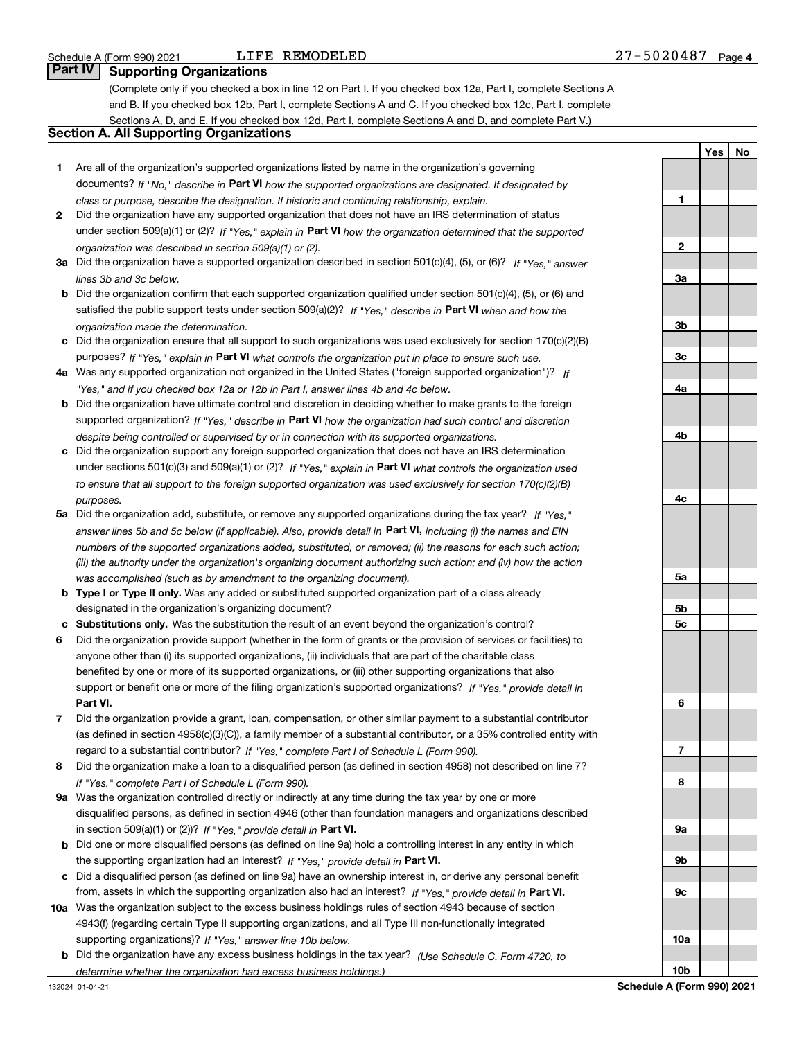Schedule A (Form 990) 2021 LIFE REMODELED 27-5020487 Page 4

## Part IV Supporting Organizations

(Complete only if you checked a box in line 12 on Part I. If you checked box 12a, Part I, complete Sections A and B. If you checked box 12b, Part I, complete Sections A and C. If you checked box 12c, Part I, complete Sections A, D, and E. If you checked box 12d, Part I, complete Sections A and D, and complete Part V.)

### Section A. All Supporting Organizations

| | | Line | Yes | No |
|---|---|---|---|---|
| **1** | Are all of the organization's supported organizations listed by name in the organization's governing documents? *If "No," describe in* **Part VI** *how the supported organizations are designated. If designated by class or purpose, describe the designation. If historic and continuing relationship, explain.* | 1 | | |
| **2** | Did the organization have any supported organization that does not have an IRS determination of status under section 509(a)(1) or (2)? *If "Yes," explain in* **Part VI** *how the organization determined that the supported organization was described in section 509(a)(1) or (2).* | 2 | | |
| **3a** | Did the organization have a supported organization described in section 501(c)(4), (5), or (6)? *If "Yes," answer lines 3b and 3c below.* | 3a | | |
| **b** | Did the organization confirm that each supported organization qualified under section 501(c)(4), (5), or (6) and satisfied the public support tests under section 509(a)(2)? *If "Yes," describe in* **Part VI** *when and how the organization made the determination.* | 3b | | |
| **c** | Did the organization ensure that all support to such organizations was used exclusively for section 170(c)(2)(B) purposes? *If "Yes," explain in* **Part VI** *what controls the organization put in place to ensure such use.* | 3c | | |
| **4a** | Was any supported organization not organized in the United States ("foreign supported organization")? *If "Yes," and if you checked box 12a or 12b in Part I, answer lines 4b and 4c below.* | 4a | | |
| **b** | Did the organization have ultimate control and discretion in deciding whether to make grants to the foreign supported organization? *If "Yes," describe in* **Part VI** *how the organization had such control and discretion despite being controlled or supervised by or in connection with its supported organizations.* | 4b | | |
| **c** | Did the organization support any foreign supported organization that does not have an IRS determination under sections 501(c)(3) and 509(a)(1) or (2)? *If "Yes," explain in* **Part VI** *what controls the organization used to ensure that all support to the foreign supported organization was used exclusively for section 170(c)(2)(B) purposes.* | 4c | | |
| **5a** | Did the organization add, substitute, or remove any supported organizations during the tax year? *If "Yes," answer lines 5b and 5c below (if applicable). Also, provide detail in* **Part VI,** *including (i) the names and EIN numbers of the supported organizations added, substituted, or removed; (ii) the reasons for each such action; (iii) the authority under the organization's organizing document authorizing such action; and (iv) how the action was accomplished (such as by amendment to the organizing document).* | 5a | | |
| **b** | **Type I or Type II only.** Was any added or substituted supported organization part of a class already designated in the organization's organizing document? | 5b | | |
| **c** | **Substitutions only.** Was the substitution the result of an event beyond the organization's control? | 5c | | |
| **6** | Did the organization provide support (whether in the form of grants or the provision of services or facilities) to anyone other than (i) its supported organizations, (ii) individuals that are part of the charitable class benefited by one or more of its supported organizations, or (iii) other supporting organizations that also support or benefit one or more of the filing organization's supported organizations? *If "Yes," provide detail in* **Part VI.** | 6 | | |
| **7** | Did the organization provide a grant, loan, compensation, or other similar payment to a substantial contributor (as defined in section 4958(c)(3)(C)), a family member of a substantial contributor, or a 35% controlled entity with regard to a substantial contributor? *If "Yes," complete Part I of Schedule L (Form 990).* | 7 | | |
| **8** | Did the organization make a loan to a disqualified person (as defined in section 4958) not described on line 7? *If "Yes," complete Part I of Schedule L (Form 990).* | 8 | | |
| **9a** | Was the organization controlled directly or indirectly at any time during the tax year by one or more disqualified persons, as defined in section 4946 (other than foundation managers and organizations described in section 509(a)(1) or (2))? *If "Yes," provide detail in* **Part VI.** | 9a | | |
| **b** | Did one or more disqualified persons (as defined on line 9a) hold a controlling interest in any entity in which the supporting organization had an interest? *If "Yes," provide detail in* **Part VI.** | 9b | | |
| **c** | Did a disqualified person (as defined on line 9a) have an ownership interest in, or derive any personal benefit from, assets in which the supporting organization also had an interest? *If "Yes," provide detail in* **Part VI.** | 9c | | |
| **10a** | Was the organization subject to the excess business holdings rules of section 4943 because of section 4943(f) (regarding certain Type II supporting organizations, and all Type III non-functionally integrated supporting organizations)? *If "Yes," answer line 10b below.* | 10a | | |
| **b** | Did the organization have any excess business holdings in the tax year? *(Use Schedule C, Form 4720, to determine whether the organization had excess business holdings.)* | 10b | | |

132024 01-04-21 **Schedule A (Form 990) 2021**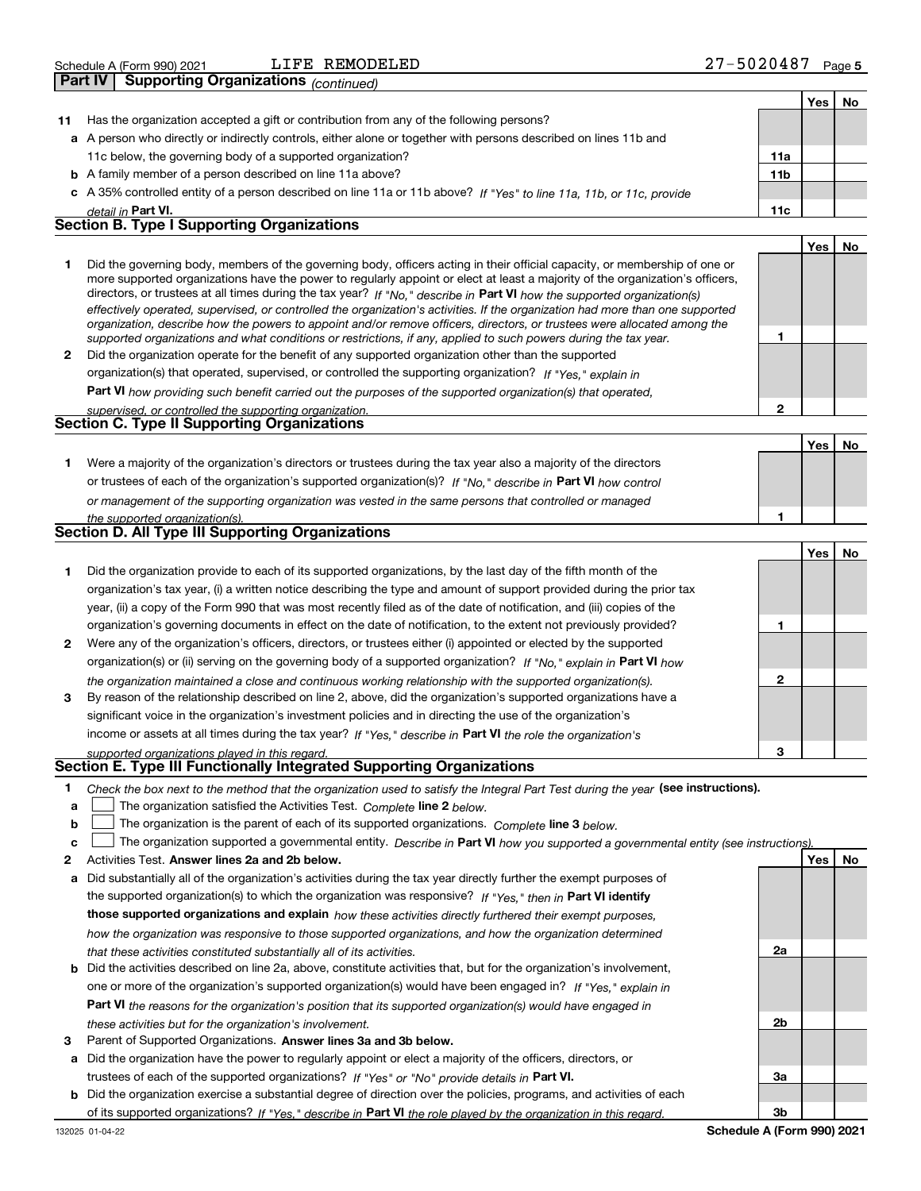Schedule A (Form 990) 2021 LIFE REMODELED 27-5020487

## Part IV Supporting Organizations *(continued)*

| | | | Yes | No |
|---|---|---|---|---|
| **11** | Has the organization accepted a gift or contribution from any of the following persons? | | | |
| **a** | A person who directly or indirectly controls, either alone or together with persons described on lines 11b and 11c below, the governing body of a supported organization? | **11a** | | |
| **b** | A family member of a person described on line 11a above? | **11b** | | |
| **c** | A 35% controlled entity of a person described on line 11a or 11b above? *If "Yes" to line 11a, 11b, or 11c, provide detail in* **Part VI.** | **11c** | | |

### Section B. Type I Supporting Organizations

| | | | Yes | No |
|---|---|---|---|---|
| **1** | Did the governing body, members of the governing body, officers acting in their official capacity, or membership of one or more supported organizations have the power to regularly appoint or elect at least a majority of the organization's officers, directors, or trustees at all times during the tax year? *If "No," describe in* **Part VI** *how the supported organization(s) effectively operated, supervised, or controlled the organization's activities. If the organization had more than one supported organization, describe how the powers to appoint and/or remove officers, directors, or trustees were allocated among the supported organizations and what conditions or restrictions, if any, applied to such powers during the tax year.* | **1** | | |
| **2** | Did the organization operate for the benefit of any supported organization other than the supported organization(s) that operated, supervised, or controlled the supporting organization? *If "Yes," explain in* **Part VI** *how providing such benefit carried out the purposes of the supported organization(s) that operated, supervised, or controlled the supporting organization.* | **2** | | |

### Section C. Type II Supporting Organizations

| | | | Yes | No |
|---|---|---|---|---|
| **1** | Were a majority of the organization's directors or trustees during the tax year also a majority of the directors or trustees of each of the organization's supported organization(s)? *If "No," describe in* **Part VI** *how control or management of the supporting organization was vested in the same persons that controlled or managed the supported organization(s).* | **1** | | |

### Section D. All Type III Supporting Organizations

| | | | Yes | No |
|---|---|---|---|---|
| **1** | Did the organization provide to each of its supported organizations, by the last day of the fifth month of the organization's tax year, (i) a written notice describing the type and amount of support provided during the prior tax year, (ii) a copy of the Form 990 that was most recently filed as of the date of notification, and (iii) copies of the organization's governing documents in effect on the date of notification, to the extent not previously provided? | **1** | | |
| **2** | Were any of the organization's officers, directors, or trustees either (i) appointed or elected by the supported organization(s) or (ii) serving on the governing body of a supported organization? *If "No," explain in* **Part VI** *how the organization maintained a close and continuous working relationship with the supported organization(s).* | **2** | | |
| **3** | By reason of the relationship described on line 2, above, did the organization's supported organizations have a significant voice in the organization's investment policies and in directing the use of the organization's income or assets at all times during the tax year? *If "Yes," describe in* **Part VI** *the role the organization's supported organizations played in this regard.* | **3** | | |

### Section E. Type III Functionally Integrated Supporting Organizations

**1** *Check the box next to the method that the organization used to satisfy the Integral Part Test during the year* **(see instructions).**

**a** ☐ The organization satisfied the Activities Test. *Complete* **line 2** *below.*

**b** ☐ The organization is the parent of each of its supported organizations. *Complete* **line 3** *below.*

**c** ☐ The organization supported a governmental entity. *Describe in* **Part VI** *how you supported a governmental entity (see instructions).*

| | | | Yes | No |
|---|---|---|---|---|
| **2** | Activities Test. **Answer lines 2a and 2b below.** | | | |
| **a** | Did substantially all of the organization's activities during the tax year directly further the exempt purposes of the supported organization(s) to which the organization was responsive? *If "Yes," then in* **Part VI identify those supported organizations and explain** *how these activities directly furthered their exempt purposes, how the organization was responsive to those supported organizations, and how the organization determined that these activities constituted substantially all of its activities.* | **2a** | | |
| **b** | Did the activities described on line 2a, above, constitute activities that, but for the organization's involvement, one or more of the organization's supported organization(s) would have been engaged in? *If "Yes," explain in* **Part VI** *the reasons for the organization's position that its supported organization(s) would have engaged in these activities but for the organization's involvement.* | **2b** | | |
| **3** | Parent of Supported Organizations. **Answer lines 3a and 3b below.** | | | |
| **a** | Did the organization have the power to regularly appoint or elect a majority of the officers, directors, or trustees of each of the supported organizations? *If "Yes" or "No" provide details in* **Part VI.** | **3a** | | |
| **b** | Did the organization exercise a substantial degree of direction over the policies, programs, and activities of each of its supported organizations? *If "Yes," describe in* **Part VI** *the role played by the organization in this regard.* | **3b** | | |

132025 01-04-22 **Schedule A (Form 990) 2021**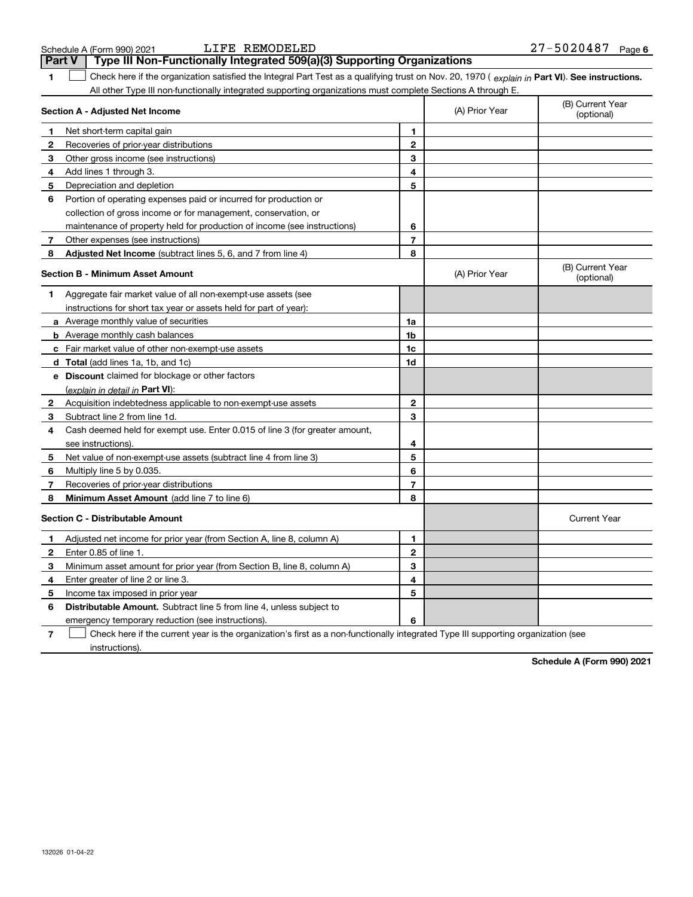Schedule A (Form 990) 2021 LIFE REMODELED 27-5020487

## Part V Type III Non-Functionally Integrated 509(a)(3) Supporting Organizations

**1** ☐ Check here if the organization satisfied the Integral Part Test as a qualifying trust on Nov. 20, 1970 ( *explain in* **Part VI**). **See instructions.** All other Type III non-functionally integrated supporting organizations must complete Sections A through E.

| **Section A - Adjusted Net Income** | | | (A) Prior Year | (B) Current Year (optional) |
|---|---|---|---|---|
| 1 | Net short-term capital gain | 1 | | |
| 2 | Recoveries of prior-year distributions | 2 | | |
| 3 | Other gross income (see instructions) | 3 | | |
| 4 | Add lines 1 through 3. | 4 | | |
| 5 | Depreciation and depletion | 5 | | |
| 6 | Portion of operating expenses paid or incurred for production or collection of gross income or for management, conservation, or maintenance of property held for production of income (see instructions) | 6 | | |
| 7 | Other expenses (see instructions) | 7 | | |
| 8 | **Adjusted Net Income** (subtract lines 5, 6, and 7 from line 4) | 8 | | |

| **Section B - Minimum Asset Amount** | | | (A) Prior Year | (B) Current Year (optional) |
|---|---|---|---|---|
| 1 | Aggregate fair market value of all non-exempt-use assets (see instructions for short tax year or assets held for part of year): | | | |
| a | Average monthly value of securities | 1a | | |
| b | Average monthly cash balances | 1b | | |
| c | Fair market value of other non-exempt-use assets | 1c | | |
| d | **Total** (add lines 1a, 1b, and 1c) | 1d | | |
| e | **Discount** claimed for blockage or other factors (*explain in detail in* **Part VI**): | | | |
| 2 | Acquisition indebtedness applicable to non-exempt-use assets | 2 | | |
| 3 | Subtract line 2 from line 1d. | 3 | | |
| 4 | Cash deemed held for exempt use. Enter 0.015 of line 3 (for greater amount, see instructions). | 4 | | |
| 5 | Net value of non-exempt-use assets (subtract line 4 from line 3) | 5 | | |
| 6 | Multiply line 5 by 0.035. | 6 | | |
| 7 | Recoveries of prior-year distributions | 7 | | |
| 8 | **Minimum Asset Amount** (add line 7 to line 6) | 8 | | |

| **Section C - Distributable Amount** | | | | Current Year |
|---|---|---|---|---|
| 1 | Adjusted net income for prior year (from Section A, line 8, column A) | 1 | | |
| 2 | Enter 0.85 of line 1. | 2 | | |
| 3 | Minimum asset amount for prior year (from Section B, line 8, column A) | 3 | | |
| 4 | Enter greater of line 2 or line 3. | 4 | | |
| 5 | Income tax imposed in prior year | 5 | | |
| 6 | **Distributable Amount.** Subtract line 5 from line 4, unless subject to emergency temporary reduction (see instructions). | 6 | | |

**7** ☐ Check here if the current year is the organization's first as a non-functionally integrated Type III supporting organization (see instructions).

**Schedule A (Form 990) 2021**

132026 01-04-22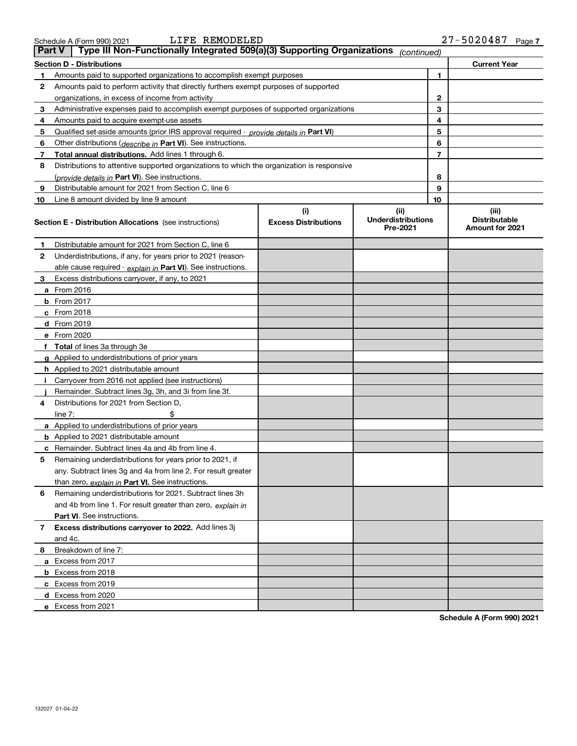Schedule A (Form 990) 2021 LIFE REMODELED 27-5020487

## Part V Type III Non-Functionally Integrated 509(a)(3) Supporting Organizations *(continued)*

| **Section D - Distributions** | | | **Current Year** |
|---|---|---|---|
| 1 | Amounts paid to supported organizations to accomplish exempt purposes | 1 | |
| 2 | Amounts paid to perform activity that directly furthers exempt purposes of supported organizations, in excess of income from activity | 2 | |
| 3 | Administrative expenses paid to accomplish exempt purposes of supported organizations | 3 | |
| 4 | Amounts paid to acquire exempt-use assets | 4 | |
| 5 | Qualified set-aside amounts (prior IRS approval required - *provide details in* **Part VI**) | 5 | |
| 6 | Other distributions (*describe in* **Part VI**). See instructions. | 6 | |
| 7 | **Total annual distributions.** Add lines 1 through 6. | 7 | |
| 8 | Distributions to attentive supported organizations to which the organization is responsive (*provide details in* **Part VI**). See instructions. | 8 | |
| 9 | Distributable amount for 2021 from Section C, line 6 | 9 | |
| 10 | Line 8 amount divided by line 9 amount | 10 | |

| | **Section E - Distribution Allocations** (see instructions) | (i) **Excess Distributions** | (ii) **Underdistributions Pre-2021** | (iii) **Distributable Amount for 2021** |
|---|---|---|---|---|
| 1 | Distributable amount for 2021 from Section C, line 6 | | | |
| 2 | Underdistributions, if any, for years prior to 2021 (reasonable cause required - *explain in* **Part VI**). See instructions. | | | |
| 3 | Excess distributions carryover, if any, to 2021 | | | |
| a | From 2016 | | | |
| b | From 2017 | | | |
| c | From 2018 | | | |
| d | From 2019 | | | |
| e | From 2020 | | | |
| f | **Total** of lines 3a through 3e | | | |
| g | Applied to underdistributions of prior years | | | |
| h | Applied to 2021 distributable amount | | | |
| i | Carryover from 2016 not applied (see instructions) | | | |
| j | Remainder. Subtract lines 3g, 3h, and 3i from line 3f. | | | |
| 4 | Distributions for 2021 from Section D, line 7: $ | | | |
| a | Applied to underdistributions of prior years | | | |
| b | Applied to 2021 distributable amount | | | |
| c | Remainder. Subtract lines 4a and 4b from line 4. | | | |
| 5 | Remaining underdistributions for years prior to 2021, if any. Subtract lines 3g and 4a from line 2. For result greater than zero, *explain in* **Part VI.** See instructions. | | | |
| 6 | Remaining underdistributions for 2021. Subtract lines 3h and 4b from line 1. For result greater than zero, *explain in* **Part VI**. See instructions. | | | |
| 7 | **Excess distributions carryover to 2022.** Add lines 3j and 4c. | | | |
| 8 | Breakdown of line 7: | | | |
| a | Excess from 2017 | | | |
| b | Excess from 2018 | | | |
| c | Excess from 2019 | | | |
| d | Excess from 2020 | | | |
| e | Excess from 2021 | | | |

**Schedule A (Form 990) 2021**

132027 01-04-22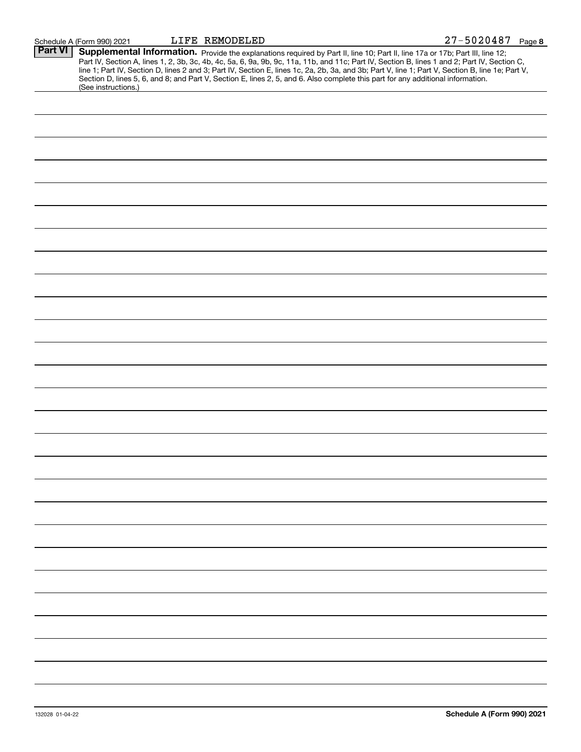Schedule A (Form 990) 2021 LIFE REMODELED 27-5020487

**Part VI** **Supplemental Information.** Provide the explanations required by Part II, line 10; Part II, line 17a or 17b; Part III, line 12; Part IV, Section A, lines 1, 2, 3b, 3c, 4b, 4c, 5a, 6, 9a, 9b, 9c, 11a, 11b, and 11c; Part IV, Section B, lines 1 and 2; Part IV, Section C, line 1; Part IV, Section D, lines 2 and 3; Part IV, Section E, lines 1c, 2a, 2b, 3a, and 3b; Part V, line 1; Part V, Section B, line 1e; Part V, Section D, lines 5, 6, and 8; and Part V, Section E, lines 2, 5, and 6. Also complete this part for any additional information. (See instructions.)

132028 01-04-22 **Schedule A (Form 990) 2021**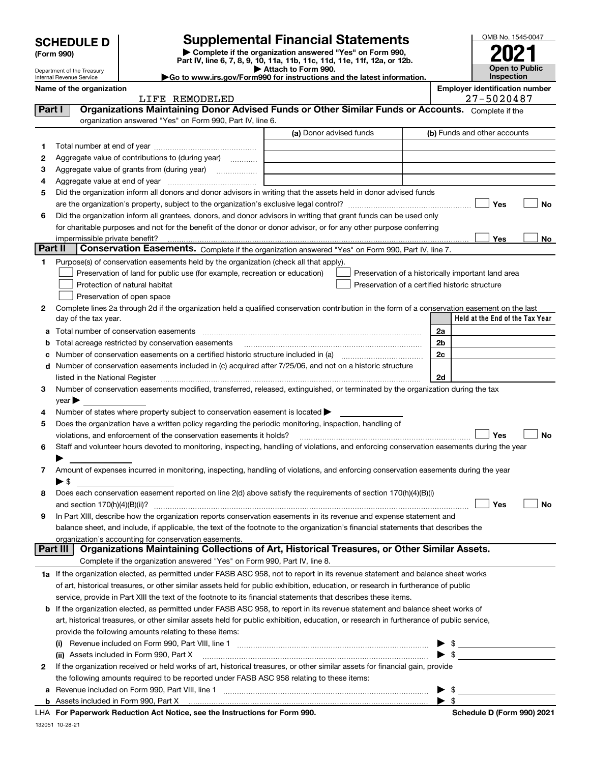# SCHEDULE D (Form 990)

Department of the Treasury
Internal Revenue Service

## Supplemental Financial Statements

▶ Complete if the organization answered "Yes" on Form 990, Part IV, line 6, 7, 8, 9, 10, 11a, 11b, 11c, 11d, 11e, 11f, 12a, or 12b.
▶ Attach to Form 990.
▶Go to www.irs.gov/Form990 for instructions and the latest information.

OMB No. 1545-0047
**2021**
**Open to Public Inspection**

**Name of the organization:** LIFE REMODELED
**Employer identification number:** 27-5020487

### Part I — Organizations Maintaining Donor Advised Funds or Other Similar Funds or Accounts.
Complete if the organization answered "Yes" on Form 990, Part IV, line 6.

| | | (a) Donor advised funds | (b) Funds and other accounts |
|---|---|---|---|
| 1 | Total number at end of year | | |
| 2 | Aggregate value of contributions to (during year) | | |
| 3 | Aggregate value of grants from (during year) | | |
| 4 | Aggregate value at end of year | | |

5 Did the organization inform all donors and donor advisors in writing that the assets held in donor advised funds are the organization's property, subject to the organization's exclusive legal control? ☐ Yes ☐ No

6 Did the organization inform all grantees, donors, and donor advisors in writing that grant funds can be used only for charitable purposes and not for the benefit of the donor or donor advisor, or for any other purpose conferring impermissible private benefit? ☐ Yes ☐ No

### Part II — Conservation Easements.
Complete if the organization answered "Yes" on Form 990, Part IV, line 7.

1 Purpose(s) of conservation easements held by the organization (check all that apply).
- ☐ Preservation of land for public use (for example, recreation or education)
- ☐ Protection of natural habitat
- ☐ Preservation of open space
- ☐ Preservation of a historically important land area
- ☐ Preservation of a certified historic structure

2 Complete lines 2a through 2d if the organization held a qualified conservation contribution in the form of a conservation easement on the last day of the tax year.

| | | | Held at the End of the Tax Year |
|---|---|---|---|
| a | Total number of conservation easements | 2a | |
| b | Total acreage restricted by conservation easements | 2b | |
| c | Number of conservation easements on a certified historic structure included in (a) | 2c | |
| d | Number of conservation easements included in (c) acquired after 7/25/06, and not on a historic structure listed in the National Register | 2d | |

3 Number of conservation easements modified, transferred, released, extinguished, or terminated by the organization during the tax year ▶

4 Number of states where property subject to conservation easement is located ▶

5 Does the organization have a written policy regarding the periodic monitoring, inspection, handling of violations, and enforcement of the conservation easements it holds? ☐ Yes ☐ No

6 Staff and volunteer hours devoted to monitoring, inspecting, handling of violations, and enforcing conservation easements during the year ▶

7 Amount of expenses incurred in monitoring, inspecting, handling of violations, and enforcing conservation easements during the year ▶ $

8 Does each conservation easement reported on line 2(d) above satisfy the requirements of section 170(h)(4)(B)(i) and section 170(h)(4)(B)(ii)? ☐ Yes ☐ No

9 In Part XIII, describe how the organization reports conservation easements in its revenue and expense statement and balance sheet, and include, if applicable, the text of the footnote to the organization's financial statements that describes the organization's accounting for conservation easements.

### Part III — Organizations Maintaining Collections of Art, Historical Treasures, or Other Similar Assets.
Complete if the organization answered "Yes" on Form 990, Part IV, line 8.

1a If the organization elected, as permitted under FASB ASC 958, not to report in its revenue statement and balance sheet works of art, historical treasures, or other similar assets held for public exhibition, education, or research in furtherance of public service, provide in Part XIII the text of the footnote to its financial statements that describes these items.

b If the organization elected, as permitted under FASB ASC 958, to report in its revenue statement and balance sheet works of art, historical treasures, or other similar assets held for public exhibition, education, or research in furtherance of public service, provide the following amounts relating to these items:

(i) Revenue included on Form 990, Part VIII, line 1 ▶ $

(ii) Assets included in Form 990, Part X ▶ $

2 If the organization received or held works of art, historical treasures, or other similar assets for financial gain, provide the following amounts required to be reported under FASB ASC 958 relating to these items:

a Revenue included on Form 990, Part VIII, line 1 ▶ $

b Assets included in Form 990, Part X ▶ $

LHA For Paperwork Reduction Act Notice, see the Instructions for Form 990. Schedule D (Form 990) 2021

132051 10-28-21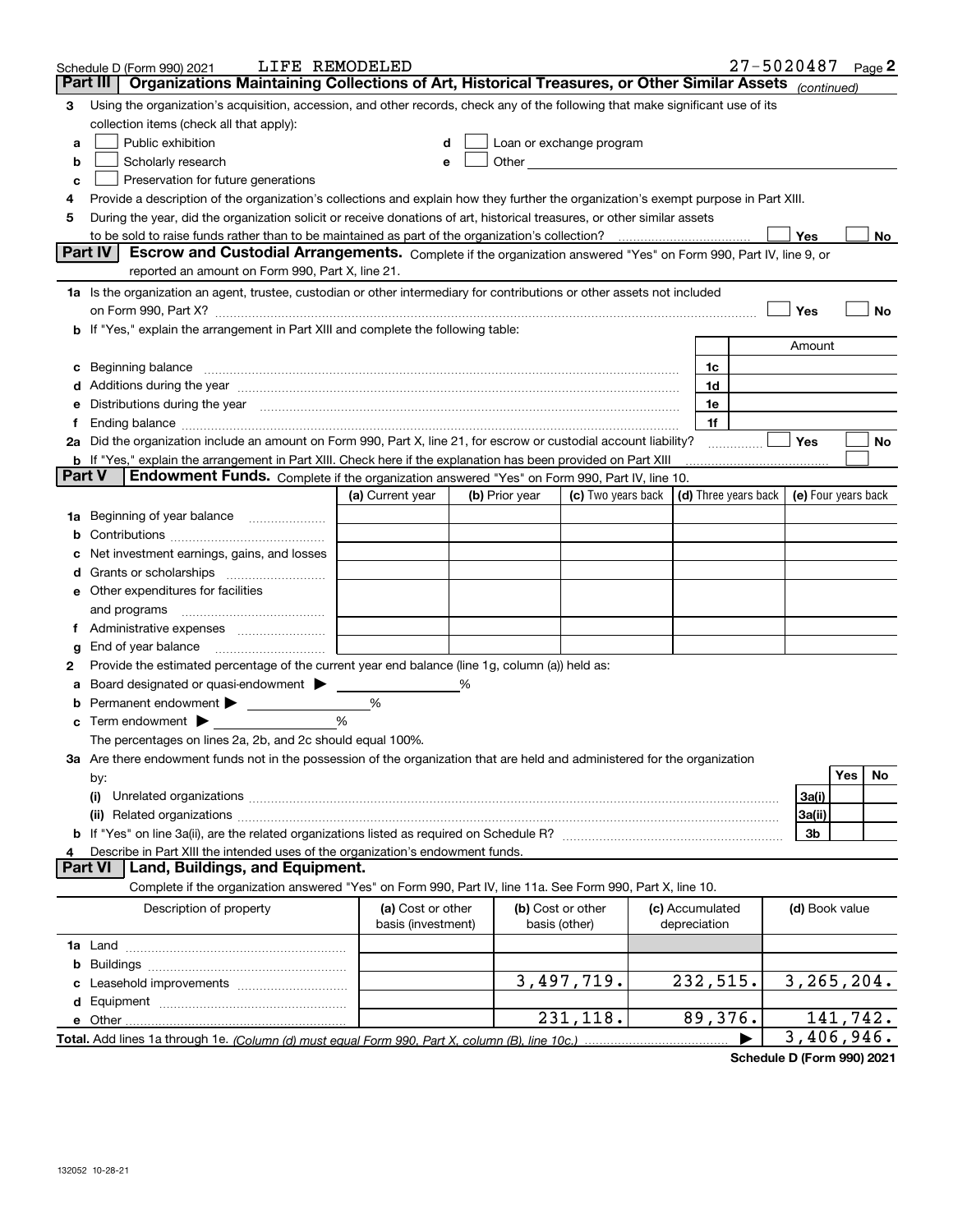Schedule D (Form 990) 2021 LIFE REMODELED 27-5020487 Page 2

## Part III Organizations Maintaining Collections of Art, Historical Treasures, or Other Similar Assets *(continued)*

**3** Using the organization's acquisition, accession, and other records, check any of the following that make significant use of its collection items (check all that apply):

- **a** ☐ Public exhibition
- **b** ☐ Scholarly research
- **c** ☐ Preservation for future generations
- **d** ☐ Loan or exchange program
- **e** ☐ Other

**4** Provide a description of the organization's collections and explain how they further the organization's exempt purpose in Part XIII.

**5** During the year, did the organization solicit or receive donations of art, historical treasures, or other similar assets to be sold to raise funds rather than to be maintained as part of the organization's collection? ☐ Yes ☐ No

## Part IV Escrow and Custodial Arrangements.

Complete if the organization answered "Yes" on Form 990, Part IV, line 9, or reported an amount on Form 990, Part X, line 21.

**1a** Is the organization an agent, trustee, custodian or other intermediary for contributions or other assets not included on Form 990, Part X? ☐ Yes ☐ No

**b** If "Yes," explain the arrangement in Part XIII and complete the following table:

| | | Amount |
|---|---|---|
| **c** Beginning balance | 1c | |
| **d** Additions during the year | 1d | |
| **e** Distributions during the year | 1e | |
| **f** Ending balance | 1f | |

**2a** Did the organization include an amount on Form 990, Part X, line 21, for escrow or custodial account liability? ☐ Yes ☐ No

**b** If "Yes," explain the arrangement in Part XIII. Check here if the explanation has been provided on Part XIII ☐

## Part V Endowment Funds.

Complete if the organization answered "Yes" on Form 990, Part IV, line 10.

| | (a) Current year | (b) Prior year | (c) Two years back | (d) Three years back | (e) Four years back |
|---|---|---|---|---|---|
| **1a** Beginning of year balance | | | | | |
| **b** Contributions | | | | | |
| **c** Net investment earnings, gains, and losses | | | | | |
| **d** Grants or scholarships | | | | | |
| **e** Other expenditures for facilities and programs | | | | | |
| **f** Administrative expenses | | | | | |
| **g** End of year balance | | | | | |

**2** Provide the estimated percentage of the current year end balance (line 1g, column (a)) held as:

- **a** Board designated or quasi-endowment ▶ _____ %
- **b** Permanent endowment ▶ _____ %
- **c** Term endowment ▶ _____ %

The percentages on lines 2a, 2b, and 2c should equal 100%.

**3a** Are there endowment funds not in the possession of the organization that are held and administered for the organization by:

| | | Yes | No |
|---|---|---|---|
| **(i)** Unrelated organizations | 3a(i) | | |
| **(ii)** Related organizations | 3a(ii) | | |
| **b** If "Yes" on line 3a(ii), are the related organizations listed as required on Schedule R? | 3b | | |

**4** Describe in Part XIII the intended uses of the organization's endowment funds.

## Part VI Land, Buildings, and Equipment.

Complete if the organization answered "Yes" on Form 990, Part IV, line 11a. See Form 990, Part X, line 10.

| Description of property | (a) Cost or other basis (investment) | (b) Cost or other basis (other) | (c) Accumulated depreciation | (d) Book value |
|---|---|---|---|---|
| **1a** Land | | | | |
| **b** Buildings | | | | |
| **c** Leasehold improvements | | 3,497,719. | 232,515. | 3,265,204. |
| **d** Equipment | | | | |
| **e** Other | | 231,118. | 89,376. | 141,742. |
| **Total.** Add lines 1a through 1e. *(Column (d) must equal Form 990, Part X, column (B), line 10c.)* ▶ | | | | 3,406,946. |

Schedule D (Form 990) 2021

132052 10-28-21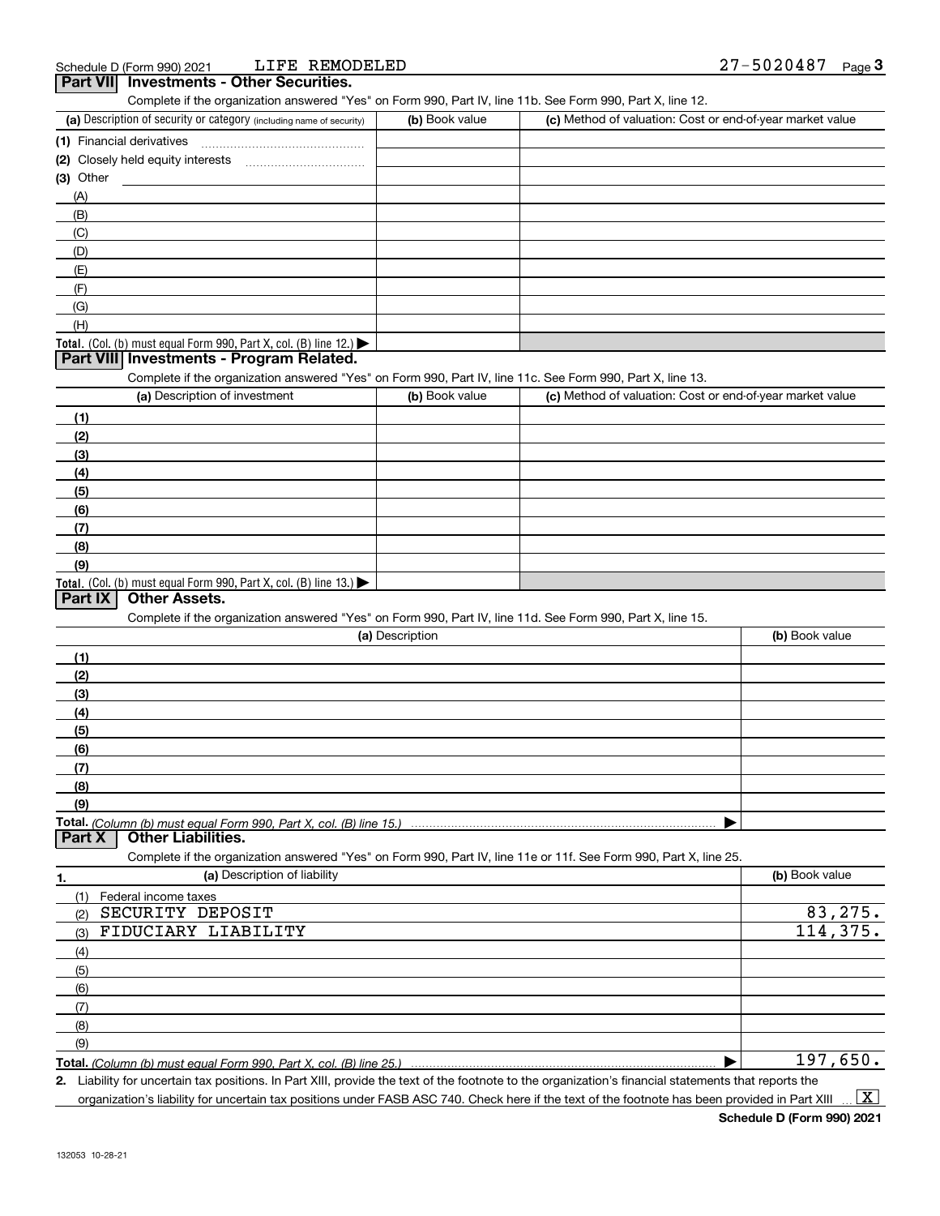Schedule D (Form 990) 2021 LIFE REMODELED 27-5020487

## Part VII Investments - Other Securities.

Complete if the organization answered "Yes" on Form 990, Part IV, line 11b. See Form 990, Part X, line 12.

| (a) Description of security or category (including name of security) | (b) Book value | (c) Method of valuation: Cost or end-of-year market value |
|---|---|---|
| (1) Financial derivatives | | |
| (2) Closely held equity interests | | |
| (3) Other | | |
| (A) | | |
| (B) | | |
| (C) | | |
| (D) | | |
| (E) | | |
| (F) | | |
| (G) | | |
| (H) | | |
| **Total.** (Col. (b) must equal Form 990, Part X, col. (B) line 12.) | | |

## Part VIII Investments - Program Related.

Complete if the organization answered "Yes" on Form 990, Part IV, line 11c. See Form 990, Part X, line 13.

| (a) Description of investment | (b) Book value | (c) Method of valuation: Cost or end-of-year market value |
|---|---|---|
| (1) | | |
| (2) | | |
| (3) | | |
| (4) | | |
| (5) | | |
| (6) | | |
| (7) | | |
| (8) | | |
| (9) | | |
| **Total.** (Col. (b) must equal Form 990, Part X, col. (B) line 13.) | | |

## Part IX Other Assets.

Complete if the organization answered "Yes" on Form 990, Part IV, line 11d. See Form 990, Part X, line 15.

| (a) Description | (b) Book value |
|---|---|
| (1) | |
| (2) | |
| (3) | |
| (4) | |
| (5) | |
| (6) | |
| (7) | |
| (8) | |
| (9) | |
| **Total.** *(Column (b) must equal Form 990, Part X, col. (B) line 15.)* | |

## Part X Other Liabilities.

Complete if the organization answered "Yes" on Form 990, Part IV, line 11e or 11f. See Form 990, Part X, line 25.

| 1. (a) Description of liability | (b) Book value |
|---|---|
| (1) Federal income taxes | |
| (2) SECURITY DEPOSIT | 83,275. |
| (3) FIDUCIARY LIABILITY | 114,375. |
| (4) | |
| (5) | |
| (6) | |
| (7) | |
| (8) | |
| (9) | |
| **Total.** *(Column (b) must equal Form 990, Part X, col. (B) line 25.)* | 197,650. |

2. Liability for uncertain tax positions. In Part XIII, provide the text of the footnote to the organization's financial statements that reports the organization's liability for uncertain tax positions under FASB ASC 740. Check here if the text of the footnote has been provided in Part XIII [X]

Schedule D (Form 990) 2021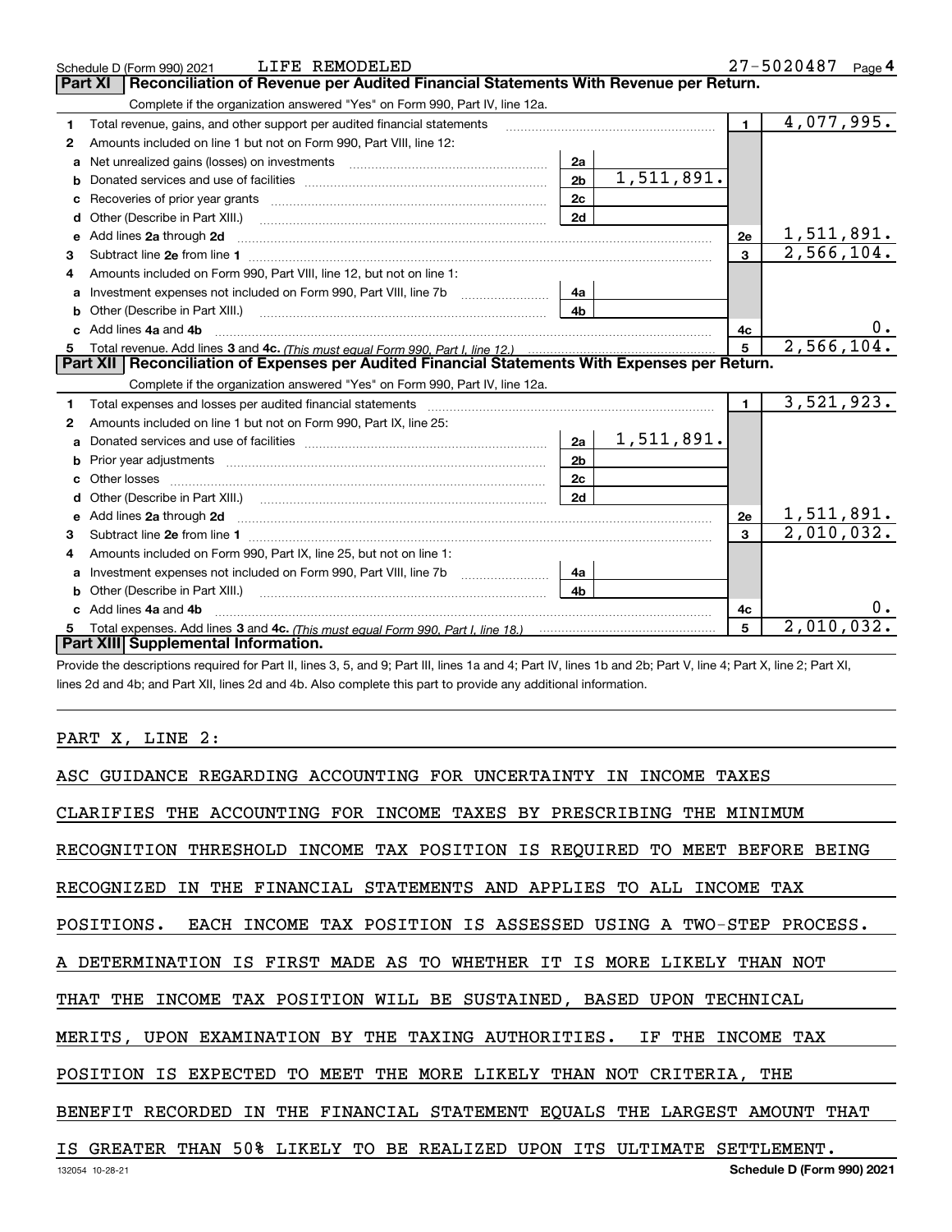Schedule D (Form 990) 2021 LIFE REMODELED 27-5020487 Page 4

## Part XI Reconciliation of Revenue per Audited Financial Statements With Revenue per Return.

Complete if the organization answered "Yes" on Form 990, Part IV, line 12a.

| | | | | | |
|---|---|---|---|---|---|
| 1 | Total revenue, gains, and other support per audited financial statements | | | 1 | 4,077,995. |
| 2 | Amounts included on line 1 but not on Form 990, Part VIII, line 12: | | | | |
| a | Net unrealized gains (losses) on investments | 2a | | | |
| b | Donated services and use of facilities | 2b | 1,511,891. | | |
| c | Recoveries of prior year grants | 2c | | | |
| d | Other (Describe in Part XIII.) | 2d | | | |
| e | Add lines 2a through 2d | | | 2e | 1,511,891. |
| 3 | Subtract line 2e from line 1 | | | 3 | 2,566,104. |
| 4 | Amounts included on Form 990, Part VIII, line 12, but not on line 1: | | | | |
| a | Investment expenses not included on Form 990, Part VIII, line 7b | 4a | | | |
| b | Other (Describe in Part XIII.) | 4b | | | |
| c | Add lines 4a and 4b | | | 4c | 0. |
| 5 | Total revenue. Add lines 3 and 4c. *(This must equal Form 990, Part I, line 12.)* | | | 5 | 2,566,104. |

## Part XII Reconciliation of Expenses per Audited Financial Statements With Expenses per Return.

Complete if the organization answered "Yes" on Form 990, Part IV, line 12a.

| | | | | | |
|---|---|---|---|---|---|
| 1 | Total expenses and losses per audited financial statements | | | 1 | 3,521,923. |
| 2 | Amounts included on line 1 but not on Form 990, Part IX, line 25: | | | | |
| a | Donated services and use of facilities | 2a | 1,511,891. | | |
| b | Prior year adjustments | 2b | | | |
| c | Other losses | 2c | | | |
| d | Other (Describe in Part XIII.) | 2d | | | |
| e | Add lines 2a through 2d | | | 2e | 1,511,891. |
| 3 | Subtract line 2e from line 1 | | | 3 | 2,010,032. |
| 4 | Amounts included on Form 990, Part IX, line 25, but not on line 1: | | | | |
| a | Investment expenses not included on Form 990, Part VIII, line 7b | 4a | | | |
| b | Other (Describe in Part XIII.) | 4b | | | |
| c | Add lines 4a and 4b | | | 4c | 0. |
| 5 | Total expenses. Add lines 3 and 4c. *(This must equal Form 990, Part I, line 18.)* | | | 5 | 2,010,032. |

## Part XIII Supplemental Information.

Provide the descriptions required for Part II, lines 3, 5, and 9; Part III, lines 1a and 4; Part IV, lines 1b and 2b; Part V, line 4; Part X, line 2; Part XI, lines 2d and 4b; and Part XII, lines 2d and 4b. Also complete this part to provide any additional information.

PART X, LINE 2:

ASC GUIDANCE REGARDING ACCOUNTING FOR UNCERTAINTY IN INCOME TAXES CLARIFIES THE ACCOUNTING FOR INCOME TAXES BY PRESCRIBING THE MINIMUM RECOGNITION THRESHOLD INCOME TAX POSITION IS REQUIRED TO MEET BEFORE BEING RECOGNIZED IN THE FINANCIAL STATEMENTS AND APPLIES TO ALL INCOME TAX POSITIONS. EACH INCOME TAX POSITION IS ASSESSED USING A TWO-STEP PROCESS. A DETERMINATION IS FIRST MADE AS TO WHETHER IT IS MORE LIKELY THAN NOT THAT THE INCOME TAX POSITION WILL BE SUSTAINED, BASED UPON TECHNICAL MERITS, UPON EXAMINATION BY THE TAXING AUTHORITIES. IF THE INCOME TAX POSITION IS EXPECTED TO MEET THE MORE LIKELY THAN NOT CRITERIA, THE BENEFIT RECORDED IN THE FINANCIAL STATEMENT EQUALS THE LARGEST AMOUNT THAT IS GREATER THAN 50% LIKELY TO BE REALIZED UPON ITS ULTIMATE SETTLEMENT.

132054 10-28-21 Schedule D (Form 990) 2021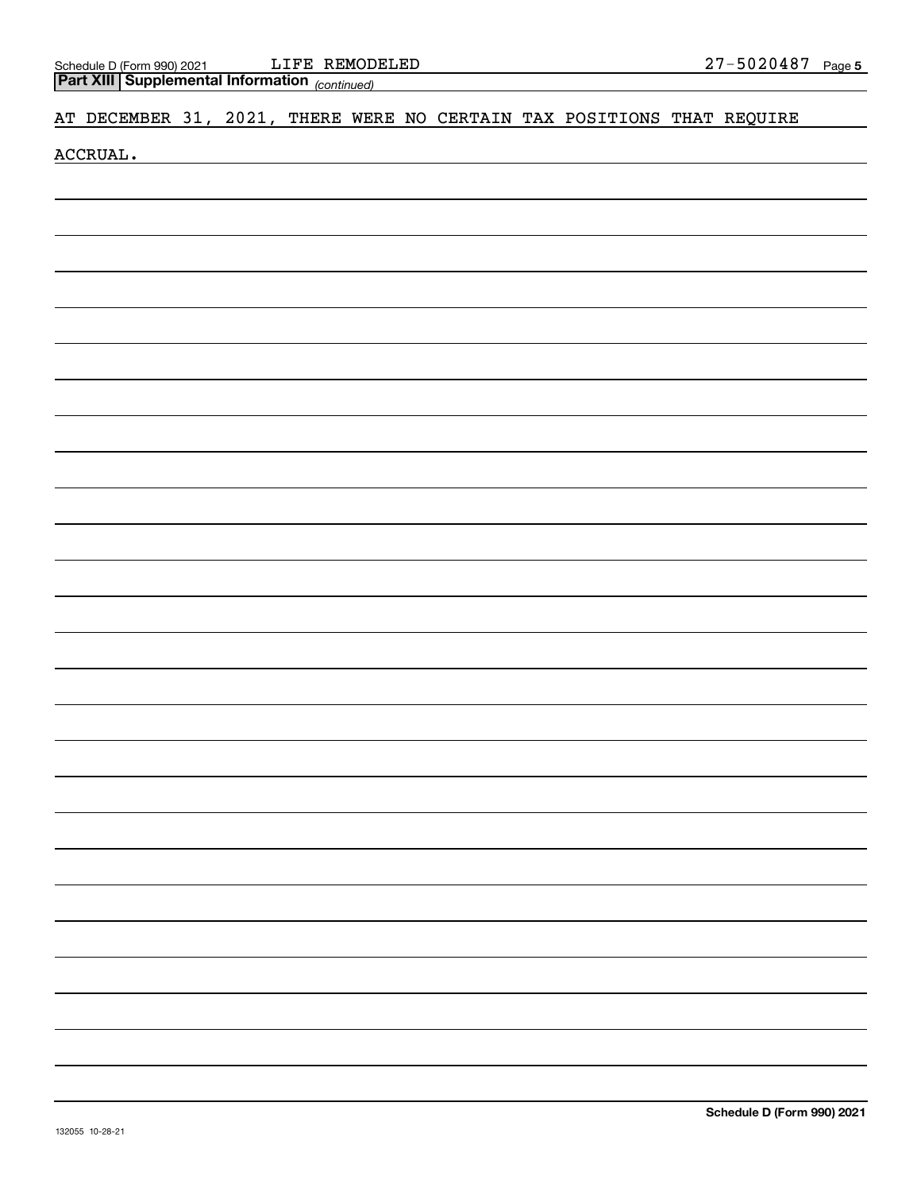## Part XIII Supplemental Information *(continued)*

AT DECEMBER 31, 2021, THERE WERE NO CERTAIN TAX POSITIONS THAT REQUIRE ACCRUAL.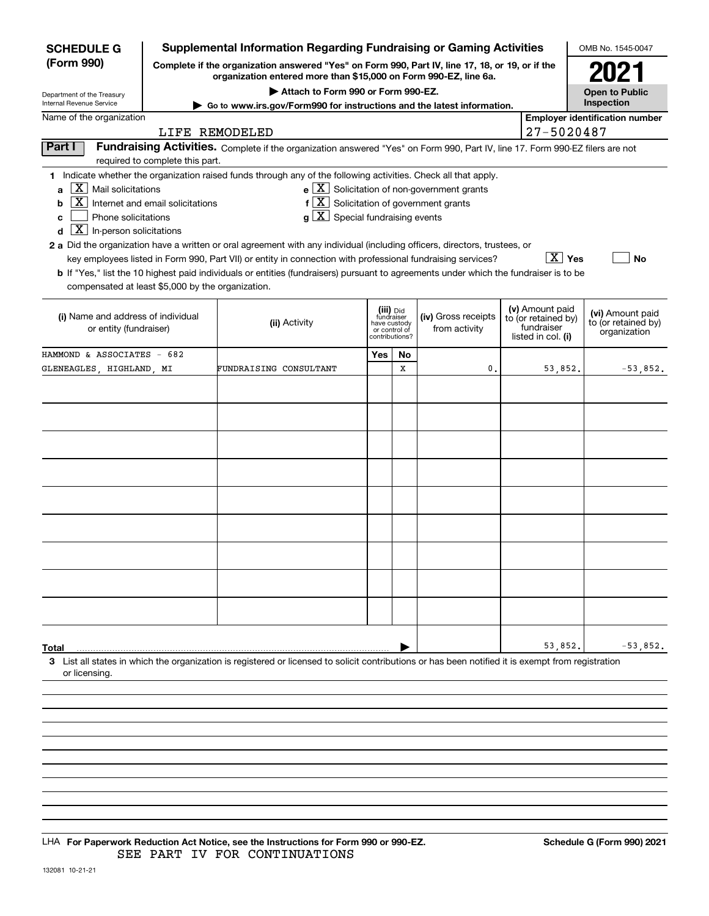**SCHEDULE G (Form 990)**

Department of the Treasury
Internal Revenue Service

# Supplemental Information Regarding Fundraising or Gaming Activities

**Complete if the organization answered "Yes" on Form 990, Part IV, line 17, 18, or 19, or if the organization entered more than $15,000 on Form 990-EZ, line 6a.**

**▶ Attach to Form 990 or Form 990-EZ.**

**▶ Go to www.irs.gov/Form990 for instructions and the latest information.**

OMB No. 1545-0047

**2021**

**Open to Public Inspection**

Name of the organization: LIFE REMODELED

Employer identification number: 27-5020487

**Part I** **Fundraising Activities.** Complete if the organization answered "Yes" on Form 990, Part IV, line 17. Form 990-EZ filers are not required to complete this part.

1 Indicate whether the organization raised funds through any of the following activities. Check all that apply.

- a [X] Mail solicitations
- b [X] Internet and email solicitations
- c [ ] Phone solicitations
- d [X] In-person solicitations
- e [X] Solicitation of non-government grants
- f [X] Solicitation of government grants
- g [X] Special fundraising events

2 a Did the organization have a written or oral agreement with any individual (including officers, directors, trustees, or key employees listed in Form 990, Part VII) or entity in connection with professional fundraising services? [X] Yes [ ] No

b If "Yes," list the 10 highest paid individuals or entities (fundraisers) pursuant to agreements under which the fundraiser is to be compensated at least $5,000 by the organization.

| (i) Name and address of individual or entity (fundraiser) | (ii) Activity | (iii) Did fundraiser have custody or control of contributions? Yes | No | (iv) Gross receipts from activity | (v) Amount paid to (or retained by) fundraiser listed in col. (i) | (vi) Amount paid to (or retained by) organization |
|---|---|---|---|---|---|---|
| HAMMOND & ASSOCIATES - 682 GLENEAGLES, HIGHLAND, MI | FUNDRAISING CONSULTANT | | X | 0. | 53,852. | -53,852. |
| | | | | | | |
| | | | | | | |
| | | | | | | |
| | | | | | | |
| | | | | | | |
| | | | | | | |
| | | | | | | |
| | | | | | | |
| | | | | | | |
| **Total** | | | | | 53,852. | -53,852. |

3 List all states in which the organization is registered or licensed to solicit contributions or has been notified it is exempt from registration or licensing.

LHA **For Paperwork Reduction Act Notice, see the Instructions for Form 990 or 990-EZ.** **Schedule G (Form 990) 2021**

SEE PART IV FOR CONTINUATIONS

132081 10-21-21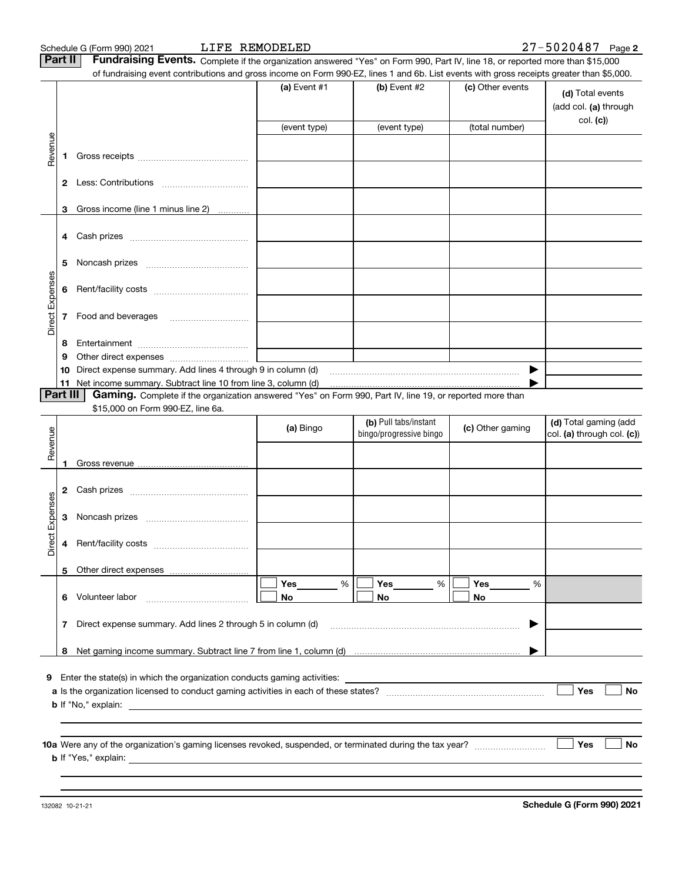Schedule G (Form 990) 2021 LIFE REMODELED 27-5020487 Page 2

**Part II** **Fundraising Events.** Complete if the organization answered "Yes" on Form 990, Part IV, line 18, or reported more than $15,000 of fundraising event contributions and gross income on Form 990-EZ, lines 1 and 6b. List events with gross receipts greater than $5,000.

| | | | (a) Event #1 | (b) Event #2 | (c) Other events | (d) Total events (add col. (a) through col. (c)) |
|---|---|---|---|---|---|---|
| | | | (event type) | (event type) | (total number) | |
| Revenue | 1 | Gross receipts | | | | |
| | 2 | Less: Contributions | | | | |
| | 3 | Gross income (line 1 minus line 2) | | | | |
| Direct Expenses | 4 | Cash prizes | | | | |
| | 5 | Noncash prizes | | | | |
| | 6 | Rent/facility costs | | | | |
| | 7 | Food and beverages | | | | |
| | 8 | Entertainment | | | | |
| | 9 | Other direct expenses | | | | |
| | 10 | Direct expense summary. Add lines 4 through 9 in column (d) | | | ▶ | |
| | 11 | Net income summary. Subtract line 10 from line 3, column (d) | | | ▶ | |

**Part III** **Gaming.** Complete if the organization answered "Yes" on Form 990, Part IV, line 19, or reported more than $15,000 on Form 990-EZ, line 6a.

| | | | (a) Bingo | (b) Pull tabs/instant bingo/progressive bingo | (c) Other gaming | (d) Total gaming (add col. (a) through col. (c)) |
|---|---|---|---|---|---|---|
| Revenue | 1 | Gross revenue | | | | |
| Direct Expenses | 2 | Cash prizes | | | | |
| | 3 | Noncash prizes | | | | |
| | 4 | Rent/facility costs | | | | |
| | 5 | Other direct expenses | | | | |
| | 6 | Volunteer labor | ☐ Yes ____ % ☐ No | ☐ Yes ____ % ☐ No | ☐ Yes ____ % ☐ No | |
| | 7 | Direct expense summary. Add lines 2 through 5 in column (d) | | | ▶ | |
| | 8 | Net gaming income summary. Subtract line 7 from line 1, column (d) | | | ▶ | |

**9** Enter the state(s) in which the organization conducts gaming activities: ______

**a** Is the organization licensed to conduct gaming activities in each of these states? ☐ Yes ☐ No

**b** If "No," explain: ______

**10a** Were any of the organization's gaming licenses revoked, suspended, or terminated during the tax year? ☐ Yes ☐ No

**b** If "Yes," explain: ______

132082 10-21-21 **Schedule G (Form 990) 2021**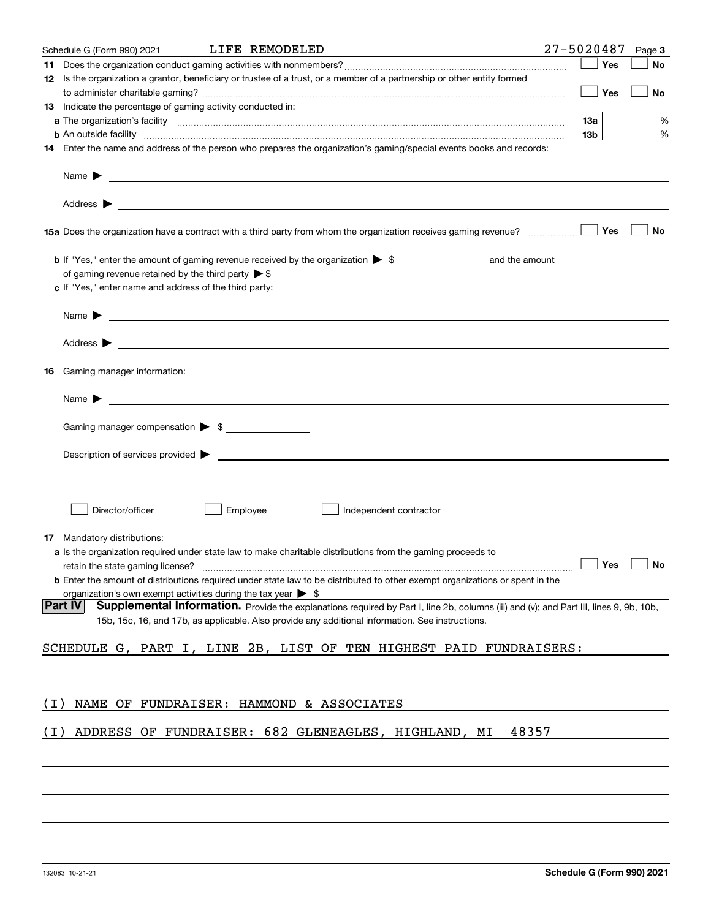Schedule G (Form 990) 2021 LIFE REMODELED 27-5020487 Page 3

**11** Does the organization conduct gaming activities with nonmembers? ☐ Yes ☐ No

**12** Is the organization a grantor, beneficiary or trustee of a trust, or a member of a partnership or other entity formed to administer charitable gaming? ☐ Yes ☐ No

**13** Indicate the percentage of gaming activity conducted in:

**a** The organization's facility **13a** %

**b** An outside facility **13b** %

**14** Enter the name and address of the person who prepares the organization's gaming/special events books and records:

Name ▶

Address ▶

**15a** Does the organization have a contract with a third party from whom the organization receives gaming revenue? ☐ Yes ☐ No

**b** If "Yes," enter the amount of gaming revenue received by the organization ▶ $ __________ and the amount of gaming revenue retained by the third party ▶ $ __________

**c** If "Yes," enter name and address of the third party:

Name ▶

Address ▶

**16** Gaming manager information:

Name ▶

Gaming manager compensation ▶ $

Description of services provided ▶

☐ Director/officer ☐ Employee ☐ Independent contractor

**17** Mandatory distributions:

**a** Is the organization required under state law to make charitable distributions from the gaming proceeds to retain the state gaming license? ☐ Yes ☐ No

**b** Enter the amount of distributions required under state law to be distributed to other exempt organizations or spent in the organization's own exempt activities during the tax year ▶ $

**Part IV Supplemental Information.** Provide the explanations required by Part I, line 2b, columns (iii) and (v); and Part III, lines 9, 9b, 10b, 15b, 15c, 16, and 17b, as applicable. Also provide any additional information. See instructions.

SCHEDULE G, PART I, LINE 2B, LIST OF TEN HIGHEST PAID FUNDRAISERS:

(I) NAME OF FUNDRAISER: HAMMOND & ASSOCIATES

(I) ADDRESS OF FUNDRAISER: 682 GLENEAGLES, HIGHLAND, MI 48357

132083 10-21-21 **Schedule G (Form 990) 2021**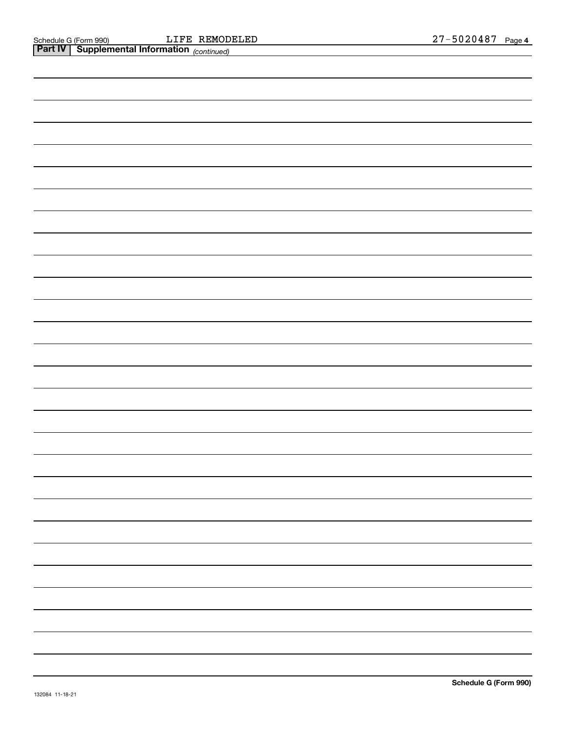Schedule G (Form 990) LIFE REMODELED 27-5020487

## Part IV Supplemental Information *(continued)*

Schedule G (Form 990)

132084 11-18-21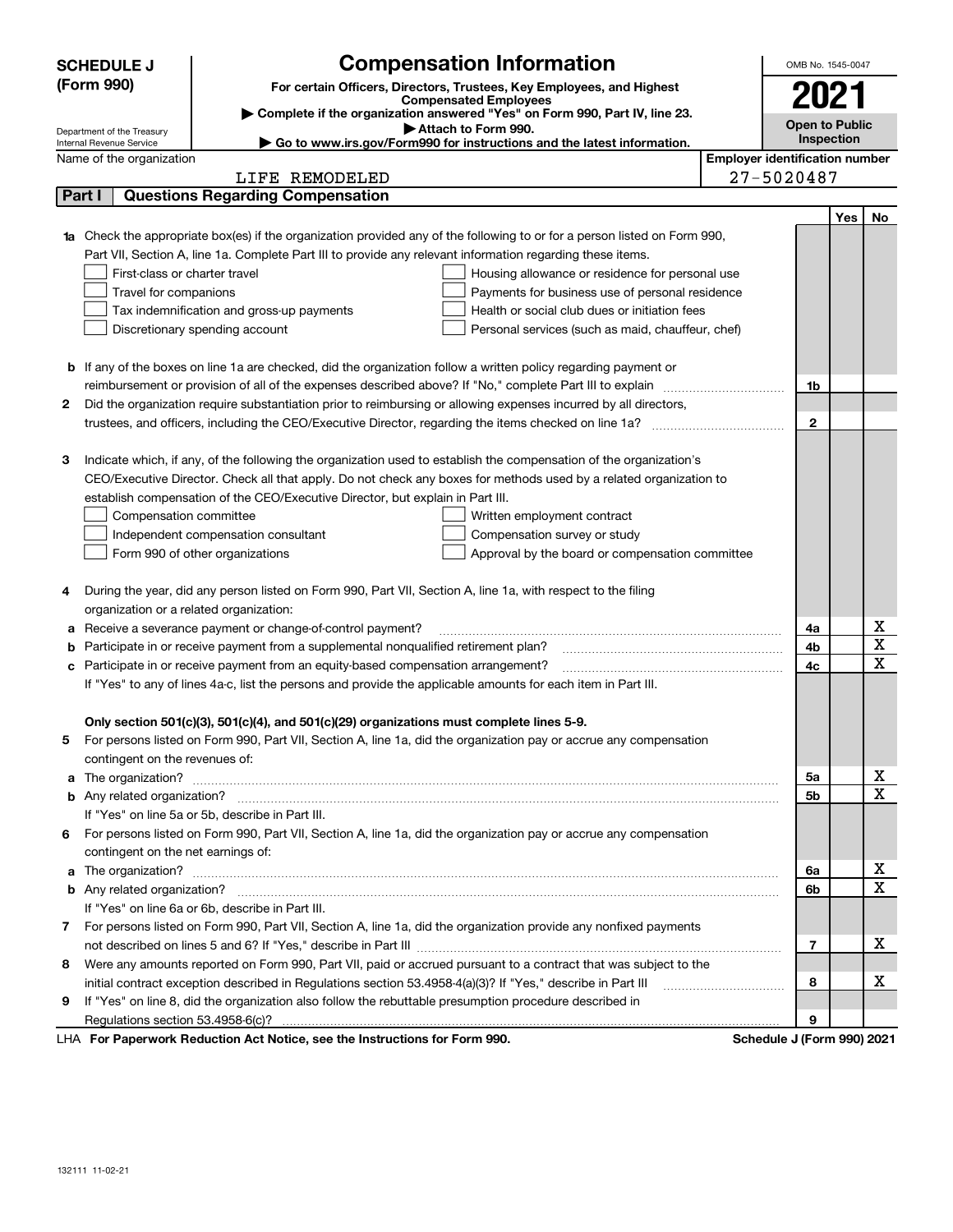# SCHEDULE J (Form 990)

## Compensation Information

**For certain Officers, Directors, Trustees, Key Employees, and Highest Compensated Employees**

▶ Complete if the organization answered "Yes" on Form 990, Part IV, line 23.

▶ Attach to Form 990.

▶ Go to www.irs.gov/Form990 for instructions and the latest information.

Department of the Treasury
Internal Revenue Service

OMB No. 1545-0047

**2021**

**Open to Public Inspection**

Name of the organization: LIFE REMODELED

Employer identification number: 27-5020487

## Part I Questions Regarding Compensation

| | | | Yes | No |
|---|---|---|---|---|
| **1a** | Check the appropriate box(es) if the organization provided any of the following to or for a person listed on Form 990, Part VII, Section A, line 1a. Complete Part III to provide any relevant information regarding these items.<br>☐ First-class or charter travel ☐ Housing allowance or residence for personal use<br>☐ Travel for companions ☐ Payments for business use of personal residence<br>☐ Tax indemnification and gross-up payments ☐ Health or social club dues or initiation fees<br>☐ Discretionary spending account ☐ Personal services (such as maid, chauffeur, chef) | | | |
| **b** | If any of the boxes on line 1a are checked, did the organization follow a written policy regarding payment or reimbursement or provision of all of the expenses described above? If "No," complete Part III to explain | 1b | | |
| **2** | Did the organization require substantiation prior to reimbursing or allowing expenses incurred by all directors, trustees, and officers, including the CEO/Executive Director, regarding the items checked on line 1a? | 2 | | |
| **3** | Indicate which, if any, of the following the organization used to establish the compensation of the organization's CEO/Executive Director. Check all that apply. Do not check any boxes for methods used by a related organization to establish compensation of the CEO/Executive Director, but explain in Part III.<br>☐ Compensation committee ☐ Written employment contract<br>☐ Independent compensation consultant ☐ Compensation survey or study<br>☐ Form 990 of other organizations ☐ Approval by the board or compensation committee | | | |
| **4** | During the year, did any person listed on Form 990, Part VII, Section A, line 1a, with respect to the filing organization or a related organization: | | | |
| **a** | Receive a severance payment or change-of-control payment? | 4a | | X |
| **b** | Participate in or receive payment from a supplemental nonqualified retirement plan? | 4b | | X |
| **c** | Participate in or receive payment from an equity-based compensation arrangement? | 4c | | X |
| | If "Yes" to any of lines 4a-c, list the persons and provide the applicable amounts for each item in Part III. | | | |
| | **Only section 501(c)(3), 501(c)(4), and 501(c)(29) organizations must complete lines 5-9.** | | | |
| **5** | For persons listed on Form 990, Part VII, Section A, line 1a, did the organization pay or accrue any compensation contingent on the revenues of: | | | |
| **a** | The organization? | 5a | | X |
| **b** | Any related organization? | 5b | | X |
| | If "Yes" on line 5a or 5b, describe in Part III. | | | |
| **6** | For persons listed on Form 990, Part VII, Section A, line 1a, did the organization pay or accrue any compensation contingent on the net earnings of: | | | |
| **a** | The organization? | 6a | | X |
| **b** | Any related organization? | 6b | | X |
| | If "Yes" on line 6a or 6b, describe in Part III. | | | |
| **7** | For persons listed on Form 990, Part VII, Section A, line 1a, did the organization provide any nonfixed payments not described on lines 5 and 6? If "Yes," describe in Part III | 7 | | X |
| **8** | Were any amounts reported on Form 990, Part VII, paid or accrued pursuant to a contract that was subject to the initial contract exception described in Regulations section 53.4958-4(a)(3)? If "Yes," describe in Part III | 8 | | X |
| **9** | If "Yes" on line 8, did the organization also follow the rebuttable presumption procedure described in Regulations section 53.4958-6(c)? | 9 | | |

LHA **For Paperwork Reduction Act Notice, see the Instructions for Form 990.** **Schedule J (Form 990) 2021**

132111 11-02-21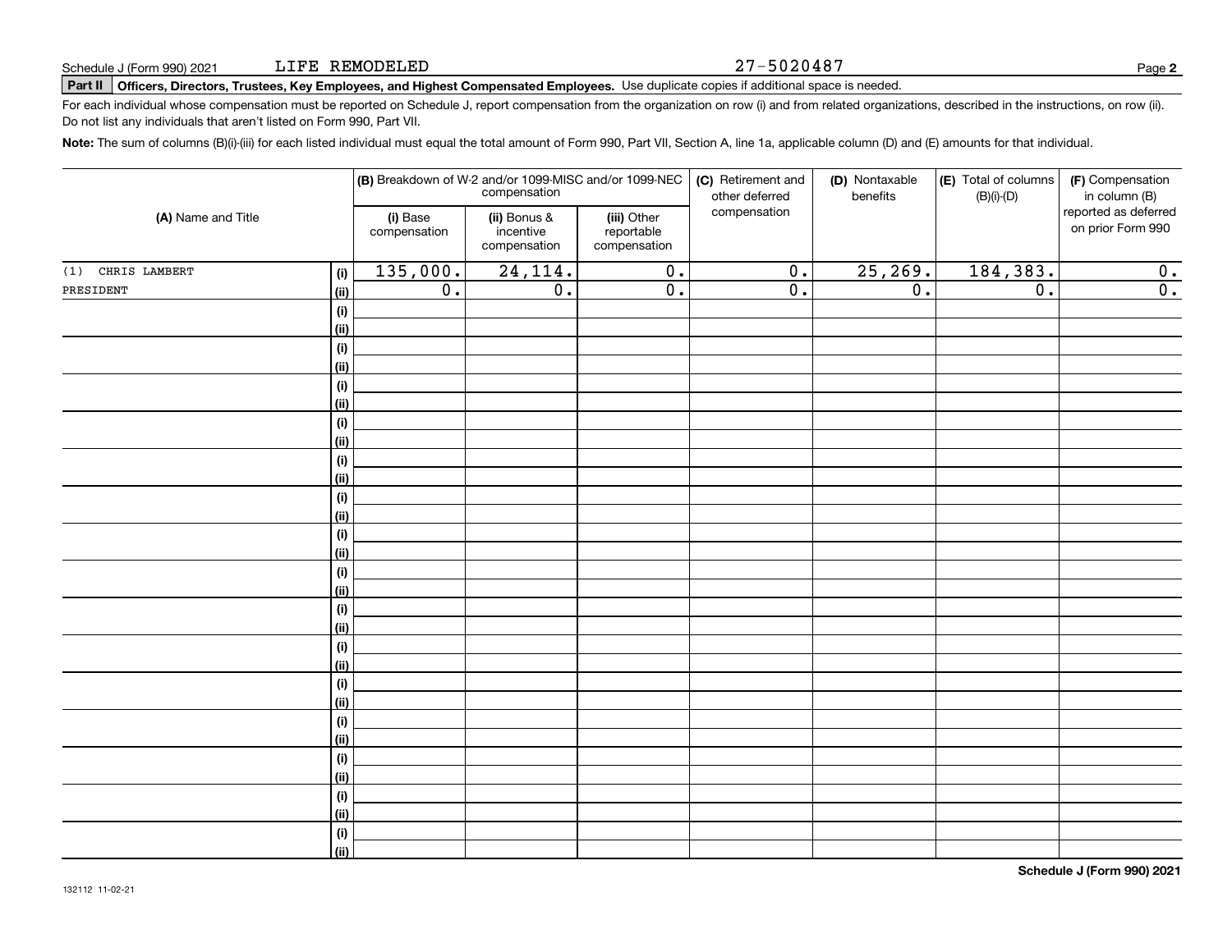Schedule J (Form 990) 2021 LIFE REMODELED 27-5020487

## Part II Officers, Directors, Trustees, Key Employees, and Highest Compensated Employees. Use duplicate copies if additional space is needed.

For each individual whose compensation must be reported on Schedule J, report compensation from the organization on row (i) and from related organizations, described in the instructions, on row (ii). Do not list any individuals that aren't listed on Form 990, Part VII.

**Note:** The sum of columns (B)(i)-(iii) for each listed individual must equal the total amount of Form 990, Part VII, Section A, line 1a, applicable column (D) and (E) amounts for that individual.

| (A) Name and Title | | (B) Breakdown of W-2 and/or 1099-MISC and/or 1099-NEC compensation | | | (C) Retirement and other deferred compensation | (D) Nontaxable benefits | (E) Total of columns (B)(i)-(D) | (F) Compensation in column (B) reported as deferred on prior Form 990 |
|---|---|---|---|---|---|---|---|---|
| | | (i) Base compensation | (ii) Bonus & incentive compensation | (iii) Other reportable compensation | | | | |
| (1) CHRIS LAMBERT | (i) | 135,000. | 24,114. | 0. | 0. | 25,269. | 184,383. | 0. |
| PRESIDENT | (ii) | 0. | 0. | 0. | 0. | 0. | 0. | 0. |
| | (i) | | | | | | | |
| | (ii) | | | | | | | |
| | (i) | | | | | | | |
| | (ii) | | | | | | | |
| | (i) | | | | | | | |
| | (ii) | | | | | | | |
| | (i) | | | | | | | |
| | (ii) | | | | | | | |
| | (i) | | | | | | | |
| | (ii) | | | | | | | |
| | (i) | | | | | | | |
| | (ii) | | | | | | | |
| | (i) | | | | | | | |
| | (ii) | | | | | | | |
| | (i) | | | | | | | |
| | (ii) | | | | | | | |
| | (i) | | | | | | | |
| | (ii) | | | | | | | |
| | (i) | | | | | | | |
| | (ii) | | | | | | | |
| | (i) | | | | | | | |
| | (ii) | | | | | | | |
| | (i) | | | | | | | |
| | (ii) | | | | | | | |
| | (i) | | | | | | | |
| | (ii) | | | | | | | |
| | (i) | | | | | | | |
| | (ii) | | | | | | | |
| | (i) | | | | | | | |
| | (ii) | | | | | | | |

Schedule J (Form 990) 2021

132112 11-02-21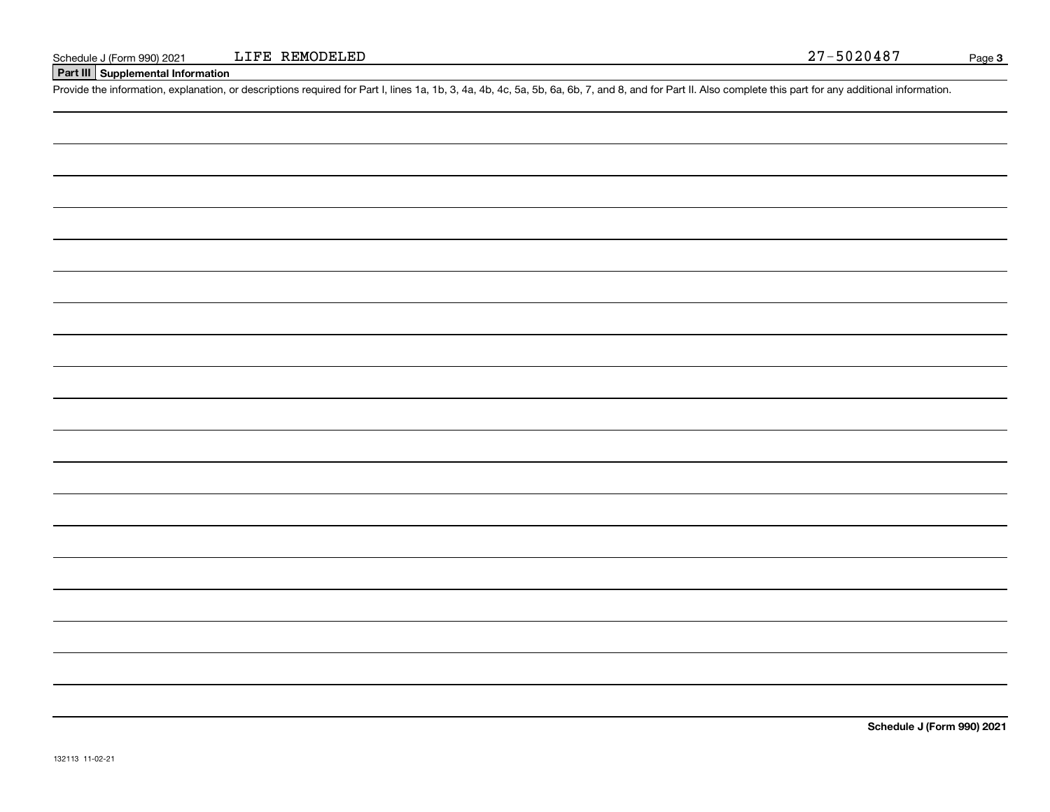Schedule J (Form 990) 2021 LIFE REMODELED 27-5020487

## Part III Supplemental Information

Provide the information, explanation, or descriptions required for Part I, lines 1a, 1b, 3, 4a, 4b, 4c, 5a, 5b, 6a, 6b, 7, and 8, and for Part II. Also complete this part for any additional information.

**Schedule J (Form 990) 2021**

132113 11-02-21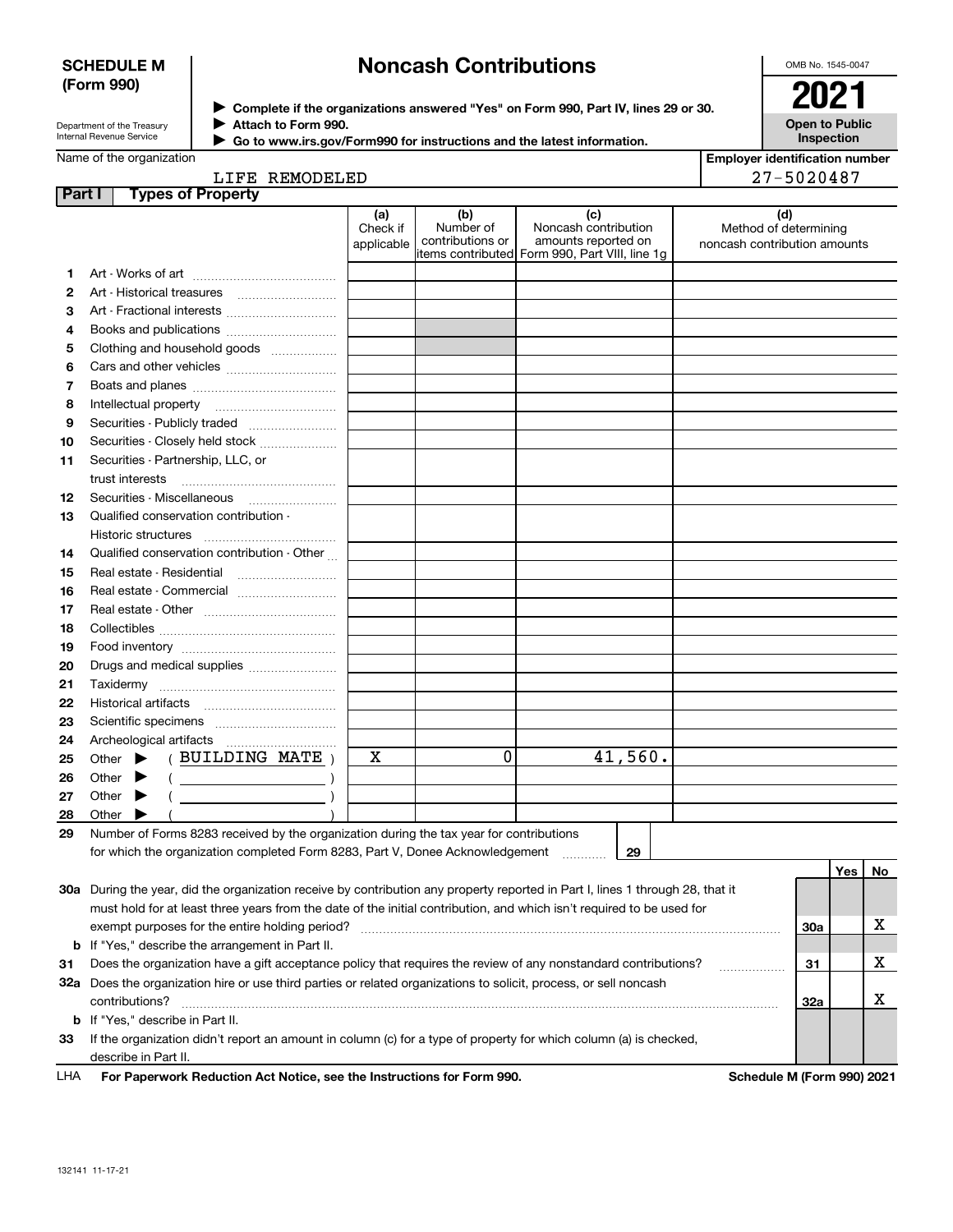**SCHEDULE M (Form 990)**

Department of the Treasury
Internal Revenue Service

# Noncash Contributions

▶ Complete if the organizations answered "Yes" on Form 990, Part IV, lines 29 or 30.
▶ Attach to Form 990.
▶ Go to www.irs.gov/Form990 for instructions and the latest information.

OMB No. 1545-0047

**2021**

**Open to Public Inspection**

Name of the organization: LIFE REMODELED

Employer identification number: 27-5020487

**Part I — Types of Property**

| | | (a) Check if applicable | (b) Number of contributions or items contributed | (c) Noncash contribution amounts reported on Form 990, Part VIII, line 1g | (d) Method of determining noncash contribution amounts |
|---|---|---|---|---|---|
| 1 | Art - Works of art | | | | |
| 2 | Art - Historical treasures | | | | |
| 3 | Art - Fractional interests | | | | |
| 4 | Books and publications | | | | |
| 5 | Clothing and household goods | | | | |
| 6 | Cars and other vehicles | | | | |
| 7 | Boats and planes | | | | |
| 8 | Intellectual property | | | | |
| 9 | Securities - Publicly traded | | | | |
| 10 | Securities - Closely held stock | | | | |
| 11 | Securities - Partnership, LLC, or trust interests | | | | |
| 12 | Securities - Miscellaneous | | | | |
| 13 | Qualified conservation contribution - Historic structures | | | | |
| 14 | Qualified conservation contribution - Other | | | | |
| 15 | Real estate - Residential | | | | |
| 16 | Real estate - Commercial | | | | |
| 17 | Real estate - Other | | | | |
| 18 | Collectibles | | | | |
| 19 | Food inventory | | | | |
| 20 | Drugs and medical supplies | | | | |
| 21 | Taxidermy | | | | |
| 22 | Historical artifacts | | | | |
| 23 | Scientific specimens | | | | |
| 24 | Archeological artifacts | | | | |
| 25 | Other ▶ ( BUILDING MATE ) | X | 0 | 41,560. | |
| 26 | Other ▶ ( ) | | | | |
| 27 | Other ▶ ( ) | | | | |
| 28 | Other ▶ ( ) | | | | |

29 Number of Forms 8283 received by the organization during the tax year for contributions for which the organization completed Form 8283, Part V, Donee Acknowledgement ..... 29

| | | | Yes | No |
|---|---|---|---|---|
| 30a | During the year, did the organization receive by contribution any property reported in Part I, lines 1 through 28, that it must hold for at least three years from the date of the initial contribution, and which isn't required to be used for exempt purposes for the entire holding period? | 30a | | X |
| b | If "Yes," describe the arrangement in Part II. | | | |
| 31 | Does the organization have a gift acceptance policy that requires the review of any nonstandard contributions? | 31 | | X |
| 32a | Does the organization hire or use third parties or related organizations to solicit, process, or sell noncash contributions? | 32a | | X |
| b | If "Yes," describe in Part II. | | | |
| 33 | If the organization didn't report an amount in column (c) for a type of property for which column (a) is checked, describe in Part II. | | | |

LHA **For Paperwork Reduction Act Notice, see the Instructions for Form 990.** **Schedule M (Form 990) 2021**

132141 11-17-21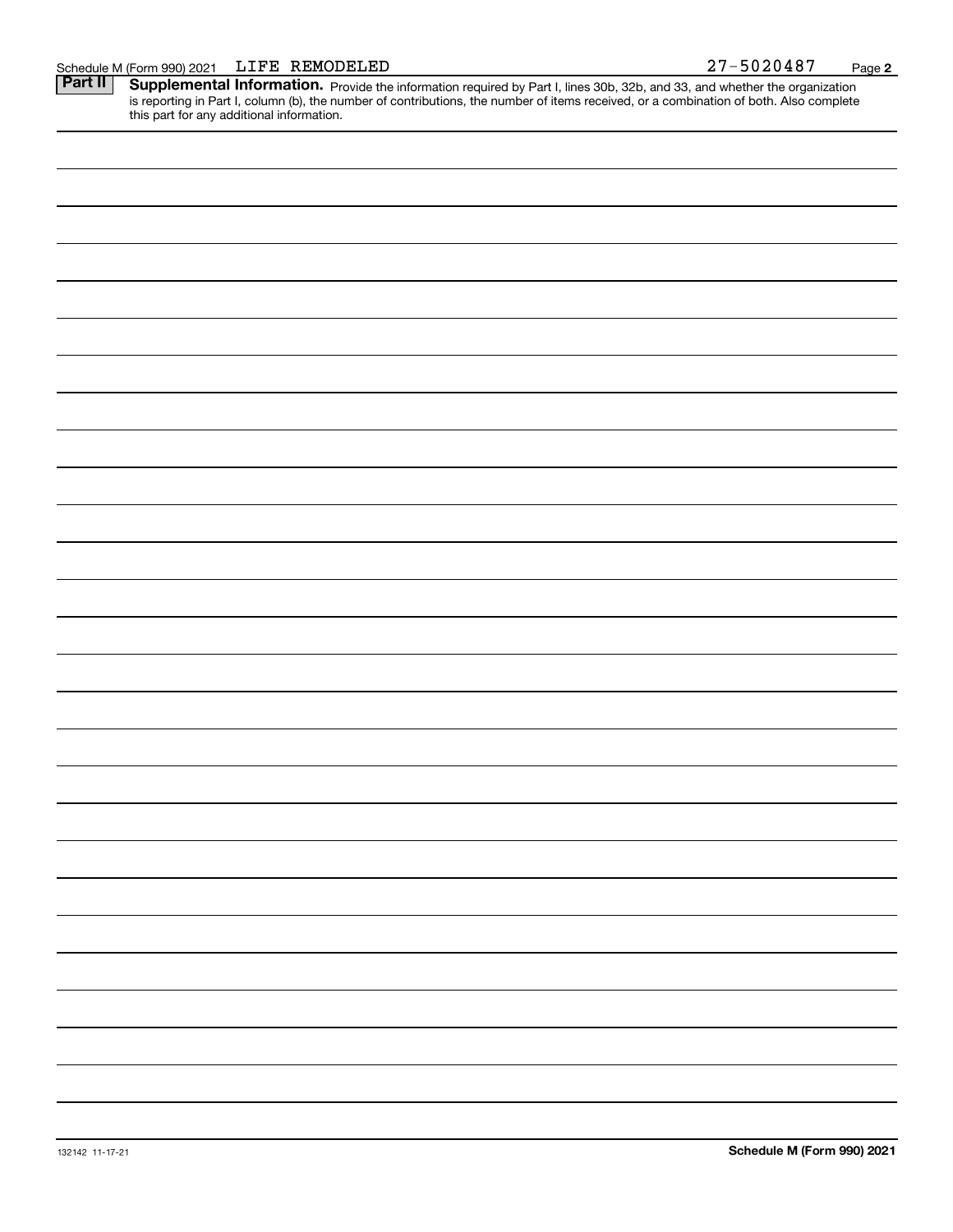Schedule M (Form 990) 2021 LIFE REMODELED 27-5020487

**Part II** **Supplemental Information.** Provide the information required by Part I, lines 30b, 32b, and 33, and whether the organization is reporting in Part I, column (b), the number of contributions, the number of items received, or a combination of both. Also complete this part for any additional information.

132142 11-17-21

**Schedule M (Form 990) 2021**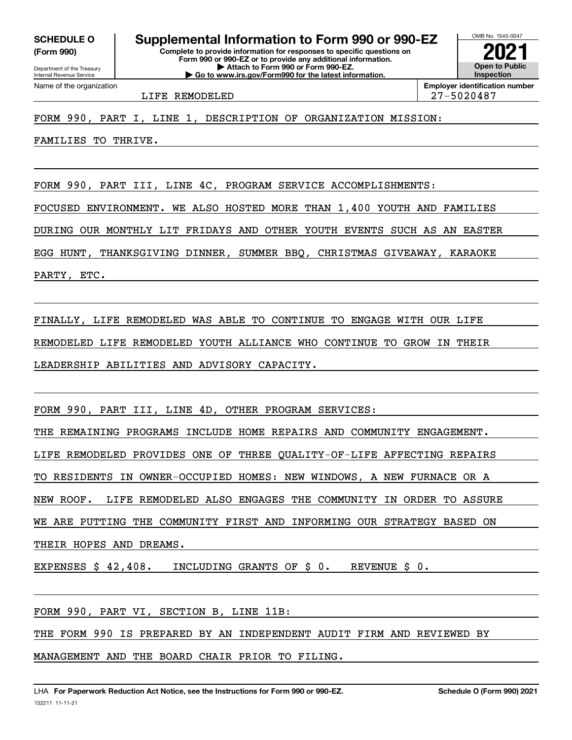**SCHEDULE O**
**(Form 990)**

Department of the Treasury
Internal Revenue Service

# Supplemental Information to Form 990 or 990-EZ

**Complete to provide information for responses to specific questions on Form 990 or 990-EZ or to provide any additional information.**
**▶ Attach to Form 990 or Form 990-EZ.**
**▶ Go to www.irs.gov/Form990 for the latest information.**

OMB No. 1545-0047

**2021**

**Open to Public Inspection**

Name of the organization: LIFE REMODELED

**Employer identification number**: 27-5020487

FORM 990, PART I, LINE 1, DESCRIPTION OF ORGANIZATION MISSION:

FAMILIES TO THRIVE.

FORM 990, PART III, LINE 4C, PROGRAM SERVICE ACCOMPLISHMENTS:

FOCUSED ENVIRONMENT. WE ALSO HOSTED MORE THAN 1,400 YOUTH AND FAMILIES DURING OUR MONTHLY LIT FRIDAYS AND OTHER YOUTH EVENTS SUCH AS AN EASTER EGG HUNT, THANKSGIVING DINNER, SUMMER BBQ, CHRISTMAS GIVEAWAY, KARAOKE PARTY, ETC.

FINALLY, LIFE REMODELED WAS ABLE TO CONTINUE TO ENGAGE WITH OUR LIFE REMODELED LIFE REMODELED YOUTH ALLIANCE WHO CONTINUE TO GROW IN THEIR LEADERSHIP ABILITIES AND ADVISORY CAPACITY.

FORM 990, PART III, LINE 4D, OTHER PROGRAM SERVICES:

THE REMAINING PROGRAMS INCLUDE HOME REPAIRS AND COMMUNITY ENGAGEMENT. LIFE REMODELED PROVIDES ONE OF THREE QUALITY-OF-LIFE AFFECTING REPAIRS TO RESIDENTS IN OWNER-OCCUPIED HOMES: NEW WINDOWS, A NEW FURNACE OR A NEW ROOF. LIFE REMODELED ALSO ENGAGES THE COMMUNITY IN ORDER TO ASSURE WE ARE PUTTING THE COMMUNITY FIRST AND INFORMING OUR STRATEGY BASED ON THEIR HOPES AND DREAMS.

EXPENSES $ 42,408. INCLUDING GRANTS OF $ 0. REVENUE $ 0.

FORM 990, PART VI, SECTION B, LINE 11B:

THE FORM 990 IS PREPARED BY AN INDEPENDENT AUDIT FIRM AND REVIEWED BY MANAGEMENT AND THE BOARD CHAIR PRIOR TO FILING.

LHA **For Paperwork Reduction Act Notice, see the Instructions for Form 990 or 990-EZ.** **Schedule O (Form 990) 2021**

132211 11-11-21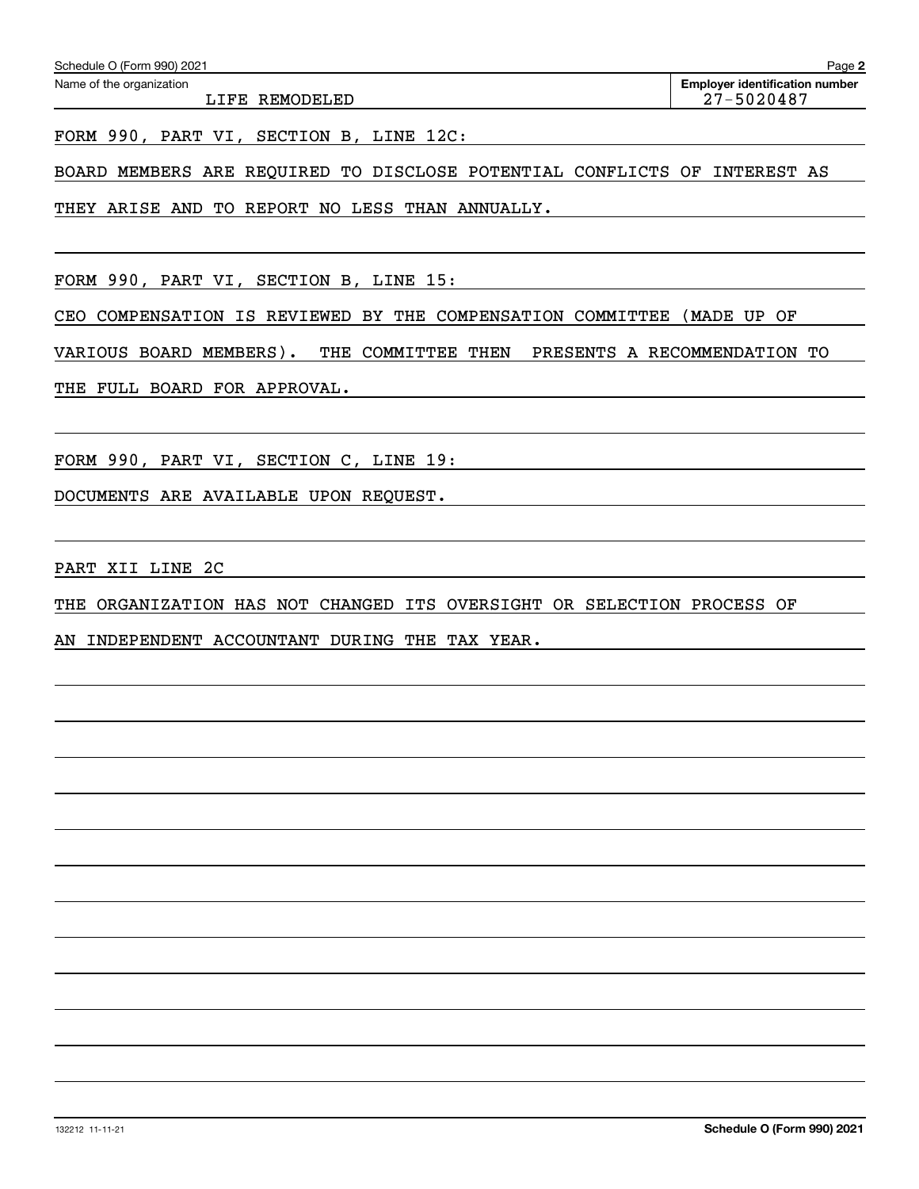Schedule O (Form 990) 2021

Name of the organization: LIFE REMODELED

**Employer identification number:** 27-5020487

FORM 990, PART VI, SECTION B, LINE 12C:

BOARD MEMBERS ARE REQUIRED TO DISCLOSE POTENTIAL CONFLICTS OF INTEREST AS THEY ARISE AND TO REPORT NO LESS THAN ANNUALLY.

FORM 990, PART VI, SECTION B, LINE 15:

CEO COMPENSATION IS REVIEWED BY THE COMPENSATION COMMITTEE (MADE UP OF VARIOUS BOARD MEMBERS). THE COMMITTEE THEN PRESENTS A RECOMMENDATION TO THE FULL BOARD FOR APPROVAL.

FORM 990, PART VI, SECTION C, LINE 19:

DOCUMENTS ARE AVAILABLE UPON REQUEST.

PART XII LINE 2C

THE ORGANIZATION HAS NOT CHANGED ITS OVERSIGHT OR SELECTION PROCESS OF AN INDEPENDENT ACCOUNTANT DURING THE TAX YEAR.

132212 11-11-21

**Schedule O (Form 990) 2021**